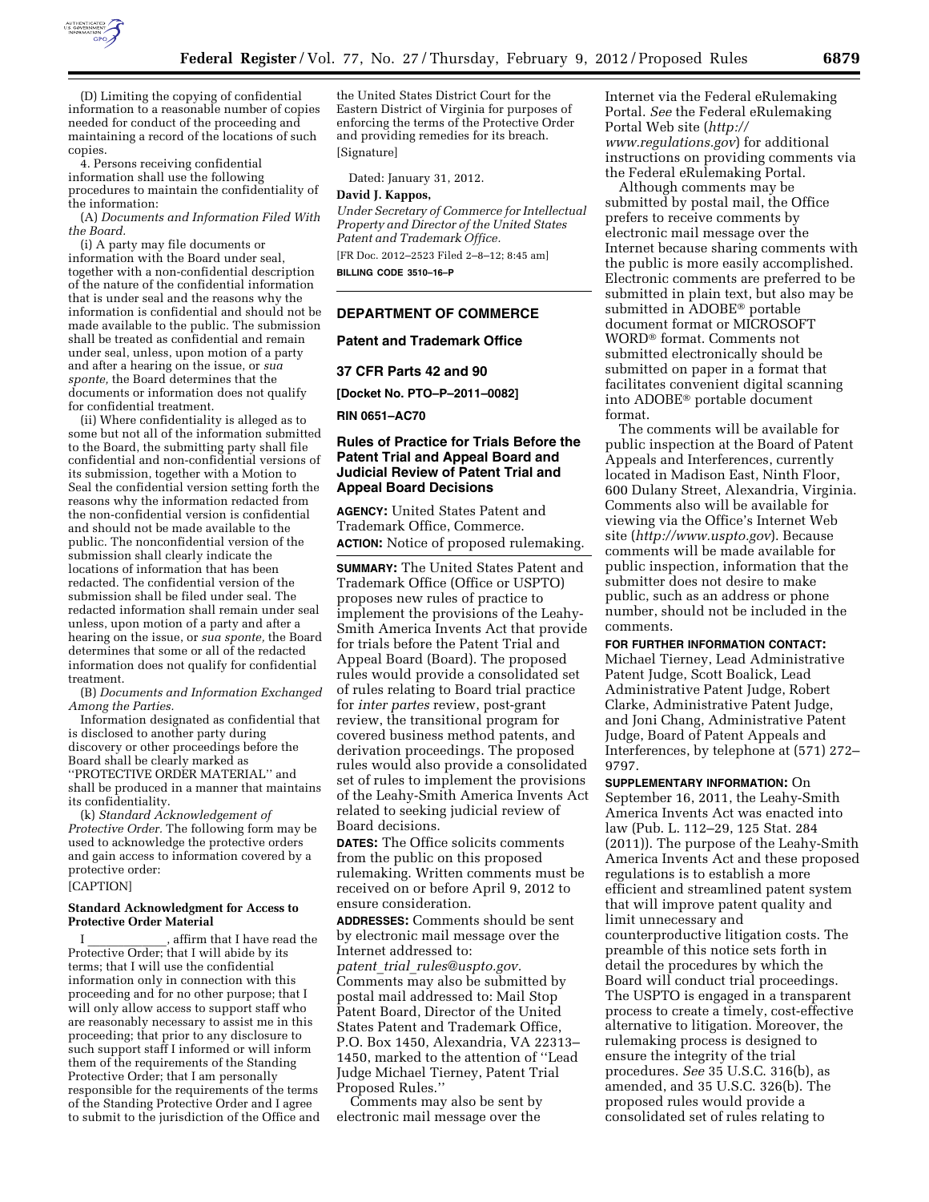(D) Limiting the copying of confidential information to a reasonable number of copies needed for conduct of the proceeding and maintaining a record of the locations of such copies.

4. Persons receiving confidential information shall use the following procedures to maintain the confidentiality of the information:

(A) *Documents and Information Filed With the Board.*

(i) A party may file documents or information with the Board under seal, together with a non-confidential description of the nature of the confidential information that is under seal and the reasons why the information is confidential and should not be made available to the public. The submission shall be treated as confidential and remain under seal, unless, upon motion of a party and after a hearing on the issue, or *sua sponte,* the Board determines that the documents or information does not qualify for confidential treatment.

(ii) Where confidentiality is alleged as to some but not all of the information submitted to the Board, the submitting party shall file confidential and non-confidential versions of its submission, together with a Motion to Seal the confidential version setting forth the reasons why the information redacted from the non-confidential version is confidential and should not be made available to the public. The nonconfidential version of the submission shall clearly indicate the locations of information that has been redacted. The confidential version of the submission shall be filed under seal. The redacted information shall remain under seal unless, upon motion of a party and after a hearing on the issue, or *sua sponte,* the Board determines that some or all of the redacted information does not qualify for confidential treatment.

(B) *Documents and Information Exchanged Among the Parties.*

Information designated as confidential that is disclosed to another party during discovery or other proceedings before the Board shall be clearly marked as ''PROTECTIVE ORDER MATERIAL'' and shall be produced in a manner that maintains its confidentiality.

(k) *Standard Acknowledgement of Protective Order.* The following form may be used to acknowledge the protective orders and gain access to information covered by a protective order:

[CAPTION]

**Standard Acknowledgment for Access to Protective Order Material**

I \_\_\_\_\_\_\_\_\_\_\_\_, affirm that I have read the Protective Order; that I will abide by its terms; that I will use the confidential information only in connection with this proceeding and for no other purpose; that I will only allow access to support staff who are reasonably necessary to assist me in this proceeding; that prior to any disclosure to such support staff I informed or will inform them of the requirements of the Standing Protective Order; that I am personally responsible for the requirements of the terms of the Standing Protective Order and I agree to submit to the jurisdiction of the Office and the United States District Court for the Eastern District of Virginia for purposes of enforcing the terms of the Protective Order and providing remedies for its breach.

[Signature]

Dated: January 31, 2012.

**David J. Kappos,**

*Under Secretary of Commerce for Intellectual Property and Director of the United States Patent and Trademark Office.*

[FR Doc. 2012–2523 Filed 2–8–12; 8:45 am]

**BILLING CODE 3510–16–P**

---

## DEPARTMENT OF COMMERCE

## Patent and Trademark Office

## 37 CFR Parts 42 and 90

**[Docket No. PTO–P–2011–0082]**

**RIN 0651–AC70**

## Rules of Practice for Trials Before the Patent Trial and Appeal Board and Judicial Review of Patent Trial and Appeal Board Decisions

**AGENCY:** United States Patent and Trademark Office, Commerce.

**ACTION:** Notice of proposed rulemaking.

**SUMMARY:** The United States Patent and Trademark Office (Office or USPTO) proposes new rules of practice to implement the provisions of the Leahy-Smith America Invents Act that provide for trials before the Patent Trial and Appeal Board (Board). The proposed rules would provide a consolidated set of rules relating to Board trial practice for *inter partes* review, post-grant review, the transitional program for covered business method patents, and derivation proceedings. The proposed rules would also provide a consolidated set of rules to implement the provisions of the Leahy-Smith America Invents Act related to seeking judicial review of Board decisions.

**DATES:** The Office solicits comments from the public on this proposed rulemaking. Written comments must be received on or before April 9, 2012 to ensure consideration.

**ADDRESSES:** Comments should be sent by electronic mail message over the Internet addressed to: *patent_trial_rules@uspto.gov.* Comments may also be submitted by postal mail addressed to: Mail Stop Patent Board, Director of the United States Patent and Trademark Office, P.O. Box 1450, Alexandria, VA 22313–1450, marked to the attention of ''Lead Judge Michael Tierney, Patent Trial Proposed Rules.''

Comments may also be sent by electronic mail message over the Internet via the Federal eRulemaking Portal. *See* the Federal eRulemaking Portal Web site (*http://www.regulations.gov*) for additional instructions on providing comments via the Federal eRulemaking Portal.

Although comments may be submitted by postal mail, the Office prefers to receive comments by electronic mail message over the Internet because sharing comments with the public is more easily accomplished. Electronic comments are preferred to be submitted in plain text, but also may be submitted in ADOBE® portable document format or MICROSOFT WORD® format. Comments not submitted electronically should be submitted on paper in a format that facilitates convenient digital scanning into ADOBE® portable document format.

The comments will be available for public inspection at the Board of Patent Appeals and Interferences, currently located in Madison East, Ninth Floor, 600 Dulany Street, Alexandria, Virginia. Comments also will be available for viewing via the Office's Internet Web site (*http://www.uspto.gov*). Because comments will be made available for public inspection, information that the submitter does not desire to make public, such as an address or phone number, should not be included in the comments.

**FOR FURTHER INFORMATION CONTACT:** Michael Tierney, Lead Administrative Patent Judge, Scott Boalick, Lead Administrative Patent Judge, Robert Clarke, Administrative Patent Judge, and Joni Chang, Administrative Patent Judge, Board of Patent Appeals and Interferences, by telephone at (571) 272–9797.

**SUPPLEMENTARY INFORMATION:** On September 16, 2011, the Leahy-Smith America Invents Act was enacted into law (Pub. L. 112–29, 125 Stat. 284 (2011)). The purpose of the Leahy-Smith America Invents Act and these proposed regulations is to establish a more efficient and streamlined patent system that will improve patent quality and limit unnecessary and counterproductive litigation costs. The preamble of this notice sets forth in detail the procedures by which the Board will conduct trial proceedings. The USPTO is engaged in a transparent process to create a timely, cost-effective alternative to litigation. Moreover, the rulemaking process is designed to ensure the integrity of the trial procedures. *See* 35 U.S.C. 316(b), as amended, and 35 U.S.C. 326(b). The proposed rules would provide a consolidated set of rules relating to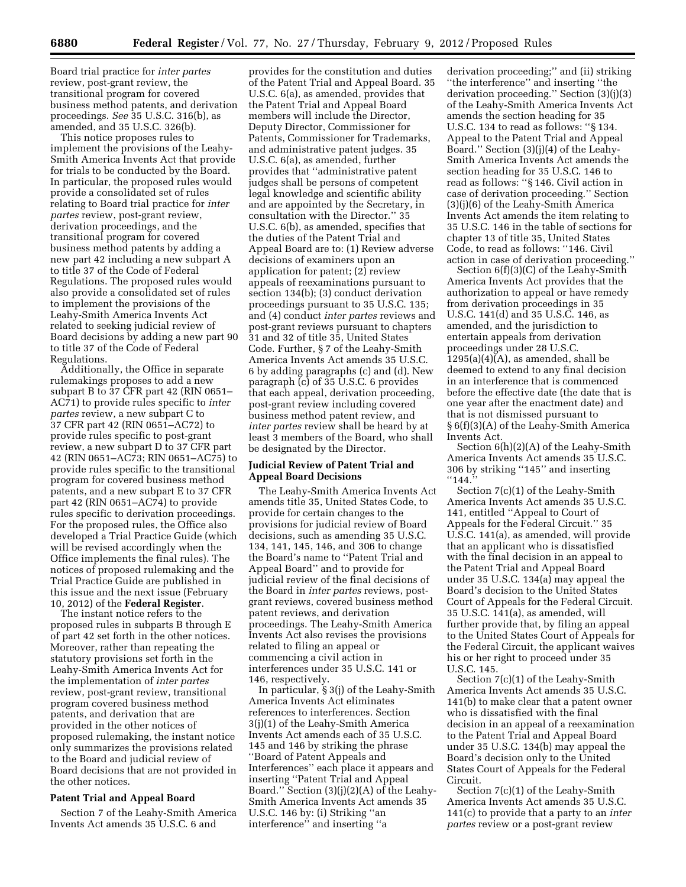Board trial practice for *inter partes* review, post-grant review, the transitional program for covered business method patents, and derivation proceedings. *See* 35 U.S.C. 316(b), as amended, and 35 U.S.C. 326(b).

This notice proposes rules to implement the provisions of the Leahy-Smith America Invents Act that provide for trials to be conducted by the Board. In particular, the proposed rules would provide a consolidated set of rules relating to Board trial practice for *inter partes* review, post-grant review, derivation proceedings, and the transitional program for covered business method patents by adding a new part 42 including a new subpart A to title 37 of the Code of Federal Regulations. The proposed rules would also provide a consolidated set of rules to implement the provisions of the Leahy-Smith America Invents Act related to seeking judicial review of Board decisions by adding a new part 90 to title 37 of the Code of Federal Regulations.

Additionally, the Office in separate rulemakings proposes to add a new subpart B to 37 CFR part 42 (RIN 0651–AC71) to provide rules specific to *inter partes* review, a new subpart C to 37 CFR part 42 (RIN 0651–AC72) to provide rules specific to post-grant review, a new subpart D to 37 CFR part 42 (RIN 0651–AC73; RIN 0651–AC75) to provide rules specific to the transitional program for covered business method patents, and a new subpart E to 37 CFR part 42 (RIN 0651–AC74) to provide rules specific to derivation proceedings. For the proposed rules, the Office also developed a Trial Practice Guide (which will be revised accordingly when the Office implements the final rules). The notices of proposed rulemaking and the Trial Practice Guide are published in this issue and the next issue (February 10, 2012) of the **Federal Register**.

The instant notice refers to the proposed rules in subparts B through E of part 42 set forth in the other notices. Moreover, rather than repeating the statutory provisions set forth in the Leahy-Smith America Invents Act for the implementation of *inter partes* review, post-grant review, transitional program covered business method patents, and derivation that are provided in the other notices of proposed rulemaking, the instant notice only summarizes the provisions related to the Board and judicial review of Board decisions that are not provided in the other notices.

**Patent Trial and Appeal Board**

Section 7 of the Leahy-Smith America Invents Act amends 35 U.S.C. 6 and provides for the constitution and duties of the Patent Trial and Appeal Board. 35 U.S.C. 6(a), as amended, provides that the Patent Trial and Appeal Board members will include the Director, Deputy Director, Commissioner for Patents, Commissioner for Trademarks, and administrative patent judges. 35 U.S.C. 6(a), as amended, further provides that "administrative patent judges shall be persons of competent legal knowledge and scientific ability and are appointed by the Secretary, in consultation with the Director." 35 U.S.C. 6(b), as amended, specifies that the duties of the Patent Trial and Appeal Board are to: (1) Review adverse decisions of examiners upon an application for patent; (2) review appeals of reexaminations pursuant to section 134(b); (3) conduct derivation proceedings pursuant to 35 U.S.C. 135; and (4) conduct *inter partes* reviews and post-grant reviews pursuant to chapters 31 and 32 of title 35, United States Code. Further, § 7 of the Leahy-Smith America Invents Act amends 35 U.S.C. 6 by adding paragraphs (c) and (d). New paragraph (c) of 35 U.S.C. 6 provides that each appeal, derivation proceeding, post-grant review including covered business method patent review, and *inter partes* review shall be heard by at least 3 members of the Board, who shall be designated by the Director.

**Judicial Review of Patent Trial and Appeal Board Decisions**

The Leahy-Smith America Invents Act amends title 35, United States Code, to provide for certain changes to the provisions for judicial review of Board decisions, such as amending 35 U.S.C. 134, 141, 145, 146, and 306 to change the Board's name to "Patent Trial and Appeal Board" and to provide for judicial review of the final decisions of the Board in *inter partes* reviews, post-grant reviews, covered business method patent reviews, and derivation proceedings. The Leahy-Smith America Invents Act also revises the provisions related to filing an appeal or commencing a civil action in interferences under 35 U.S.C. 141 or 146, respectively.

In particular, § 3(j) of the Leahy-Smith America Invents Act eliminates references to interferences. Section 3(j)(1) of the Leahy-Smith America Invents Act amends each of 35 U.S.C. 145 and 146 by striking the phrase "Board of Patent Appeals and Interferences" each place it appears and inserting "Patent Trial and Appeal Board." Section (3)(j)(2)(A) of the Leahy-Smith America Invents Act amends 35 U.S.C. 146 by: (i) Striking "an interference" and inserting "a derivation proceeding;" and (ii) striking "the interference" and inserting "the derivation proceeding." Section (3)(j)(3) of the Leahy-Smith America Invents Act amends the section heading for 35 U.S.C. 134 to read as follows: "§ 134. Appeal to the Patent Trial and Appeal Board." Section (3)(j)(4) of the Leahy-Smith America Invents Act amends the section heading for 35 U.S.C. 146 to read as follows: "§ 146. Civil action in case of derivation proceeding." Section (3)(j)(6) of the Leahy-Smith America Invents Act amends the item relating to 35 U.S.C. 146 in the table of sections for chapter 13 of title 35, United States Code, to read as follows: "146. Civil action in case of derivation proceeding."

Section 6(f)(3)(C) of the Leahy-Smith America Invents Act provides that the authorization to appeal or have remedy from derivation proceedings in 35 U.S.C. 141(d) and 35 U.S.C. 146, as amended, and the jurisdiction to entertain appeals from derivation proceedings under 28 U.S.C. 1295(a)(4)(A), as amended, shall be deemed to extend to any final decision in an interference that is commenced before the effective date (the date that is one year after the enactment date) and that is not dismissed pursuant to § 6(f)(3)(A) of the Leahy-Smith America Invents Act.

Section 6(h)(2)(A) of the Leahy-Smith America Invents Act amends 35 U.S.C. 306 by striking "145" and inserting "144."

Section 7(c)(1) of the Leahy-Smith America Invents Act amends 35 U.S.C. 141, entitled "Appeal to Court of Appeals for the Federal Circuit." 35 U.S.C. 141(a), as amended, will provide that an applicant who is dissatisfied with the final decision in an appeal to the Patent Trial and Appeal Board under 35 U.S.C. 134(a) may appeal the Board's decision to the United States Court of Appeals for the Federal Circuit. 35 U.S.C. 141(a), as amended, will further provide that, by filing an appeal to the United States Court of Appeals for the Federal Circuit, the applicant waives his or her right to proceed under 35 U.S.C. 145.

Section 7(c)(1) of the Leahy-Smith America Invents Act amends 35 U.S.C. 141(b) to make clear that a patent owner who is dissatisfied with the final decision in an appeal of a reexamination to the Patent Trial and Appeal Board under 35 U.S.C. 134(b) may appeal the Board's decision only to the United States Court of Appeals for the Federal Circuit.

Section 7(c)(1) of the Leahy-Smith America Invents Act amends 35 U.S.C. 141(c) to provide that a party to an *inter partes* review or a post-grant review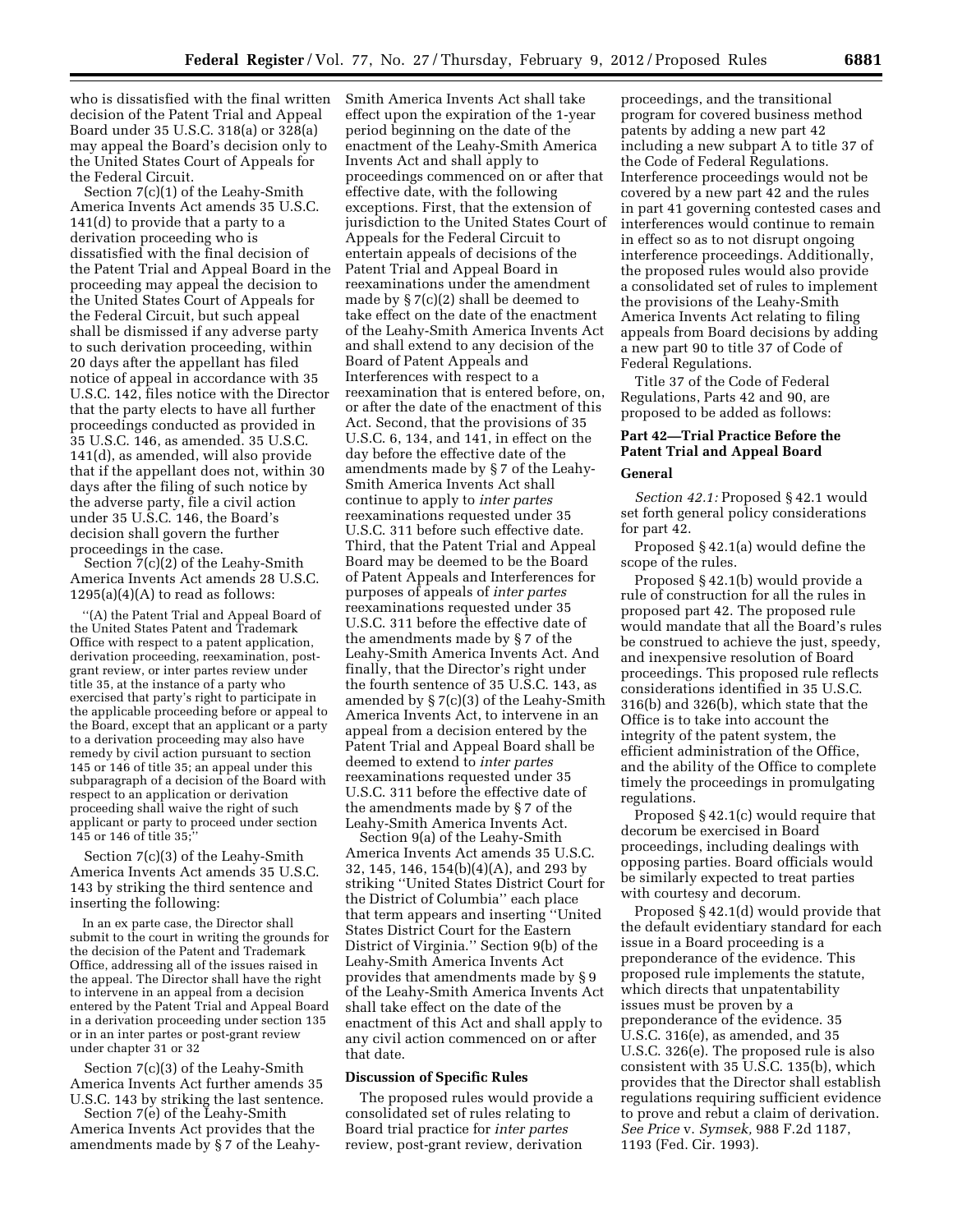who is dissatisfied with the final written decision of the Patent Trial and Appeal Board under 35 U.S.C. 318(a) or 328(a) may appeal the Board's decision only to the United States Court of Appeals for the Federal Circuit.

Section 7(c)(1) of the Leahy-Smith America Invents Act amends 35 U.S.C. 141(d) to provide that a party to a derivation proceeding who is dissatisfied with the final decision of the Patent Trial and Appeal Board in the proceeding may appeal the decision to the United States Court of Appeals for the Federal Circuit, but such appeal shall be dismissed if any adverse party to such derivation proceeding, within 20 days after the appellant has filed notice of appeal in accordance with 35 U.S.C. 142, files notice with the Director that the party elects to have all further proceedings conducted as provided in 35 U.S.C. 146, as amended. 35 U.S.C. 141(d), as amended, will also provide that if the appellant does not, within 30 days after the filing of such notice by the adverse party, file a civil action under 35 U.S.C. 146, the Board's decision shall govern the further proceedings in the case.

Section 7(c)(2) of the Leahy-Smith America Invents Act amends 28 U.S.C. 1295(a)(4)(A) to read as follows:

> ''(A) the Patent Trial and Appeal Board of the United States Patent and Trademark Office with respect to a patent application, derivation proceeding, reexamination, post-grant review, or inter partes review under title 35, at the instance of a party who exercised that party's right to participate in the applicable proceeding before or appeal to the Board, except that an applicant or a party to a derivation proceeding may also have remedy by civil action pursuant to section 145 or 146 of title 35; an appeal under this subparagraph of a decision of the Board with respect to an application or derivation proceeding shall waive the right of such applicant or party to proceed under section 145 or 146 of title 35;''

Section 7(c)(3) of the Leahy-Smith America Invents Act amends 35 U.S.C. 143 by striking the third sentence and inserting the following:

> In an ex parte case, the Director shall submit to the court in writing the grounds for the decision of the Patent and Trademark Office, addressing all of the issues raised in the appeal. The Director shall have the right to intervene in an appeal from a decision entered by the Patent Trial and Appeal Board in a derivation proceeding under section 135 or in an inter partes or post-grant review under chapter 31 or 32

Section 7(c)(3) of the Leahy-Smith America Invents Act further amends 35 U.S.C. 143 by striking the last sentence.

Section 7(e) of the Leahy-Smith America Invents Act provides that the amendments made by § 7 of the Leahy-Smith America Invents Act shall take effect upon the expiration of the 1-year period beginning on the date of the enactment of the Leahy-Smith America Invents Act and shall apply to proceedings commenced on or after that effective date, with the following exceptions. First, that the extension of jurisdiction to the United States Court of Appeals for the Federal Circuit to entertain appeals of decisions of the Patent Trial and Appeal Board in reexaminations under the amendment made by § 7(c)(2) shall be deemed to take effect on the date of the enactment of the Leahy-Smith America Invents Act and shall extend to any decision of the Board of Patent Appeals and Interferences with respect to a reexamination that is entered before, on, or after the date of the enactment of this Act. Second, that the provisions of 35 U.S.C. 6, 134, and 141, in effect on the day before the effective date of the amendments made by § 7 of the Leahy-Smith America Invents Act shall continue to apply to *inter partes* reexaminations requested under 35 U.S.C. 311 before such effective date. Third, that the Patent Trial and Appeal Board may be deemed to be the Board of Patent Appeals and Interferences for purposes of appeals of *inter partes* reexaminations requested under 35 U.S.C. 311 before the effective date of the amendments made by § 7 of the Leahy-Smith America Invents Act. And finally, that the Director's right under the fourth sentence of 35 U.S.C. 143, as amended by § 7(c)(3) of the Leahy-Smith America Invents Act, to intervene in an appeal from a decision entered by the Patent Trial and Appeal Board shall be deemed to extend to *inter partes* reexaminations requested under 35 U.S.C. 311 before the effective date of the amendments made by § 7 of the Leahy-Smith America Invents Act.

Section 9(a) of the Leahy-Smith America Invents Act amends 35 U.S.C. 32, 145, 146, 154(b)(4)(A), and 293 by striking ''United States District Court for the District of Columbia'' each place that term appears and inserting ''United States District Court for the Eastern District of Virginia.'' Section 9(b) of the Leahy-Smith America Invents Act provides that amendments made by § 9 of the Leahy-Smith America Invents Act shall take effect on the date of the enactment of this Act and shall apply to any civil action commenced on or after that date.

**Discussion of Specific Rules**

The proposed rules would provide a consolidated set of rules relating to Board trial practice for *inter partes* review, post-grant review, derivation proceedings, and the transitional program for covered business method patents by adding a new part 42 including a new subpart A to title 37 of the Code of Federal Regulations. Interference proceedings would not be covered by a new part 42 and the rules in part 41 governing contested cases and interferences would continue to remain in effect so as to not disrupt ongoing interference proceedings. Additionally, the proposed rules would also provide a consolidated set of rules to implement the provisions of the Leahy-Smith America Invents Act relating to filing appeals from Board decisions by adding a new part 90 to title 37 of Code of Federal Regulations.

Title 37 of the Code of Federal Regulations, Parts 42 and 90, are proposed to be added as follows:

## Part 42—Trial Practice Before the Patent Trial and Appeal Board

### General

*Section 42.1:* Proposed § 42.1 would set forth general policy considerations for part 42.

Proposed § 42.1(a) would define the scope of the rules.

Proposed § 42.1(b) would provide a rule of construction for all the rules in proposed part 42. The proposed rule would mandate that all the Board's rules be construed to achieve the just, speedy, and inexpensive resolution of Board proceedings. This proposed rule reflects considerations identified in 35 U.S.C. 316(b) and 326(b), which state that the Office is to take into account the integrity of the patent system, the efficient administration of the Office, and the ability of the Office to complete timely the proceedings in promulgating regulations.

Proposed § 42.1(c) would require that decorum be exercised in Board proceedings, including dealings with opposing parties. Board officials would be similarly expected to treat parties with courtesy and decorum.

Proposed § 42.1(d) would provide that the default evidentiary standard for each issue in a Board proceeding is a preponderance of the evidence. This proposed rule implements the statute, which directs that unpatentability issues must be proven by a preponderance of the evidence. 35 U.S.C. 316(e), as amended, and 35 U.S.C. 326(e). The proposed rule is also consistent with 35 U.S.C. 135(b), which provides that the Director shall establish regulations requiring sufficient evidence to prove and rebut a claim of derivation. *See Price* v. *Symsek,* 988 F.2d 1187, 1193 (Fed. Cir. 1993).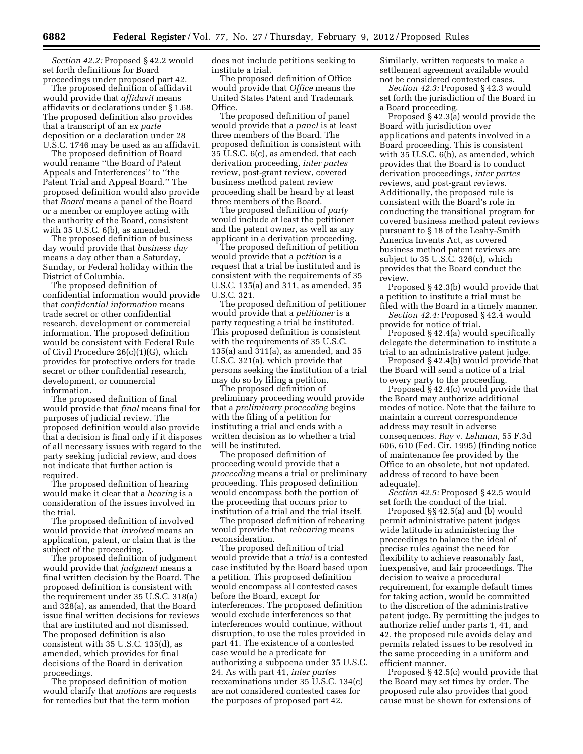*Section 42.2:* Proposed § 42.2 would set forth definitions for Board proceedings under proposed part 42.

The proposed definition of affidavit would provide that *affidavit* means affidavits or declarations under § 1.68. The proposed definition also provides that a transcript of an *ex parte* deposition or a declaration under 28 U.S.C. 1746 may be used as an affidavit.

The proposed definition of Board would rename ''the Board of Patent Appeals and Interferences'' to ''the Patent Trial and Appeal Board.'' The proposed definition would also provide that *Board* means a panel of the Board or a member or employee acting with the authority of the Board, consistent with 35 U.S.C. 6(b), as amended.

The proposed definition of business day would provide that *business day* means a day other than a Saturday, Sunday, or Federal holiday within the District of Columbia.

The proposed definition of confidential information would provide that *confidential information* means trade secret or other confidential research, development or commercial information. The proposed definition would be consistent with Federal Rule of Civil Procedure 26(c)(1)(G), which provides for protective orders for trade secret or other confidential research, development, or commercial information.

The proposed definition of final would provide that *final* means final for purposes of judicial review. The proposed definition would also provide that a decision is final only if it disposes of all necessary issues with regard to the party seeking judicial review, and does not indicate that further action is required.

The proposed definition of hearing would make it clear that a *hearing* is a consideration of the issues involved in the trial.

The proposed definition of involved would provide that *involved* means an application, patent, or claim that is the subject of the proceeding.

The proposed definition of judgment would provide that *judgment* means a final written decision by the Board. The proposed definition is consistent with the requirement under 35 U.S.C. 318(a) and 328(a), as amended, that the Board issue final written decisions for reviews that are instituted and not dismissed. The proposed definition is also consistent with 35 U.S.C. 135(d), as amended, which provides for final decisions of the Board in derivation proceedings.

The proposed definition of motion would clarify that *motions* are requests for remedies but that the term motion does not include petitions seeking to institute a trial.

The proposed definition of Office would provide that *Office* means the United States Patent and Trademark Office.

The proposed definition of panel would provide that a *panel* is at least three members of the Board. The proposed definition is consistent with 35 U.S.C. 6(c), as amended, that each derivation proceeding, *inter partes* review, post-grant review, covered business method patent review proceeding shall be heard by at least three members of the Board.

The proposed definition of *party* would include at least the petitioner and the patent owner, as well as any applicant in a derivation proceeding.

The proposed definition of petition would provide that a *petition* is a request that a trial be instituted and is consistent with the requirements of 35 U.S.C. 135(a) and 311, as amended, 35 U.S.C. 321.

The proposed definition of petitioner would provide that a *petitioner* is a party requesting a trial be instituted. This proposed definition is consistent with the requirements of 35 U.S.C. 135(a) and 311(a), as amended, and 35 U.S.C. 321(a), which provide that persons seeking the institution of a trial may do so by filing a petition.

The proposed definition of preliminary proceeding would provide that a *preliminary proceeding* begins with the filing of a petition for instituting a trial and ends with a written decision as to whether a trial will be instituted.

The proposed definition of proceeding would provide that a *proceeding* means a trial or preliminary proceeding. This proposed definition would encompass both the portion of the proceeding that occurs prior to institution of a trial and the trial itself.

The proposed definition of rehearing would provide that *rehearing* means reconsideration.

The proposed definition of trial would provide that a *trial* is a contested case instituted by the Board based upon a petition. This proposed definition would encompass all contested cases before the Board, except for interferences. The proposed definition would exclude interferences so that interferences would continue, without disruption, to use the rules provided in part 41. The existence of a contested case would be a predicate for authorizing a subpoena under 35 U.S.C. 24. As with part 41, *inter partes* reexaminations under 35 U.S.C. 134(c) are not considered contested cases for the purposes of proposed part 42. Similarly, written requests to make a settlement agreement available would not be considered contested cases.

*Section 42.3:* Proposed § 42.3 would set forth the jurisdiction of the Board in a Board proceeding.

Proposed § 42.3(a) would provide the Board with jurisdiction over applications and patents involved in a Board proceeding. This is consistent with 35 U.S.C. 6(b), as amended, which provides that the Board is to conduct derivation proceedings, *inter partes* reviews, and post-grant reviews. Additionally, the proposed rule is consistent with the Board's role in conducting the transitional program for covered business method patent reviews pursuant to § 18 of the Leahy-Smith America Invents Act, as covered business method patent reviews are subject to 35 U.S.C. 326(c), which provides that the Board conduct the review.

Proposed § 42.3(b) would provide that a petition to institute a trial must be filed with the Board in a timely manner.

*Section 42.4:* Proposed § 42.4 would provide for notice of trial.

Proposed § 42.4(a) would specifically delegate the determination to institute a trial to an administrative patent judge.

Proposed § 42.4(b) would provide that the Board will send a notice of a trial to every party to the proceeding.

Proposed § 42.4(c) would provide that the Board may authorize additional modes of notice. Note that the failure to maintain a current correspondence address may result in adverse consequences. *Ray* v. *Lehman,* 55 F.3d 606, 610 (Fed. Cir. 1995) (finding notice of maintenance fee provided by the Office to an obsolete, but not updated, address of record to have been adequate).

*Section 42.5:* Proposed § 42.5 would set forth the conduct of the trial.

Proposed §§ 42.5(a) and (b) would permit administrative patent judges wide latitude in administering the proceedings to balance the ideal of precise rules against the need for flexibility to achieve reasonably fast, inexpensive, and fair proceedings. The decision to waive a procedural requirement, for example default times for taking action, would be committed to the discretion of the administrative patent judge. By permitting the judges to authorize relief under parts 1, 41, and 42, the proposed rule avoids delay and permits related issues to be resolved in the same proceeding in a uniform and efficient manner.

Proposed § 42.5(c) would provide that the Board may set times by order. The proposed rule also provides that good cause must be shown for extensions of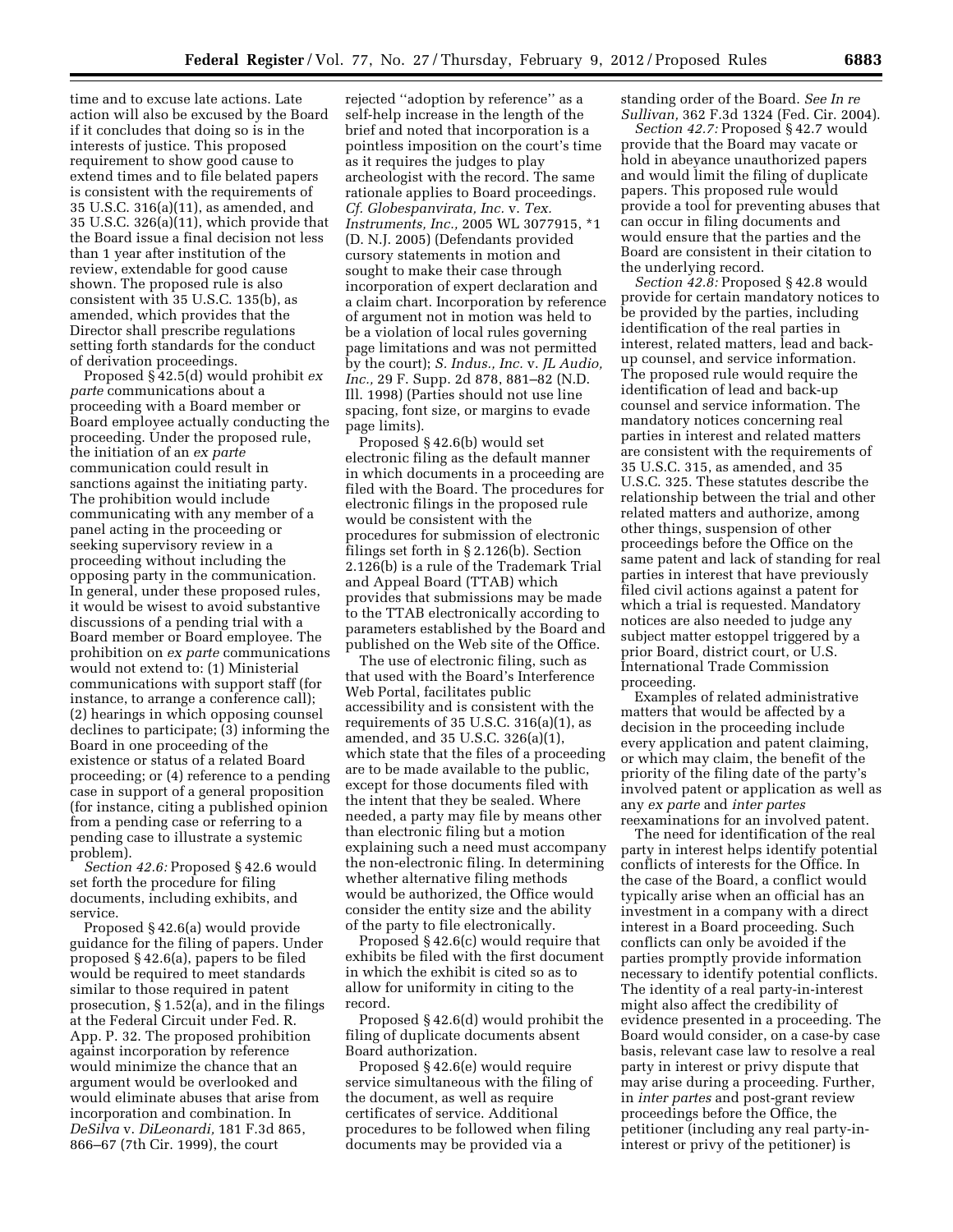time and to excuse late actions. Late action will also be excused by the Board if it concludes that doing so is in the interests of justice. This proposed requirement to show good cause to extend times and to file belated papers is consistent with the requirements of 35 U.S.C. 316(a)(11), as amended, and 35 U.S.C. 326(a)(11), which provide that the Board issue a final decision not less than 1 year after institution of the review, extendable for good cause shown. The proposed rule is also consistent with 35 U.S.C. 135(b), as amended, which provides that the Director shall prescribe regulations setting forth standards for the conduct of derivation proceedings.

Proposed § 42.5(d) would prohibit *ex parte* communications about a proceeding with a Board member or Board employee actually conducting the proceeding. Under the proposed rule, the initiation of an *ex parte* communication could result in sanctions against the initiating party. The prohibition would include communicating with any member of a panel acting in the proceeding or seeking supervisory review in a proceeding without including the opposing party in the communication. In general, under these proposed rules, it would be wisest to avoid substantive discussions of a pending trial with a Board member or Board employee. The prohibition on *ex parte* communications would not extend to: (1) Ministerial communications with support staff (for instance, to arrange a conference call); (2) hearings in which opposing counsel declines to participate; (3) informing the Board in one proceeding of the existence or status of a related Board proceeding; or (4) reference to a pending case in support of a general proposition (for instance, citing a published opinion from a pending case or referring to a pending case to illustrate a systemic problem).

*Section 42.6:* Proposed § 42.6 would set forth the procedure for filing documents, including exhibits, and service.

Proposed § 42.6(a) would provide guidance for the filing of papers. Under proposed § 42.6(a), papers to be filed would be required to meet standards similar to those required in patent prosecution, § 1.52(a), and in the filings at the Federal Circuit under Fed. R. App. P. 32. The proposed prohibition against incorporation by reference would minimize the chance that an argument would be overlooked and would eliminate abuses that arise from incorporation and combination. In *DeSilva* v. *DiLeonardi,* 181 F.3d 865, 866–67 (7th Cir. 1999), the court rejected ''adoption by reference'' as a self-help increase in the length of the brief and noted that incorporation is a pointless imposition on the court's time as it requires the judges to play archeologist with the record. The same rationale applies to Board proceedings. *Cf. Globespanvirata, Inc.* v. *Tex. Instruments, Inc.,* 2005 WL 3077915, *1 (D. N.J. 2005) (Defendants provided cursory statements in motion and sought to make their case through incorporation of expert declaration and a claim chart. Incorporation by reference of argument not in motion was held to be a violation of local rules governing page limitations and was not permitted by the court); *S. Indus., Inc.* v. *JL Audio, Inc.,* 29 F. Supp. 2d 878, 881–82 (N.D. Ill. 1998) (Parties should not use line spacing, font size, or margins to evade page limits).

Proposed § 42.6(b) would set electronic filing as the default manner in which documents in a proceeding are filed with the Board. The procedures for electronic filings in the proposed rule would be consistent with the procedures for submission of electronic filings set forth in § 2.126(b). Section 2.126(b) is a rule of the Trademark Trial and Appeal Board (TTAB) which provides that submissions may be made to the TTAB electronically according to parameters established by the Board and published on the Web site of the Office.

The use of electronic filing, such as that used with the Board's Interference Web Portal, facilitates public accessibility and is consistent with the requirements of 35 U.S.C. 316(a)(1), as amended, and 35 U.S.C. 326(a)(1), which state that the files of a proceeding are to be made available to the public, except for those documents filed with the intent that they be sealed. Where needed, a party may file by means other than electronic filing but a motion explaining such a need must accompany the non-electronic filing. In determining whether alternative filing methods would be authorized, the Office would consider the entity size and the ability of the party to file electronically.

Proposed § 42.6(c) would require that exhibits be filed with the first document in which the exhibit is cited so as to allow for uniformity in citing to the record.

Proposed § 42.6(d) would prohibit the filing of duplicate documents absent Board authorization.

Proposed § 42.6(e) would require service simultaneous with the filing of the document, as well as require certificates of service. Additional procedures to be followed when filing documents may be provided via a standing order of the Board. *See In re Sullivan,* 362 F.3d 1324 (Fed. Cir. 2004).

*Section 42.7:* Proposed § 42.7 would provide that the Board may vacate or hold in abeyance unauthorized papers and would limit the filing of duplicate papers. This proposed rule would provide a tool for preventing abuses that can occur in filing documents and would ensure that the parties and the Board are consistent in their citation to the underlying record.

*Section 42.8:* Proposed § 42.8 would provide for certain mandatory notices to be provided by the parties, including identification of the real parties in interest, related matters, lead and back-up counsel, and service information. The proposed rule would require the identification of lead and back-up counsel and service information. The mandatory notices concerning real parties in interest and related matters are consistent with the requirements of 35 U.S.C. 315, as amended, and 35 U.S.C. 325. These statutes describe the relationship between the trial and other related matters and authorize, among other things, suspension of other proceedings before the Office on the same patent and lack of standing for real parties in interest that have previously filed civil actions against a patent for which a trial is requested. Mandatory notices are also needed to judge any subject matter estoppel triggered by a prior Board, district court, or U.S. International Trade Commission proceeding.

Examples of related administrative matters that would be affected by a decision in the proceeding include every application and patent claiming, or which may claim, the benefit of the priority of the filing date of the party's involved patent or application as well as any *ex parte* and *inter partes* reexaminations for an involved patent.

The need for identification of the real party in interest helps identify potential conflicts of interests for the Office. In the case of the Board, a conflict would typically arise when an official has an investment in a company with a direct interest in a Board proceeding. Such conflicts can only be avoided if the parties promptly provide information necessary to identify potential conflicts. The identity of a real party-in-interest might also affect the credibility of evidence presented in a proceeding. The Board would consider, on a case-by case basis, relevant case law to resolve a real party in interest or privy dispute that may arise during a proceeding. Further, in *inter partes* and post-grant review proceedings before the Office, the petitioner (including any real party-in-interest or privy of the petitioner) is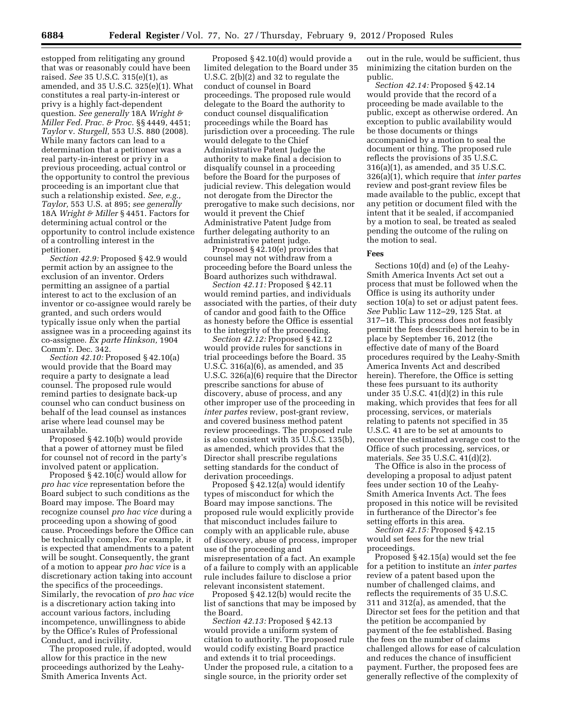estopped from relitigating any ground that was or reasonably could have been raised. *See* 35 U.S.C. 315(e)(1), as amended, and 35 U.S.C. 325(e)(1). What constitutes a real party-in-interest or privy is a highly fact-dependent question. *See generally* 18A *Wright & Miller Fed. Prac. & Proc.* §§ 4449, 4451; *Taylor* v. *Sturgell,* 553 U.S. 880 (2008). While many factors can lead to a determination that a petitioner was a real party-in-interest or privy in a previous proceeding, actual control or the opportunity to control the previous proceeding is an important clue that such a relationship existed. *See, e.g., Taylor,* 553 U.S. at 895; *see generally* 18A *Wright & Miller* § 4451. Factors for determining actual control or the opportunity to control include existence of a controlling interest in the petitioner.

*Section 42.9:* Proposed § 42.9 would permit action by an assignee to the exclusion of an inventor. Orders permitting an assignee of a partial interest to act to the exclusion of an inventor or co-assignee would rarely be granted, and such orders would typically issue only when the partial assignee was in a proceeding against its co-assignee. *Ex parte Hinkson,* 1904 Comm'r. Dec. 342.

*Section 42.10:* Proposed § 42.10(a) would provide that the Board may require a party to designate a lead counsel. The proposed rule would remind parties to designate back-up counsel who can conduct business on behalf of the lead counsel as instances arise where lead counsel may be unavailable.

Proposed § 42.10(b) would provide that a power of attorney must be filed for counsel not of record in the party's involved patent or application.

Proposed § 42.10(c) would allow for *pro hac vice* representation before the Board subject to such conditions as the Board may impose. The Board may recognize counsel *pro hac vice* during a proceeding upon a showing of good cause. Proceedings before the Office can be technically complex. For example, it is expected that amendments to a patent will be sought. Consequently, the grant of a motion to appear *pro hac vice* is a discretionary action taking into account the specifics of the proceedings. Similarly, the revocation of *pro hac vice* is a discretionary action taking into account various factors, including incompetence, unwillingness to abide by the Office's Rules of Professional Conduct, and incivility.

The proposed rule, if adopted, would allow for this practice in the new proceedings authorized by the Leahy-Smith America Invents Act.

Proposed § 42.10(d) would provide a limited delegation to the Board under 35 U.S.C. 2(b)(2) and 32 to regulate the conduct of counsel in Board proceedings. The proposed rule would delegate to the Board the authority to conduct counsel disqualification proceedings while the Board has jurisdiction over a proceeding. The rule would delegate to the Chief Administrative Patent Judge the authority to make final a decision to disqualify counsel in a proceeding before the Board for the purposes of judicial review. This delegation would not derogate from the Director the prerogative to make such decisions, nor would it prevent the Chief Administrative Patent Judge from further delegating authority to an administrative patent judge.

Proposed § 42.10(e) provides that counsel may not withdraw from a proceeding before the Board unless the Board authorizes such withdrawal.

*Section 42.11:* Proposed § 42.11 would remind parties, and individuals associated with the parties, of their duty of candor and good faith to the Office as honesty before the Office is essential to the integrity of the proceeding.

*Section 42.12:* Proposed § 42.12 would provide rules for sanctions in trial proceedings before the Board. 35 U.S.C. 316(a)(6), as amended, and 35 U.S.C. 326(a)(6) require that the Director prescribe sanctions for abuse of discovery, abuse of process, and any other improper use of the proceeding in *inter partes* review, post-grant review, and covered business method patent review proceedings. The proposed rule is also consistent with 35 U.S.C. 135(b), as amended, which provides that the Director shall prescribe regulations setting standards for the conduct of derivation proceedings.

Proposed § 42.12(a) would identify types of misconduct for which the Board may impose sanctions. The proposed rule would explicitly provide that misconduct includes failure to comply with an applicable rule, abuse of discovery, abuse of process, improper use of the proceeding and misrepresentation of a fact. An example of a failure to comply with an applicable rule includes failure to disclose a prior relevant inconsistent statement.

Proposed § 42.12(b) would recite the list of sanctions that may be imposed by the Board.

*Section 42.13:* Proposed § 42.13 would provide a uniform system of citation to authority. The proposed rule would codify existing Board practice and extends it to trial proceedings. Under the proposed rule, a citation to a single source, in the priority order set out in the rule, would be sufficient, thus minimizing the citation burden on the public.

*Section 42.14:* Proposed § 42.14 would provide that the record of a proceeding be made available to the public, except as otherwise ordered. An exception to public availability would be those documents or things accompanied by a motion to seal the document or thing. The proposed rule reflects the provisions of 35 U.S.C. 316(a)(1), as amended, and 35 U.S.C. 326(a)(1), which require that *inter partes* review and post-grant review files be made available to the public, except that any petition or document filed with the intent that it be sealed, if accompanied by a motion to seal, be treated as sealed pending the outcome of the ruling on the motion to seal.

## Fees

Sections 10(d) and (e) of the Leahy-Smith America Invents Act set out a process that must be followed when the Office is using its authority under section 10(a) to set or adjust patent fees. *See* Public Law 112–29, 125 Stat. at 317–18. This process does not feasibly permit the fees described herein to be in place by September 16, 2012 (the effective date of many of the Board procedures required by the Leahy-Smith America Invents Act and described herein). Therefore, the Office is setting these fees pursuant to its authority under 35 U.S.C. 41(d)(2) in this rule making, which provides that fees for all processing, services, or materials relating to patents not specified in 35 U.S.C. 41 are to be set at amounts to recover the estimated average cost to the Office of such processing, services, or materials. *See* 35 U.S.C. 41(d)(2).

The Office is also in the process of developing a proposal to adjust patent fees under section 10 of the Leahy-Smith America Invents Act. The fees proposed in this notice will be revisited in furtherance of the Director's fee setting efforts in this area.

*Section 42.15:* Proposed § 42.15 would set fees for the new trial proceedings.

Proposed § 42.15(a) would set the fee for a petition to institute an *inter partes* review of a patent based upon the number of challenged claims, and reflects the requirements of 35 U.S.C. 311 and 312(a), as amended, that the Director set fees for the petition and that the petition be accompanied by payment of the fee established. Basing the fees on the number of claims challenged allows for ease of calculation and reduces the chance of insufficient payment. Further, the proposed fees are generally reflective of the complexity of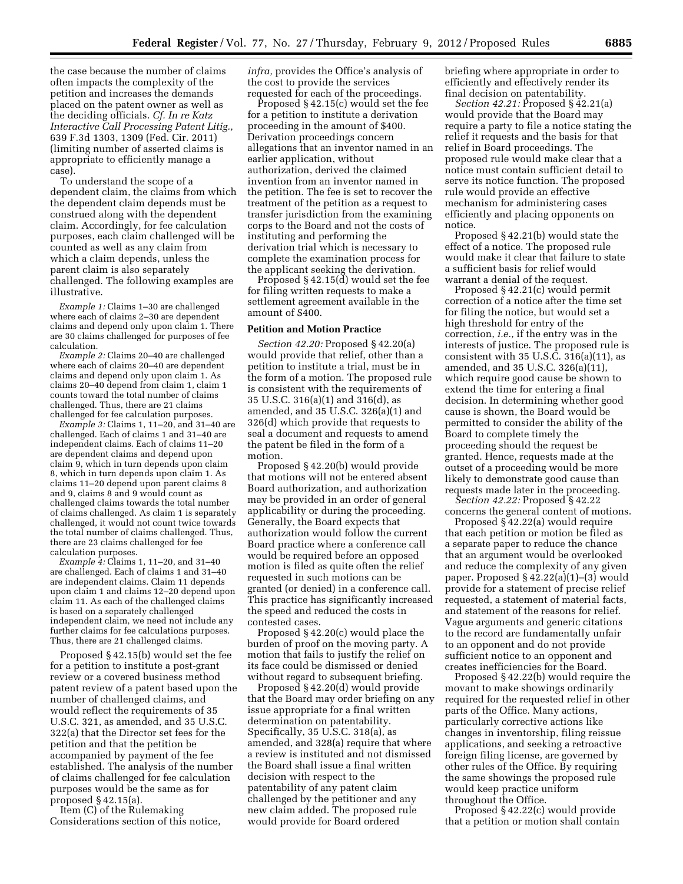the case because the number of claims often impacts the complexity of the petition and increases the demands placed on the patent owner as well as the deciding officials. *Cf. In re Katz Interactive Call Processing Patent Litig.,* 639 F.3d 1303, 1309 (Fed. Cir. 2011) (limiting number of asserted claims is appropriate to efficiently manage a case).

To understand the scope of a dependent claim, the claims from which the dependent claim depends must be construed along with the dependent claim. Accordingly, for fee calculation purposes, each claim challenged will be counted as well as any claim from which a claim depends, unless the parent claim is also separately challenged. The following examples are illustrative.

*Example 1:* Claims 1–30 are challenged where each of claims 2–30 are dependent claims and depend only upon claim 1. There are 30 claims challenged for purposes of fee calculation.

*Example 2:* Claims 20–40 are challenged where each of claims 20–40 are dependent claims and depend only upon claim 1. As claims 20–40 depend from claim 1, claim 1 counts toward the total number of claims challenged. Thus, there are 21 claims challenged for fee calculation purposes.

*Example 3:* Claims 1, 11–20, and 31–40 are challenged. Each of claims 1 and 31–40 are independent claims. Each of claims 11–20 are dependent claims and depend upon claim 9, which in turn depends upon claim 8, which in turn depends upon claim 1. As claims 11–20 depend upon parent claims 8 and 9, claims 8 and 9 would count as challenged claims towards the total number of claims challenged. As claim 1 is separately challenged, it would not count twice towards the total number of claims challenged. Thus, there are 23 claims challenged for fee calculation purposes.

*Example 4:* Claims 1, 11–20, and 31–40 are challenged. Each of claims 1 and 31–40 are independent claims. Claim 11 depends upon claim 1 and claims 12–20 depend upon claim 11. As each of the challenged claims is based on a separately challenged independent claim, we need not include any further claims for fee calculations purposes. Thus, there are 21 challenged claims.

Proposed § 42.15(b) would set the fee for a petition to institute a post-grant review or a covered business method patent review of a patent based upon the number of challenged claims, and would reflect the requirements of 35 U.S.C. 321, as amended, and 35 U.S.C. 322(a) that the Director set fees for the petition and that the petition be accompanied by payment of the fee established. The analysis of the number of claims challenged for fee calculation purposes would be the same as for proposed § 42.15(a).

Item (C) of the Rulemaking Considerations section of this notice, *infra,* provides the Office's analysis of the cost to provide the services requested for each of the proceedings.

Proposed § 42.15(c) would set the fee for a petition to institute a derivation proceeding in the amount of $400. Derivation proceedings concern allegations that an inventor named in an earlier application, without authorization, derived the claimed invention from an inventor named in the petition. The fee is set to recover the treatment of the petition as a request to transfer jurisdiction from the examining corps to the Board and not the costs of instituting and performing the derivation trial which is necessary to complete the examination process for the applicant seeking the derivation.

Proposed § 42.15(d) would set the fee for filing written requests to make a settlement agreement available in the amount of $400.

**Petition and Motion Practice**

*Section 42.20:* Proposed § 42.20(a) would provide that relief, other than a petition to institute a trial, must be in the form of a motion. The proposed rule is consistent with the requirements of 35 U.S.C. 316(a)(1) and 316(d), as amended, and 35 U.S.C. 326(a)(1) and 326(d) which provide that requests to seal a document and requests to amend the patent be filed in the form of a motion.

Proposed § 42.20(b) would provide that motions will not be entered absent Board authorization, and authorization may be provided in an order of general applicability or during the proceeding. Generally, the Board expects that authorization would follow the current Board practice where a conference call would be required before an opposed motion is filed as quite often the relief requested in such motions can be granted (or denied) in a conference call. This practice has significantly increased the speed and reduced the costs in contested cases.

Proposed § 42.20(c) would place the burden of proof on the moving party. A motion that fails to justify the relief on its face could be dismissed or denied without regard to subsequent briefing.

Proposed § 42.20(d) would provide that the Board may order briefing on any issue appropriate for a final written determination on patentability. Specifically, 35 U.S.C. 318(a), as amended, and 328(a) require that where a review is instituted and not dismissed the Board shall issue a final written decision with respect to the patentability of any patent claim challenged by the petitioner and any new claim added. The proposed rule would provide for Board ordered briefing where appropriate in order to efficiently and effectively render its final decision on patentability.

*Section 42.21:* Proposed § 42.21(a) would provide that the Board may require a party to file a notice stating the relief it requests and the basis for that relief in Board proceedings. The proposed rule would make clear that a notice must contain sufficient detail to serve its notice function. The proposed rule would provide an effective mechanism for administering cases efficiently and placing opponents on notice.

Proposed § 42.21(b) would state the effect of a notice. The proposed rule would make it clear that failure to state a sufficient basis for relief would warrant a denial of the request.

Proposed § 42.21(c) would permit correction of a notice after the time set for filing the notice, but would set a high threshold for entry of the correction, *i.e.,* if the entry was in the interests of justice. The proposed rule is consistent with 35 U.S.C. 316(a)(11), as amended, and 35 U.S.C. 326(a)(11), which require good cause be shown to extend the time for entering a final decision. In determining whether good cause is shown, the Board would be permitted to consider the ability of the Board to complete timely the proceeding should the request be granted. Hence, requests made at the outset of a proceeding would be more likely to demonstrate good cause than requests made later in the proceeding.

*Section 42.22:* Proposed § 42.22 concerns the general content of motions.

Proposed § 42.22(a) would require that each petition or motion be filed as a separate paper to reduce the chance that an argument would be overlooked and reduce the complexity of any given paper. Proposed § 42.22(a)(1)–(3) would provide for a statement of precise relief requested, a statement of material facts, and statement of the reasons for relief. Vague arguments and generic citations to the record are fundamentally unfair to an opponent and do not provide sufficient notice to an opponent and creates inefficiencies for the Board.

Proposed § 42.22(b) would require the movant to make showings ordinarily required for the requested relief in other parts of the Office. Many actions, particularly corrective actions like changes in inventorship, filing reissue applications, and seeking a retroactive foreign filing license, are governed by other rules of the Office. By requiring the same showings the proposed rule would keep practice uniform throughout the Office.

Proposed § 42.22(c) would provide that a petition or motion shall contain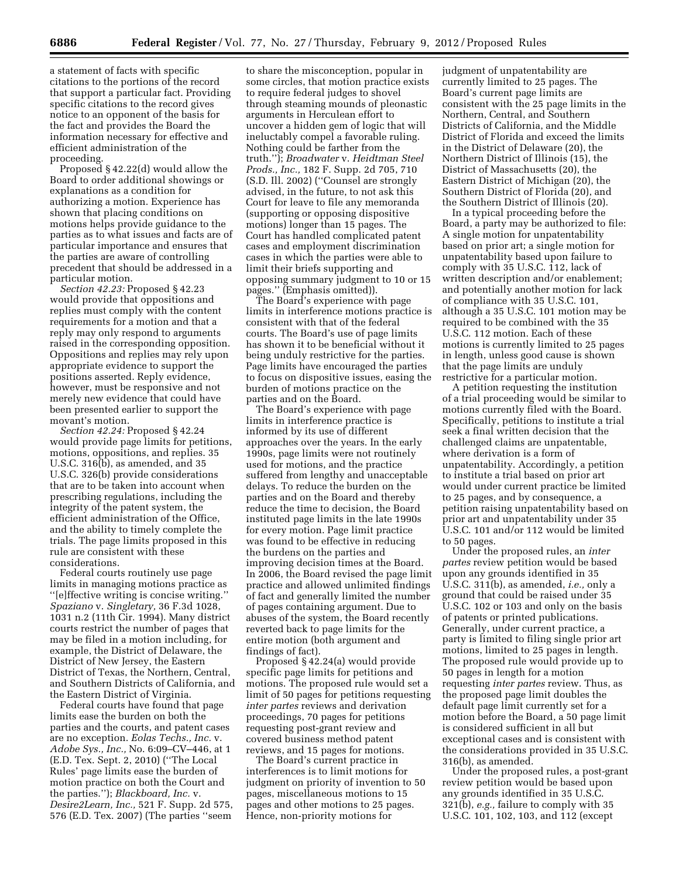a statement of facts with specific citations to the portions of the record that support a particular fact. Providing specific citations to the record gives notice to an opponent of the basis for the fact and provides the Board the information necessary for effective and efficient administration of the proceeding.

Proposed § 42.22(d) would allow the Board to order additional showings or explanations as a condition for authorizing a motion. Experience has shown that placing conditions on motions helps provide guidance to the parties as to what issues and facts are of particular importance and ensures that the parties are aware of controlling precedent that should be addressed in a particular motion.

*Section 42.23:* Proposed § 42.23 would provide that oppositions and replies must comply with the content requirements for a motion and that a reply may only respond to arguments raised in the corresponding opposition. Oppositions and replies may rely upon appropriate evidence to support the positions asserted. Reply evidence, however, must be responsive and not merely new evidence that could have been presented earlier to support the movant's motion.

*Section 42.24:* Proposed § 42.24 would provide page limits for petitions, motions, oppositions, and replies. 35 U.S.C. 316(b), as amended, and 35 U.S.C. 326(b) provide considerations that are to be taken into account when prescribing regulations, including the integrity of the patent system, the efficient administration of the Office, and the ability to timely complete the trials. The page limits proposed in this rule are consistent with these considerations.

Federal courts routinely use page limits in managing motions practice as ''[e]ffective writing is concise writing.'' *Spaziano* v. *Singletary,* 36 F.3d 1028, 1031 n.2 (11th Cir. 1994). Many district courts restrict the number of pages that may be filed in a motion including, for example, the District of Delaware, the District of New Jersey, the Eastern District of Texas, the Northern, Central, and Southern Districts of California, and the Eastern District of Virginia.

Federal courts have found that page limits ease the burden on both the parties and the courts, and patent cases are no exception. *Eolas Techs., Inc.* v. *Adobe Sys., Inc.,* No. 6:09–CV–446, at 1 (E.D. Tex. Sept. 2, 2010) (''The Local Rules' page limits ease the burden of motion practice on both the Court and the parties.''); *Blackboard, Inc.* v. *Desire2Learn, Inc.,* 521 F. Supp. 2d 575, 576 (E.D. Tex. 2007) (The parties ''seem to share the misconception, popular in some circles, that motion practice exists to require federal judges to shovel through steaming mounds of pleonastic arguments in Herculean effort to uncover a hidden gem of logic that will ineluctably compel a favorable ruling. Nothing could be farther from the truth.''); *Broadwater* v. *Heidtman Steel Prods., Inc.,* 182 F. Supp. 2d 705, 710 (S.D. Ill. 2002) (''Counsel are strongly advised, in the future, to not ask this Court for leave to file any memoranda (supporting or opposing dispositive motions) longer than 15 pages. The Court has handled complicated patent cases and employment discrimination cases in which the parties were able to limit their briefs supporting and opposing summary judgment to 10 or 15 pages.'' (Emphasis omitted)).

The Board's experience with page limits in interference motions practice is consistent with that of the federal courts. The Board's use of page limits has shown it to be beneficial without it being unduly restrictive for the parties. Page limits have encouraged the parties to focus on dispositive issues, easing the burden of motions practice on the parties and on the Board.

The Board's experience with page limits in interference practice is informed by its use of different approaches over the years. In the early 1990s, page limits were not routinely used for motions, and the practice suffered from lengthy and unacceptable delays. To reduce the burden on the parties and on the Board and thereby reduce the time to decision, the Board instituted page limits in the late 1990s for every motion. Page limit practice was found to be effective in reducing the burdens on the parties and improving decision times at the Board. In 2006, the Board revised the page limit practice and allowed unlimited findings of fact and generally limited the number of pages containing argument. Due to abuses of the system, the Board recently reverted back to page limits for the entire motion (both argument and findings of fact).

Proposed § 42.24(a) would provide specific page limits for petitions and motions. The proposed rule would set a limit of 50 pages for petitions requesting *inter partes* reviews and derivation proceedings, 70 pages for petitions requesting post-grant review and covered business method patent reviews, and 15 pages for motions.

The Board's current practice in interferences is to limit motions for judgment on priority of invention to 50 pages, miscellaneous motions to 15 pages and other motions to 25 pages. Hence, non-priority motions for judgment of unpatentability are currently limited to 25 pages. The Board's current page limits are consistent with the 25 page limits in the Northern, Central, and Southern Districts of California, and the Middle District of Florida and exceed the limits in the District of Delaware (20), the Northern District of Illinois (15), the District of Massachusetts (20), the Eastern District of Michigan (20), the Southern District of Florida (20), and the Southern District of Illinois (20).

In a typical proceeding before the Board, a party may be authorized to file: A single motion for unpatentability based on prior art; a single motion for unpatentability based upon failure to comply with 35 U.S.C. 112, lack of written description and/or enablement; and potentially another motion for lack of compliance with 35 U.S.C. 101, although a 35 U.S.C. 101 motion may be required to be combined with the 35 U.S.C. 112 motion. Each of these motions is currently limited to 25 pages in length, unless good cause is shown that the page limits are unduly restrictive for a particular motion.

A petition requesting the institution of a trial proceeding would be similar to motions currently filed with the Board. Specifically, petitions to institute a trial seek a final written decision that the challenged claims are unpatentable, where derivation is a form of unpatentability. Accordingly, a petition to institute a trial based on prior art would under current practice be limited to 25 pages, and by consequence, a petition raising unpatentability based on prior art and unpatentability under 35 U.S.C. 101 and/or 112 would be limited to 50 pages.

Under the proposed rules, an *inter partes* review petition would be based upon any grounds identified in 35 U.S.C. 311(b), as amended, *i.e.,* only a ground that could be raised under 35 U.S.C. 102 or 103 and only on the basis of patents or printed publications. Generally, under current practice, a party is limited to filing single prior art motions, limited to 25 pages in length. The proposed rule would provide up to 50 pages in length for a motion requesting *inter partes* review. Thus, as the proposed page limit doubles the default page limit currently set for a motion before the Board, a 50 page limit is considered sufficient in all but exceptional cases and is consistent with the considerations provided in 35 U.S.C. 316(b), as amended.

Under the proposed rules, a post-grant review petition would be based upon any grounds identified in 35 U.S.C. 321(b), *e.g.,* failure to comply with 35 U.S.C. 101, 102, 103, and 112 (except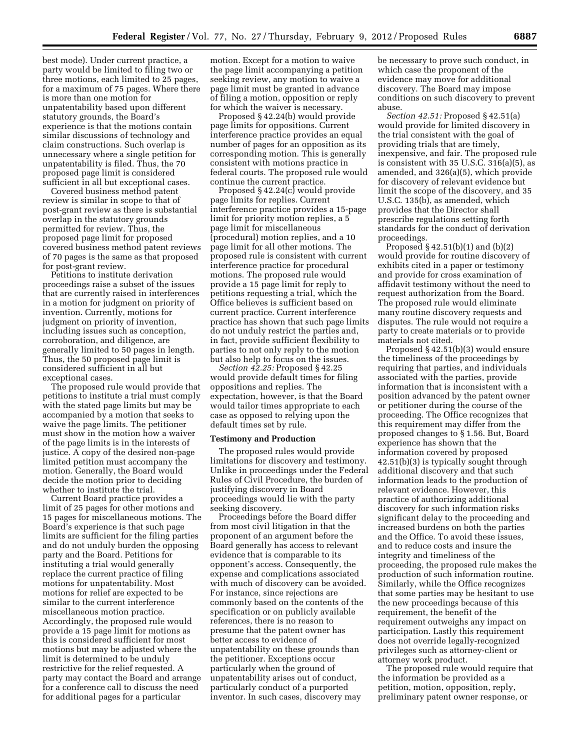best mode). Under current practice, a party would be limited to filing two or three motions, each limited to 25 pages, for a maximum of 75 pages. Where there is more than one motion for unpatentability based upon different statutory grounds, the Board's experience is that the motions contain similar discussions of technology and claim constructions. Such overlap is unnecessary where a single petition for unpatentability is filed. Thus, the 70 proposed page limit is considered sufficient in all but exceptional cases.

Covered business method patent review is similar in scope to that of post-grant review as there is substantial overlap in the statutory grounds permitted for review. Thus, the proposed page limit for proposed covered business method patent reviews of 70 pages is the same as that proposed for post-grant review.

Petitions to institute derivation proceedings raise a subset of the issues that are currently raised in interferences in a motion for judgment on priority of invention. Currently, motions for judgment on priority of invention, including issues such as conception, corroboration, and diligence, are generally limited to 50 pages in length. Thus, the 50 proposed page limit is considered sufficient in all but exceptional cases.

The proposed rule would provide that petitions to institute a trial must comply with the stated page limits but may be accompanied by a motion that seeks to waive the page limits. The petitioner must show in the motion how a waiver of the page limits is in the interests of justice. A copy of the desired non-page limited petition must accompany the motion. Generally, the Board would decide the motion prior to deciding whether to institute the trial.

Current Board practice provides a limit of 25 pages for other motions and 15 pages for miscellaneous motions. The Board's experience is that such page limits are sufficient for the filing parties and do not unduly burden the opposing party and the Board. Petitions for instituting a trial would generally replace the current practice of filing motions for unpatentability. Most motions for relief are expected to be similar to the current interference miscellaneous motion practice. Accordingly, the proposed rule would provide a 15 page limit for motions as this is considered sufficient for most motions but may be adjusted where the limit is determined to be unduly restrictive for the relief requested. A party may contact the Board and arrange for a conference call to discuss the need for additional pages for a particular motion. Except for a motion to waive the page limit accompanying a petition seeking review, any motion to waive a page limit must be granted in advance of filing a motion, opposition or reply for which the waiver is necessary.

Proposed § 42.24(b) would provide page limits for oppositions. Current interference practice provides an equal number of pages for an opposition as its corresponding motion. This is generally consistent with motions practice in federal courts. The proposed rule would continue the current practice.

Proposed § 42.24(c) would provide page limits for replies. Current interference practice provides a 15-page limit for priority motion replies, a 5 page limit for miscellaneous (procedural) motion replies, and a 10 page limit for all other motions. The proposed rule is consistent with current interference practice for procedural motions. The proposed rule would provide a 15 page limit for reply to petitions requesting a trial, which the Office believes is sufficient based on current practice. Current interference practice has shown that such page limits do not unduly restrict the parties and, in fact, provide sufficient flexibility to parties to not only reply to the motion but also help to focus on the issues.

*Section 42.25:* Proposed § 42.25 would provide default times for filing oppositions and replies. The expectation, however, is that the Board would tailor times appropriate to each case as opposed to relying upon the default times set by rule.

**Testimony and Production**

The proposed rules would provide limitations for discovery and testimony. Unlike in proceedings under the Federal Rules of Civil Procedure, the burden of justifying discovery in Board proceedings would lie with the party seeking discovery.

Proceedings before the Board differ from most civil litigation in that the proponent of an argument before the Board generally has access to relevant evidence that is comparable to its opponent's access. Consequently, the expense and complications associated with much of discovery can be avoided. For instance, since rejections are commonly based on the contents of the specification or on publicly available references, there is no reason to presume that the patent owner has better access to evidence of unpatentability on these grounds than the petitioner. Exceptions occur particularly when the ground of unpatentability arises out of conduct, particularly conduct of a purported inventor. In such cases, discovery may be necessary to prove such conduct, in which case the proponent of the evidence may move for additional discovery. The Board may impose conditions on such discovery to prevent abuse.

*Section 42.51:* Proposed § 42.51(a) would provide for limited discovery in the trial consistent with the goal of providing trials that are timely, inexpensive, and fair. The proposed rule is consistent with 35 U.S.C. 316(a)(5), as amended, and 326(a)(5), which provide for discovery of relevant evidence but limit the scope of the discovery, and 35 U.S.C. 135(b), as amended, which provides that the Director shall prescribe regulations setting forth standards for the conduct of derivation proceedings.

Proposed § 42.51(b)(1) and (b)(2) would provide for routine discovery of exhibits cited in a paper or testimony and provide for cross examination of affidavit testimony without the need to request authorization from the Board. The proposed rule would eliminate many routine discovery requests and disputes. The rule would not require a party to create materials or to provide materials not cited.

Proposed § 42.51(b)(3) would ensure the timeliness of the proceedings by requiring that parties, and individuals associated with the parties, provide information that is inconsistent with a position advanced by the patent owner or petitioner during the course of the proceeding. The Office recognizes that this requirement may differ from the proposed changes to § 1.56. But, Board experience has shown that the information covered by proposed 42.51(b)(3) is typically sought through additional discovery and that such information leads to the production of relevant evidence. However, this practice of authorizing additional discovery for such information risks significant delay to the proceeding and increased burdens on both the parties and the Office. To avoid these issues, and to reduce costs and insure the integrity and timeliness of the proceeding, the proposed rule makes the production of such information routine. Similarly, while the Office recognizes that some parties may be hesitant to use the new proceedings because of this requirement, the benefit of the requirement outweighs any impact on participation. Lastly this requirement does not override legally-recognized privileges such as attorney-client or attorney work product.

The proposed rule would require that the information be provided as a petition, motion, opposition, reply, preliminary patent owner response, or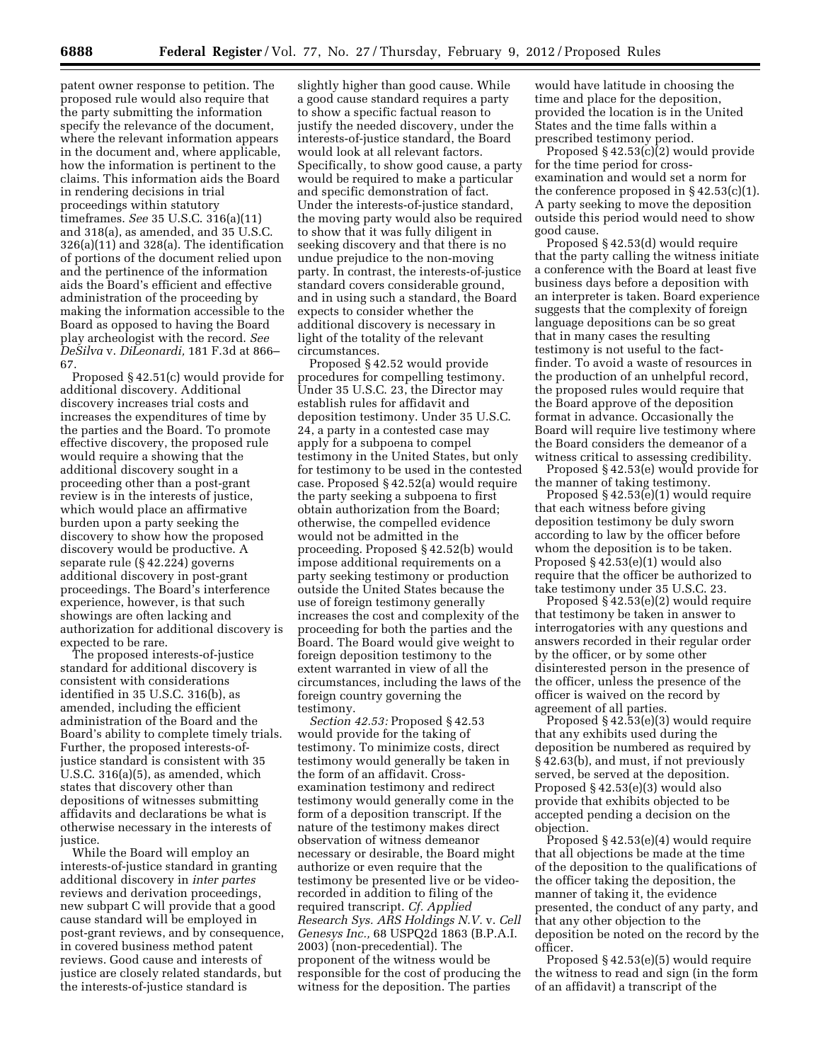patent owner response to petition. The proposed rule would also require that the party submitting the information specify the relevance of the document, where the relevant information appears in the document and, where applicable, how the information is pertinent to the claims. This information aids the Board in rendering decisions in trial proceedings within statutory timeframes. *See* 35 U.S.C. 316(a)(11) and 318(a), as amended, and 35 U.S.C. 326(a)(11) and 328(a). The identification of portions of the document relied upon and the pertinence of the information aids the Board's efficient and effective administration of the proceeding by making the information accessible to the Board as opposed to having the Board play archeologist with the record. *See DeSilva* v. *DiLeonardi,* 181 F.3d at 866–67.

Proposed § 42.51(c) would provide for additional discovery. Additional discovery increases trial costs and increases the expenditures of time by the parties and the Board. To promote effective discovery, the proposed rule would require a showing that the additional discovery sought in a proceeding other than a post-grant review is in the interests of justice, which would place an affirmative burden upon a party seeking the discovery to show how the proposed discovery would be productive. A separate rule (§ 42.224) governs additional discovery in post-grant proceedings. The Board's interference experience, however, is that such showings are often lacking and authorization for additional discovery is expected to be rare.

The proposed interests-of-justice standard for additional discovery is consistent with considerations identified in 35 U.S.C. 316(b), as amended, including the efficient administration of the Board and the Board's ability to complete timely trials. Further, the proposed interests-of-justice standard is consistent with 35 U.S.C. 316(a)(5), as amended, which states that discovery other than depositions of witnesses submitting affidavits and declarations be what is otherwise necessary in the interests of justice.

While the Board will employ an interests-of-justice standard in granting additional discovery in *inter partes* reviews and derivation proceedings, new subpart C will provide that a good cause standard will be employed in post-grant reviews, and by consequence, in covered business method patent reviews. Good cause and interests of justice are closely related standards, but the interests-of-justice standard is slightly higher than good cause. While a good cause standard requires a party to show a specific factual reason to justify the needed discovery, under the interests-of-justice standard, the Board would look at all relevant factors. Specifically, to show good cause, a party would be required to make a particular and specific demonstration of fact. Under the interests-of-justice standard, the moving party would also be required to show that it was fully diligent in seeking discovery and that there is no undue prejudice to the non-moving party. In contrast, the interests-of-justice standard covers considerable ground, and in using such a standard, the Board expects to consider whether the additional discovery is necessary in light of the totality of the relevant circumstances.

Proposed § 42.52 would provide procedures for compelling testimony. Under 35 U.S.C. 23, the Director may establish rules for affidavit and deposition testimony. Under 35 U.S.C. 24, a party in a contested case may apply for a subpoena to compel testimony in the United States, but only for testimony to be used in the contested case. Proposed § 42.52(a) would require the party seeking a subpoena to first obtain authorization from the Board; otherwise, the compelled evidence would not be admitted in the proceeding. Proposed § 42.52(b) would impose additional requirements on a party seeking testimony or production outside the United States because the use of foreign testimony generally increases the cost and complexity of the proceeding for both the parties and the Board. The Board would give weight to foreign deposition testimony to the extent warranted in view of all the circumstances, including the laws of the foreign country governing the testimony.

*Section 42.53:* Proposed § 42.53 would provide for the taking of testimony. To minimize costs, direct testimony would generally be taken in the form of an affidavit. Cross-examination testimony and redirect testimony would generally come in the form of a deposition transcript. If the nature of the testimony makes direct observation of witness demeanor necessary or desirable, the Board might authorize or even require that the testimony be presented live or be video-recorded in addition to filing of the required transcript. *Cf. Applied Research Sys. ARS Holdings N.V.* v. *Cell Genesys Inc.,* 68 USPQ2d 1863 (B.P.A.I. 2003) (non-precedential). The proponent of the witness would be responsible for the cost of producing the witness for the deposition. The parties would have latitude in choosing the time and place for the deposition, provided the location is in the United States and the time falls within a prescribed testimony period.

Proposed § 42.53(c)(2) would provide for the time period for cross-examination and would set a norm for the conference proposed in § 42.53(c)(1). A party seeking to move the deposition outside this period would need to show good cause.

Proposed § 42.53(d) would require that the party calling the witness initiate a conference with the Board at least five business days before a deposition with an interpreter is taken. Board experience suggests that the complexity of foreign language depositions can be so great that in many cases the resulting testimony is not useful to the fact-finder. To avoid a waste of resources in the production of an unhelpful record, the proposed rules would require that the Board approve of the deposition format in advance. Occasionally the Board will require live testimony where the Board considers the demeanor of a witness critical to assessing credibility.

Proposed § 42.53(e) would provide for the manner of taking testimony.

Proposed § 42.53(e)(1) would require that each witness before giving deposition testimony be duly sworn according to law by the officer before whom the deposition is to be taken. Proposed § 42.53(e)(1) would also require that the officer be authorized to take testimony under 35 U.S.C. 23.

Proposed § 42.53(e)(2) would require that testimony be taken in answer to interrogatories with any questions and answers recorded in their regular order by the officer, or by some other disinterested person in the presence of the officer, unless the presence of the officer is waived on the record by agreement of all parties.

Proposed § 42.53(e)(3) would require that any exhibits used during the deposition be numbered as required by § 42.63(b), and must, if not previously served, be served at the deposition. Proposed § 42.53(e)(3) would also provide that exhibits objected to be accepted pending a decision on the objection.

Proposed § 42.53(e)(4) would require that all objections be made at the time of the deposition to the qualifications of the officer taking the deposition, the manner of taking it, the evidence presented, the conduct of any party, and that any other objection to the deposition be noted on the record by the officer.

Proposed § 42.53(e)(5) would require the witness to read and sign (in the form of an affidavit) a transcript of the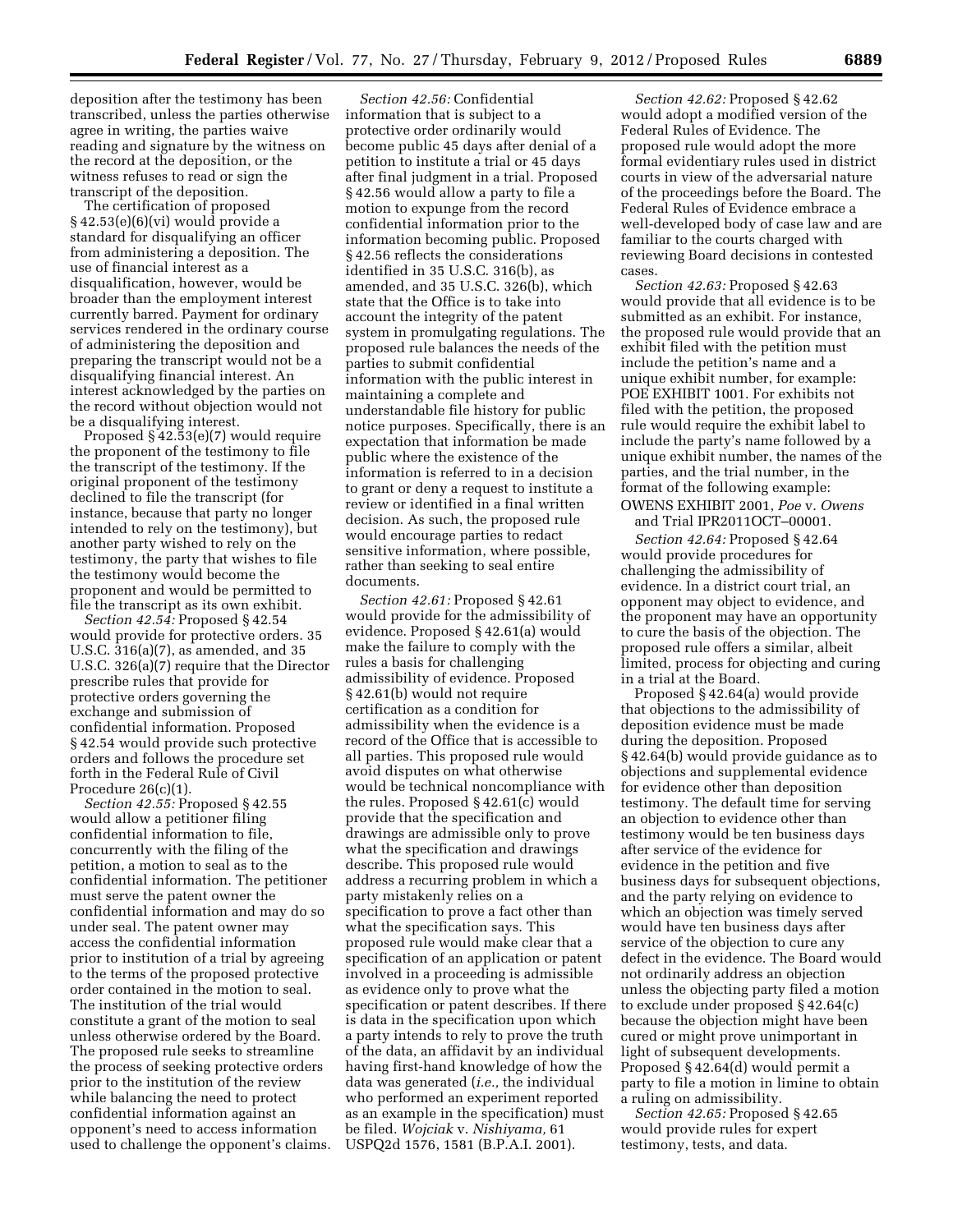deposition after the testimony has been transcribed, unless the parties otherwise agree in writing, the parties waive reading and signature by the witness on the record at the deposition, or the witness refuses to read or sign the transcript of the deposition.

The certification of proposed § 42.53(e)(6)(vi) would provide a standard for disqualifying an officer from administering a deposition. The use of financial interest as a disqualification, however, would be broader than the employment interest currently barred. Payment for ordinary services rendered in the ordinary course of administering the deposition and preparing the transcript would not be a disqualifying financial interest. An interest acknowledged by the parties on the record without objection would not be a disqualifying interest.

Proposed § 42.53(e)(7) would require the proponent of the testimony to file the transcript of the testimony. If the original proponent of the testimony declined to file the transcript (for instance, because that party no longer intended to rely on the testimony), but another party wished to rely on the testimony, the party that wishes to file the testimony would become the proponent and would be permitted to file the transcript as its own exhibit.

*Section 42.54:* Proposed § 42.54 would provide for protective orders. 35 U.S.C. 316(a)(7), as amended, and 35 U.S.C. 326(a)(7) require that the Director prescribe rules that provide for protective orders governing the exchange and submission of confidential information. Proposed § 42.54 would provide such protective orders and follows the procedure set forth in the Federal Rule of Civil Procedure 26(c)(1).

*Section 42.55:* Proposed § 42.55 would allow a petitioner filing confidential information to file, concurrently with the filing of the petition, a motion to seal as to the confidential information. The petitioner must serve the patent owner the confidential information and may do so under seal. The patent owner may access the confidential information prior to institution of a trial by agreeing to the terms of the proposed protective order contained in the motion to seal. The institution of the trial would constitute a grant of the motion to seal unless otherwise ordered by the Board. The proposed rule seeks to streamline the process of seeking protective orders prior to the institution of the review while balancing the need to protect confidential information against an opponent's need to access information used to challenge the opponent's claims.

*Section 42.56:* Confidential information that is subject to a protective order ordinarily would become public 45 days after denial of a petition to institute a trial or 45 days after final judgment in a trial. Proposed § 42.56 would allow a party to file a motion to expunge from the record confidential information prior to the information becoming public. Proposed § 42.56 reflects the considerations identified in 35 U.S.C. 316(b), as amended, and 35 U.S.C. 326(b), which state that the Office is to take into account the integrity of the patent system in promulgating regulations. The proposed rule balances the needs of the parties to submit confidential information with the public interest in maintaining a complete and understandable file history for public notice purposes. Specifically, there is an expectation that information be made public where the existence of the information is referred to in a decision to grant or deny a request to institute a review or identified in a final written decision. As such, the proposed rule would encourage parties to redact sensitive information, where possible, rather than seeking to seal entire documents.

*Section 42.61:* Proposed § 42.61 would provide for the admissibility of evidence. Proposed § 42.61(a) would make the failure to comply with the rules a basis for challenging admissibility of evidence. Proposed § 42.61(b) would not require certification as a condition for admissibility when the evidence is a record of the Office that is accessible to all parties. This proposed rule would avoid disputes on what otherwise would be technical noncompliance with the rules. Proposed § 42.61(c) would provide that the specification and drawings are admissible only to prove what the specification and drawings describe. This proposed rule would address a recurring problem in which a party mistakenly relies on a specification to prove a fact other than what the specification says. This proposed rule would make clear that a specification of an application or patent involved in a proceeding is admissible as evidence only to prove what the specification or patent describes. If there is data in the specification upon which a party intends to rely to prove the truth of the data, an affidavit by an individual having first-hand knowledge of how the data was generated (*i.e.,* the individual who performed an experiment reported as an example in the specification) must be filed. *Wojciak* v. *Nishiyama,* 61 USPQ2d 1576, 1581 (B.P.A.I. 2001).

*Section 42.62:* Proposed § 42.62 would adopt a modified version of the Federal Rules of Evidence. The proposed rule would adopt the more formal evidentiary rules used in district courts in view of the adversarial nature of the proceedings before the Board. The Federal Rules of Evidence embrace a well-developed body of case law and are familiar to the courts charged with reviewing Board decisions in contested cases.

*Section 42.63:* Proposed § 42.63 would provide that all evidence is to be submitted as an exhibit. For instance, the proposed rule would provide that an exhibit filed with the petition must include the petition's name and a unique exhibit number, for example: POE EXHIBIT 1001. For exhibits not filed with the petition, the proposed rule would require the exhibit label to include the party's name followed by a unique exhibit number, the names of the parties, and the trial number, in the format of the following example:

OWENS EXHIBIT 2001, *Poe* v. *Owens* and Trial IPR2011OCT–00001.

*Section 42.64:* Proposed § 42.64 would provide procedures for challenging the admissibility of evidence. In a district court trial, an opponent may object to evidence, and the proponent may have an opportunity to cure the basis of the objection. The proposed rule offers a similar, albeit limited, process for objecting and curing in a trial at the Board.

Proposed § 42.64(a) would provide that objections to the admissibility of deposition evidence must be made during the deposition. Proposed § 42.64(b) would provide guidance as to objections and supplemental evidence for evidence other than deposition testimony. The default time for serving an objection to evidence other than testimony would be ten business days after service of the evidence for evidence in the petition and five business days for subsequent objections, and the party relying on evidence to which an objection was timely served would have ten business days after service of the objection to cure any defect in the evidence. The Board would not ordinarily address an objection unless the objecting party filed a motion to exclude under proposed § 42.64(c) because the objection might have been cured or might prove unimportant in light of subsequent developments. Proposed § 42.64(d) would permit a party to file a motion in limine to obtain a ruling on admissibility.

*Section 42.65:* Proposed § 42.65 would provide rules for expert testimony, tests, and data.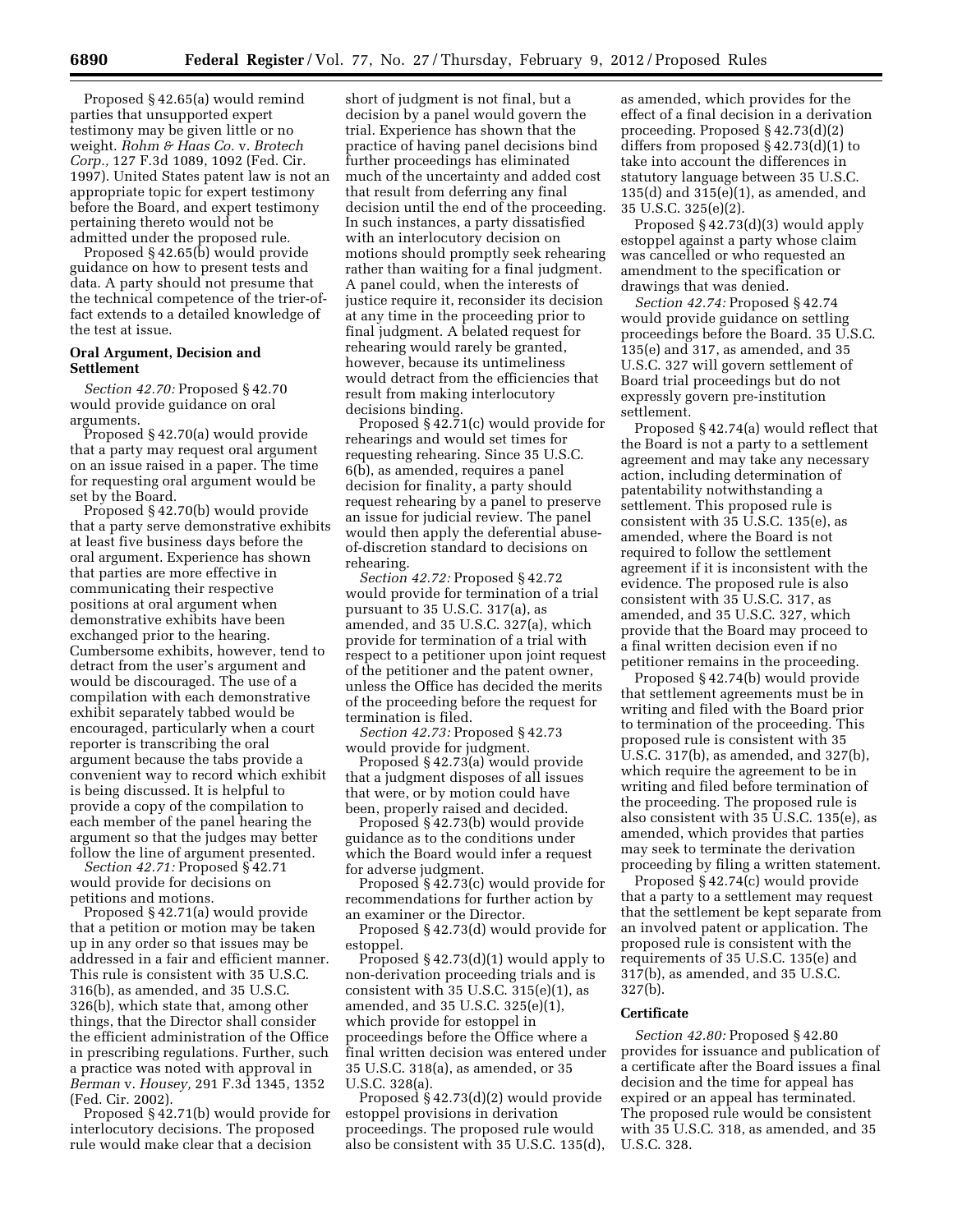Proposed § 42.65(a) would remind parties that unsupported expert testimony may be given little or no weight. *Rohm & Haas Co.* v. *Brotech Corp.,* 127 F.3d 1089, 1092 (Fed. Cir. 1997). United States patent law is not an appropriate topic for expert testimony before the Board, and expert testimony pertaining thereto would not be admitted under the proposed rule.

Proposed § 42.65(b) would provide guidance on how to present tests and data. A party should not presume that the technical competence of the trier-of-fact extends to a detailed knowledge of the test at issue.

### Oral Argument, Decision and Settlement

*Section 42.70:* Proposed § 42.70 would provide guidance on oral arguments.

Proposed § 42.70(a) would provide that a party may request oral argument on an issue raised in a paper. The time for requesting oral argument would be set by the Board.

Proposed § 42.70(b) would provide that a party serve demonstrative exhibits at least five business days before the oral argument. Experience has shown that parties are more effective in communicating their respective positions at oral argument when demonstrative exhibits have been exchanged prior to the hearing. Cumbersome exhibits, however, tend to detract from the user's argument and would be discouraged. The use of a compilation with each demonstrative exhibit separately tabbed would be encouraged, particularly when a court reporter is transcribing the oral argument because the tabs provide a convenient way to record which exhibit is being discussed. It is helpful to provide a copy of the compilation to each member of the panel hearing the argument so that the judges may better follow the line of argument presented.

*Section 42.71:* Proposed § 42.71 would provide for decisions on petitions and motions.

Proposed § 42.71(a) would provide that a petition or motion may be taken up in any order so that issues may be addressed in a fair and efficient manner. This rule is consistent with 35 U.S.C. 316(b), as amended, and 35 U.S.C. 326(b), which state that, among other things, that the Director shall consider the efficient administration of the Office in prescribing regulations. Further, such a practice was noted with approval in *Berman* v. *Housey,* 291 F.3d 1345, 1352 (Fed. Cir. 2002).

Proposed § 42.71(b) would provide for interlocutory decisions. The proposed rule would make clear that a decision short of judgment is not final, but a decision by a panel would govern the trial. Experience has shown that the practice of having panel decisions bind further proceedings has eliminated much of the uncertainty and added cost that result from deferring any final decision until the end of the proceeding. In such instances, a party dissatisfied with an interlocutory decision on motions should promptly seek rehearing rather than waiting for a final judgment. A panel could, when the interests of justice require it, reconsider its decision at any time in the proceeding prior to final judgment. A belated request for rehearing would rarely be granted, however, because its untimeliness would detract from the efficiencies that result from making interlocutory decisions binding.

Proposed § 42.71(c) would provide for rehearings and would set times for requesting rehearing. Since 35 U.S.C. 6(b), as amended, requires a panel decision for finality, a party should request rehearing by a panel to preserve an issue for judicial review. The panel would then apply the deferential abuse-of-discretion standard to decisions on rehearing.

*Section 42.72:* Proposed § 42.72 would provide for termination of a trial pursuant to 35 U.S.C. 317(a), as amended, and 35 U.S.C. 327(a), which provide for termination of a trial with respect to a petitioner upon joint request of the petitioner and the patent owner, unless the Office has decided the merits of the proceeding before the request for termination is filed.

*Section 42.73:* Proposed § 42.73 would provide for judgment.

Proposed § 42.73(a) would provide that a judgment disposes of all issues that were, or by motion could have been, properly raised and decided.

Proposed § 42.73(b) would provide guidance as to the conditions under which the Board would infer a request for adverse judgment.

Proposed § 42.73(c) would provide for recommendations for further action by an examiner or the Director.

Proposed § 42.73(d) would provide for estoppel.

Proposed § 42.73(d)(1) would apply to non-derivation proceeding trials and is consistent with 35 U.S.C. 315(e)(1), as amended, and 35 U.S.C. 325(e)(1), which provide for estoppel in proceedings before the Office where a final written decision was entered under 35 U.S.C. 318(a), as amended, or 35 U.S.C. 328(a).

Proposed § 42.73(d)(2) would provide estoppel provisions in derivation proceedings. The proposed rule would also be consistent with 35 U.S.C. 135(d), as amended, which provides for the effect of a final decision in a derivation proceeding. Proposed § 42.73(d)(2) differs from proposed § 42.73(d)(1) to take into account the differences in statutory language between 35 U.S.C. 135(d) and 315(e)(1), as amended, and 35 U.S.C. 325(e)(2).

Proposed § 42.73(d)(3) would apply estoppel against a party whose claim was cancelled or who requested an amendment to the specification or drawings that was denied.

*Section 42.74:* Proposed § 42.74 would provide guidance on settling proceedings before the Board. 35 U.S.C. 135(e) and 317, as amended, and 35 U.S.C. 327 will govern settlement of Board trial proceedings but do not expressly govern pre-institution settlement.

Proposed § 42.74(a) would reflect that the Board is not a party to a settlement agreement and may take any necessary action, including determination of patentability notwithstanding a settlement. This proposed rule is consistent with 35 U.S.C. 135(e), as amended, where the Board is not required to follow the settlement agreement if it is inconsistent with the evidence. The proposed rule is also consistent with 35 U.S.C. 317, as amended, and 35 U.S.C. 327, which provide that the Board may proceed to a final written decision even if no petitioner remains in the proceeding.

Proposed § 42.74(b) would provide that settlement agreements must be in writing and filed with the Board prior to termination of the proceeding. This proposed rule is consistent with 35 U.S.C. 317(b), as amended, and 327(b), which require the agreement to be in writing and filed before termination of the proceeding. The proposed rule is also consistent with 35 U.S.C. 135(e), as amended, which provides that parties may seek to terminate the derivation proceeding by filing a written statement.

Proposed § 42.74(c) would provide that a party to a settlement may request that the settlement be kept separate from an involved patent or application. The proposed rule is consistent with the requirements of 35 U.S.C. 135(e) and 317(b), as amended, and 35 U.S.C. 327(b).

### Certificate

*Section 42.80:* Proposed § 42.80 provides for issuance and publication of a certificate after the Board issues a final decision and the time for appeal has expired or an appeal has terminated. The proposed rule would be consistent with 35 U.S.C. 318, as amended, and 35 U.S.C. 328.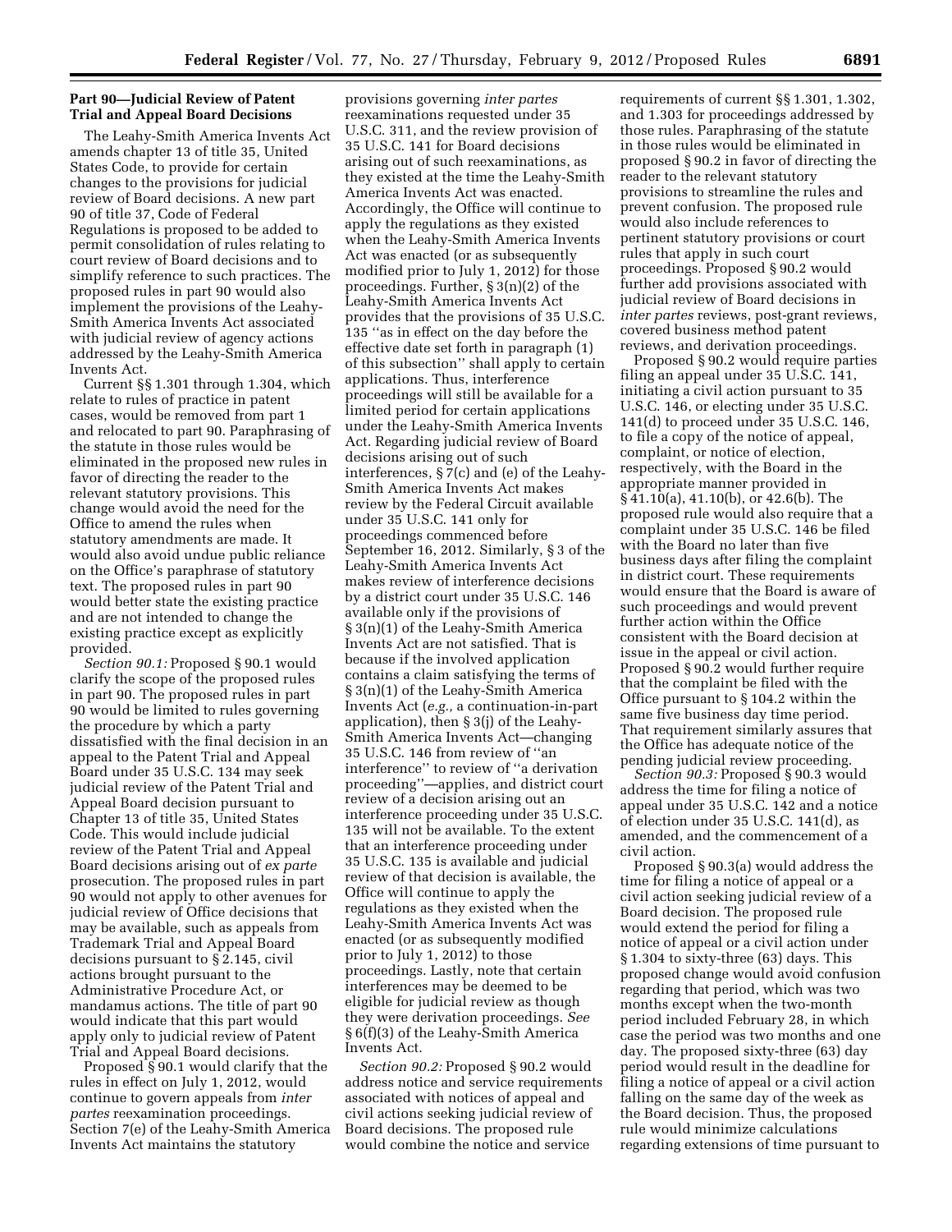**Part 90—Judicial Review of Patent Trial and Appeal Board Decisions**

The Leahy-Smith America Invents Act amends chapter 13 of title 35, United States Code, to provide for certain changes to the provisions for judicial review of Board decisions. A new part 90 of title 37, Code of Federal Regulations is proposed to be added to permit consolidation of rules relating to court review of Board decisions and to simplify reference to such practices. The proposed rules in part 90 would also implement the provisions of the Leahy-Smith America Invents Act associated with judicial review of agency actions addressed by the Leahy-Smith America Invents Act.

Current §§ 1.301 through 1.304, which relate to rules of practice in patent cases, would be removed from part 1 and relocated to part 90. Paraphrasing of the statute in those rules would be eliminated in the proposed new rules in favor of directing the reader to the relevant statutory provisions. This change would avoid the need for the Office to amend the rules when statutory amendments are made. It would also avoid undue public reliance on the Office's paraphrase of statutory text. The proposed rules in part 90 would better state the existing practice and are not intended to change the existing practice except as explicitly provided.

*Section 90.1:* Proposed § 90.1 would clarify the scope of the proposed rules in part 90. The proposed rules in part 90 would be limited to rules governing the procedure by which a party dissatisfied with the final decision in an appeal to the Patent Trial and Appeal Board under 35 U.S.C. 134 may seek judicial review of the Patent Trial and Appeal Board decision pursuant to Chapter 13 of title 35, United States Code. This would include judicial review of the Patent Trial and Appeal Board decisions arising out of *ex parte* prosecution. The proposed rules in part 90 would not apply to other avenues for judicial review of Office decisions that may be available, such as appeals from Trademark Trial and Appeal Board decisions pursuant to § 2.145, civil actions brought pursuant to the Administrative Procedure Act, or mandamus actions. The title of part 90 would indicate that this part would apply only to judicial review of Patent Trial and Appeal Board decisions.

Proposed § 90.1 would clarify that the rules in effect on July 1, 2012, would continue to govern appeals from *inter partes* reexamination proceedings. Section 7(e) of the Leahy-Smith America Invents Act maintains the statutory provisions governing *inter partes* reexaminations requested under 35 U.S.C. 311, and the review provision of 35 U.S.C. 141 for Board decisions arising out of such reexaminations, as they existed at the time the Leahy-Smith America Invents Act was enacted. Accordingly, the Office will continue to apply the regulations as they existed when the Leahy-Smith America Invents Act was enacted (or as subsequently modified prior to July 1, 2012) for those proceedings. Further, § 3(n)(2) of the Leahy-Smith America Invents Act provides that the provisions of 35 U.S.C. 135 ''as in effect on the day before the effective date set forth in paragraph (1) of this subsection'' shall apply to certain applications. Thus, interference proceedings will still be available for a limited period for certain applications under the Leahy-Smith America Invents Act. Regarding judicial review of Board decisions arising out of such interferences, § 7(c) and (e) of the Leahy-Smith America Invents Act makes review by the Federal Circuit available under 35 U.S.C. 141 only for proceedings commenced before September 16, 2012. Similarly, § 3 of the Leahy-Smith America Invents Act makes review of interference decisions by a district court under 35 U.S.C. 146 available only if the provisions of § 3(n)(1) of the Leahy-Smith America Invents Act are not satisfied. That is because if the involved application contains a claim satisfying the terms of § 3(n)(1) of the Leahy-Smith America Invents Act (*e.g.,* a continuation-in-part application), then § 3(j) of the Leahy-Smith America Invents Act—changing 35 U.S.C. 146 from review of ''an interference'' to review of ''a derivation proceeding''—applies, and district court review of a decision arising out an interference proceeding under 35 U.S.C. 135 will not be available. To the extent that an interference proceeding under 35 U.S.C. 135 is available and judicial review of that decision is available, the Office will continue to apply the regulations as they existed when the Leahy-Smith America Invents Act was enacted (or as subsequently modified prior to July 1, 2012) to those proceedings. Lastly, note that certain interferences may be deemed to be eligible for judicial review as though they were derivation proceedings. *See* § 6(f)(3) of the Leahy-Smith America Invents Act.

*Section 90.2:* Proposed § 90.2 would address notice and service requirements associated with notices of appeal and civil actions seeking judicial review of Board decisions. The proposed rule would combine the notice and service requirements of current §§ 1.301, 1.302, and 1.303 for proceedings addressed by those rules. Paraphrasing of the statute in those rules would be eliminated in proposed § 90.2 in favor of directing the reader to the relevant statutory provisions to streamline the rules and prevent confusion. The proposed rule would also include references to pertinent statutory provisions or court rules that apply in such court proceedings. Proposed § 90.2 would further add provisions associated with judicial review of Board decisions in *inter partes* reviews, post-grant reviews, covered business method patent reviews, and derivation proceedings.

Proposed § 90.2 would require parties filing an appeal under 35 U.S.C. 141, initiating a civil action pursuant to 35 U.S.C. 146, or electing under 35 U.S.C. 141(d) to proceed under 35 U.S.C. 146, to file a copy of the notice of appeal, complaint, or notice of election, respectively, with the Board in the appropriate manner provided in § 41.10(a), 41.10(b), or 42.6(b). The proposed rule would also require that a complaint under 35 U.S.C. 146 be filed with the Board no later than five business days after filing the complaint in district court. These requirements would ensure that the Board is aware of such proceedings and would prevent further action within the Office consistent with the Board decision at issue in the appeal or civil action. Proposed § 90.2 would further require that the complaint be filed with the Office pursuant to § 104.2 within the same five business day time period. That requirement similarly assures that the Office has adequate notice of the pending judicial review proceeding.

*Section 90.3:* Proposed § 90.3 would address the time for filing a notice of appeal under 35 U.S.C. 142 and a notice of election under 35 U.S.C. 141(d), as amended, and the commencement of a civil action.

Proposed § 90.3(a) would address the time for filing a notice of appeal or a civil action seeking judicial review of a Board decision. The proposed rule would extend the period for filing a notice of appeal or a civil action under § 1.304 to sixty-three (63) days. This proposed change would avoid confusion regarding that period, which was two months except when the two-month period included February 28, in which case the period was two months and one day. The proposed sixty-three (63) day period would result in the deadline for filing a notice of appeal or a civil action falling on the same day of the week as the Board decision. Thus, the proposed rule would minimize calculations regarding extensions of time pursuant to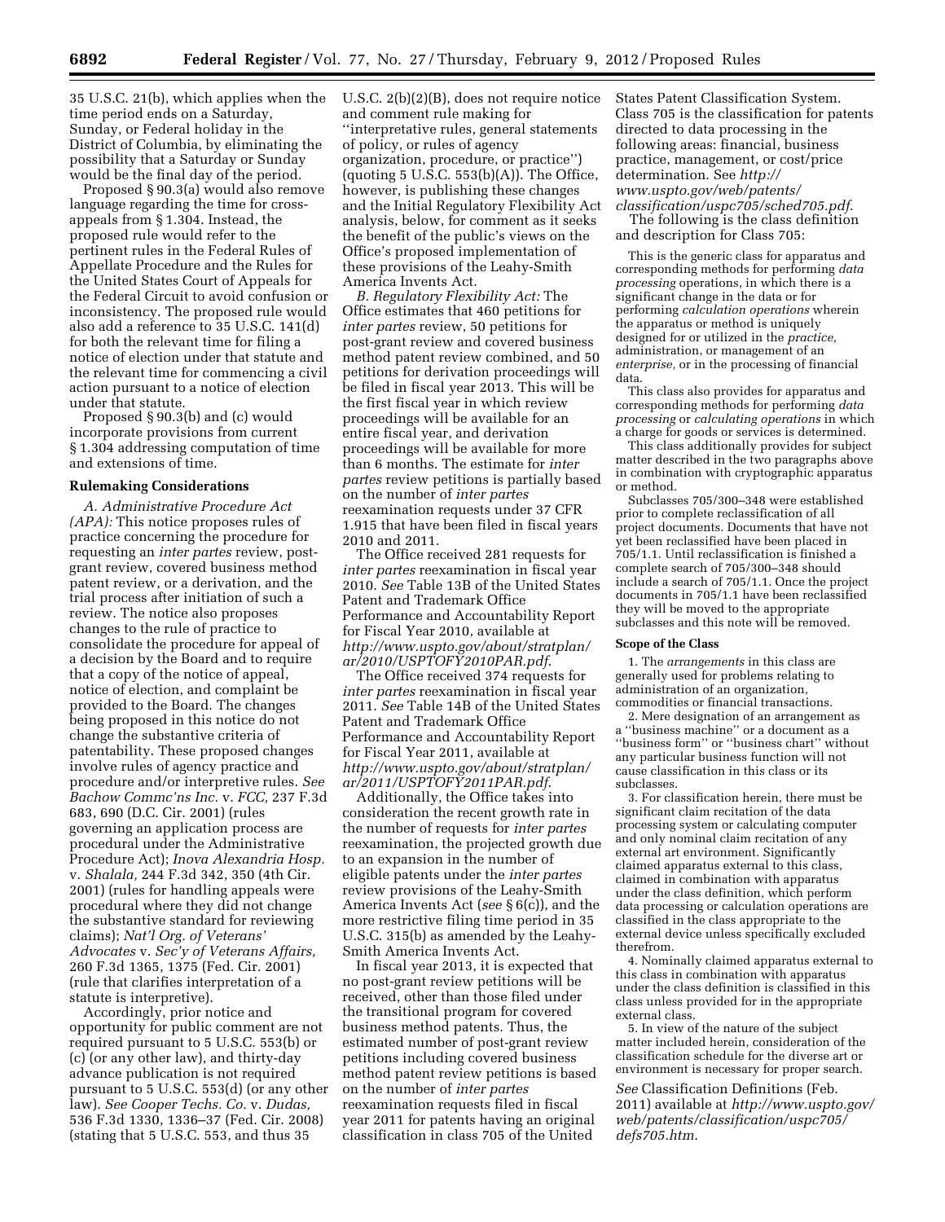35 U.S.C. 21(b), which applies when the time period ends on a Saturday, Sunday, or Federal holiday in the District of Columbia, by eliminating the possibility that a Saturday or Sunday would be the final day of the period.

Proposed § 90.3(a) would also remove language regarding the time for cross-appeals from § 1.304. Instead, the proposed rule would refer to the pertinent rules in the Federal Rules of Appellate Procedure and the Rules for the United States Court of Appeals for the Federal Circuit to avoid confusion or inconsistency. The proposed rule would also add a reference to 35 U.S.C. 141(d) for both the relevant time for filing a notice of election under that statute and the relevant time for commencing a civil action pursuant to a notice of election under that statute.

Proposed § 90.3(b) and (c) would incorporate provisions from current § 1.304 addressing computation of time and extensions of time.

### Rulemaking Considerations

*A. Administrative Procedure Act (APA):* This notice proposes rules of practice concerning the procedure for requesting an *inter partes* review, post-grant review, covered business method patent review, or a derivation, and the trial process after initiation of such a review. The notice also proposes changes to the rule of practice to consolidate the procedure for appeal of a decision by the Board and to require that a copy of the notice of appeal, notice of election, and complaint be provided to the Board. The changes being proposed in this notice do not change the substantive criteria of patentability. These proposed changes involve rules of agency practice and procedure and/or interpretive rules. *See Bachow Commc'ns Inc.* v. *FCC,* 237 F.3d 683, 690 (D.C. Cir. 2001) (rules governing an application process are procedural under the Administrative Procedure Act); *Inova Alexandria Hosp.* v. *Shalala,* 244 F.3d 342, 350 (4th Cir. 2001) (rules for handling appeals were procedural where they did not change the substantive standard for reviewing claims); *Nat'l Org. of Veterans' Advocates* v. *Sec'y of Veterans Affairs,* 260 F.3d 1365, 1375 (Fed. Cir. 2001) (rule that clarifies interpretation of a statute is interpretive).

Accordingly, prior notice and opportunity for public comment are not required pursuant to 5 U.S.C. 553(b) or (c) (or any other law), and thirty-day advance publication is not required pursuant to 5 U.S.C. 553(d) (or any other law). *See Cooper Techs. Co.* v. *Dudas,* 536 F.3d 1330, 1336–37 (Fed. Cir. 2008) (stating that 5 U.S.C. 553, and thus 35 U.S.C. 2(b)(2)(B), does not require notice and comment rule making for ''interpretative rules, general statements of policy, or rules of agency organization, procedure, or practice'') (quoting 5 U.S.C. 553(b)(A)). The Office, however, is publishing these changes and the Initial Regulatory Flexibility Act analysis, below, for comment as it seeks the benefit of the public's views on the Office's proposed implementation of these provisions of the Leahy-Smith America Invents Act.

*B. Regulatory Flexibility Act:* The Office estimates that 460 petitions for *inter partes* review, 50 petitions for post-grant review and covered business method patent review combined, and 50 petitions for derivation proceedings will be filed in fiscal year 2013. This will be the first fiscal year in which review proceedings will be available for an entire fiscal year, and derivation proceedings will be available for more than 6 months. The estimate for *inter partes* review petitions is partially based on the number of *inter partes* reexamination requests under 37 CFR 1.915 that have been filed in fiscal years 2010 and 2011.

The Office received 281 requests for *inter partes* reexamination in fiscal year 2010. *See* Table 13B of the United States Patent and Trademark Office Performance and Accountability Report for Fiscal Year 2010, available at *http://www.uspto.gov/about/stratplan/ar/2010/USPTOFY2010PAR.pdf.*

The Office received 374 requests for *inter partes* reexamination in fiscal year 2011. *See* Table 14B of the United States Patent and Trademark Office Performance and Accountability Report for Fiscal Year 2011, available at *http://www.uspto.gov/about/stratplan/ar/2011/USPTOFY2011PAR.pdf.*

Additionally, the Office takes into consideration the recent growth rate in the number of requests for *inter partes* reexamination, the projected growth due to an expansion in the number of eligible patents under the *inter partes* review provisions of the Leahy-Smith America Invents Act (*see* § 6(c)), and the more restrictive filing time period in 35 U.S.C. 315(b) as amended by the Leahy-Smith America Invents Act.

In fiscal year 2013, it is expected that no post-grant review petitions will be received, other than those filed under the transitional program for covered business method patents. Thus, the estimated number of post-grant review petitions including covered business method patent review petitions is based on the number of *inter partes* reexamination requests filed in fiscal year 2011 for patents having an original classification in class 705 of the United States Patent Classification System. Class 705 is the classification for patents directed to data processing in the following areas: financial, business practice, management, or cost/price determination. See *http://www.uspto.gov/web/patents/classification/uspc705/sched705.pdf.*

The following is the class definition and description for Class 705:

This is the generic class for apparatus and corresponding methods for performing *data processing* operations, in which there is a significant change in the data or for performing *calculation operations* wherein the apparatus or method is uniquely designed for or utilized in the *practice,* administration, or management of an *enterprise,* or in the processing of financial data.

This class also provides for apparatus and corresponding methods for performing *data processing* or *calculating operations* in which a charge for goods or services is determined.

This class additionally provides for subject matter described in the two paragraphs above in combination with cryptographic apparatus or method.

Subclasses 705/300–348 were established prior to complete reclassification of all project documents. Documents that have not yet been reclassified have been placed in 705/1.1. Until reclassification is finished a complete search of 705/300–348 should include a search of 705/1.1. Once the project documents in 705/1.1 have been reclassified they will be moved to the appropriate subclasses and this note will be removed.

**Scope of the Class**

1. The *arrangements* in this class are generally used for problems relating to administration of an organization, commodities or financial transactions.

2. Mere designation of an arrangement as a ''business machine'' or a document as a ''business form'' or ''business chart'' without any particular business function will not cause classification in this class or its subclasses.

3. For classification herein, there must be significant claim recitation of the data processing system or calculating computer and only nominal claim recitation of any external art environment. Significantly claimed apparatus external to this class, claimed in combination with apparatus under the class definition, which perform data processing or calculation operations are classified in the class appropriate to the external device unless specifically excluded therefrom.

4. Nominally claimed apparatus external to this class in combination with apparatus under the class definition is classified in this class unless provided for in the appropriate external class.

5. In view of the nature of the subject matter included herein, consideration of the classification schedule for the diverse art or environment is necessary for proper search.

*See* Classification Definitions (Feb. 2011) available at *http://www.uspto.gov/web/patents/classification/uspc705/defs705.htm.*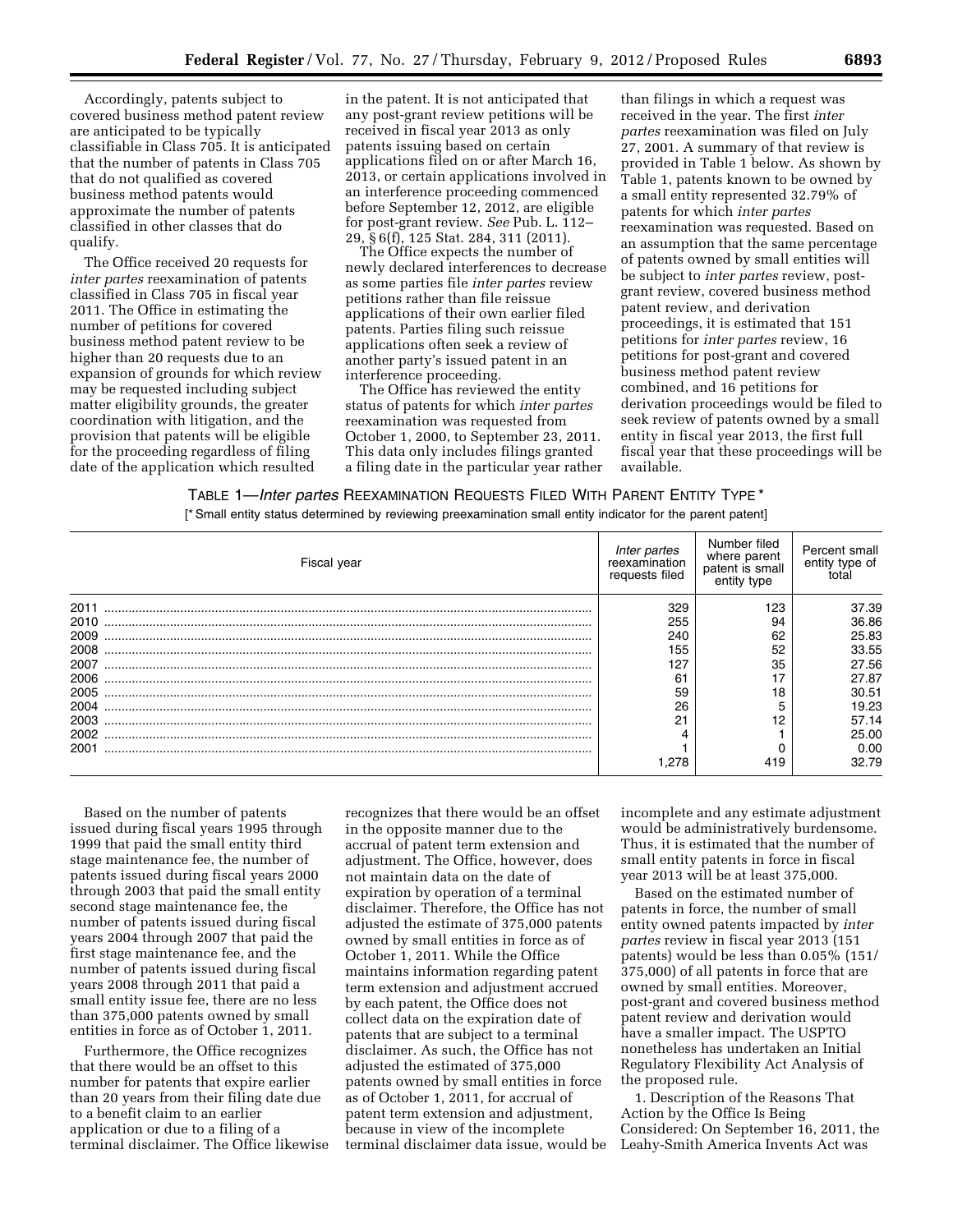Accordingly, patents subject to covered business method patent review are anticipated to be typically classifiable in Class 705. It is anticipated that the number of patents in Class 705 that do not qualified as covered business method patents would approximate the number of patents classified in other classes that do qualify.

The Office received 20 requests for *inter partes* reexamination of patents classified in Class 705 in fiscal year 2011. The Office in estimating the number of petitions for covered business method patent review to be higher than 20 requests due to an expansion of grounds for which review may be requested including subject matter eligibility grounds, the greater coordination with litigation, and the provision that patents will be eligible for the proceeding regardless of filing date of the application which resulted in the patent. It is not anticipated that any post-grant review petitions will be received in fiscal year 2013 as only patents issuing based on certain applications filed on or after March 16, 2013, or certain applications involved in an interference proceeding commenced before September 12, 2012, are eligible for post-grant review. *See* Pub. L. 112–29, § 6(f), 125 Stat. 284, 311 (2011).

The Office expects the number of newly declared interferences to decrease as some parties file *inter partes* review petitions rather than file reissue applications of their own earlier filed patents. Parties filing such reissue applications often seek a review of another party's issued patent in an interference proceeding.

The Office has reviewed the entity status of patents for which *inter partes* reexamination was requested from October 1, 2000, to September 23, 2011. This data only includes filings granted a filing date in the particular year rather than filings in which a request was received in the year. The first *inter partes* reexamination was filed on July 27, 2001. A summary of that review is provided in Table 1 below. As shown by Table 1, patents known to be owned by a small entity represented 32.79% of patents for which *inter partes* reexamination was requested. Based on an assumption that the same percentage of patents owned by small entities will be subject to *inter partes* review, post-grant review, covered business method patent review, and derivation proceedings, it is estimated that 151 petitions for *inter partes* review, 16 petitions for post-grant and covered business method patent review combined, and 16 petitions for derivation proceedings would be filed to seek review of patents owned by a small entity in fiscal year 2013, the first full fiscal year that these proceedings will be available.

TABLE 1—*Inter partes* REEXAMINATION REQUESTS FILED WITH PARENT ENTITY TYPE *

[* Small entity status determined by reviewing preexamination small entity indicator for the parent patent]

| Fiscal year | *Inter partes* reexamination requests filed | Number filed where parent patent is small entity type | Percent small entity type of total |
|---|---|---|---|
| 2011 | 329 | 123 | 37.39 |
| 2010 | 255 | 94 | 36.86 |
| 2009 | 240 | 62 | 25.83 |
| 2008 | 155 | 52 | 33.55 |
| 2007 | 127 | 35 | 27.56 |
| 2006 | 61 | 17 | 27.87 |
| 2005 | 59 | 18 | 30.51 |
| 2004 | 26 | 5 | 19.23 |
| 2003 | 21 | 12 | 57.14 |
| 2002 | 4 | 1 | 25.00 |
| 2001 | 1 | 0 | 0.00 |
| | 1,278 | 419 | 32.79 |

Based on the number of patents issued during fiscal years 1995 through 1999 that paid the small entity third stage maintenance fee, the number of patents issued during fiscal years 2000 through 2003 that paid the small entity second stage maintenance fee, the number of patents issued during fiscal years 2004 through 2007 that paid the first stage maintenance fee, and the number of patents issued during fiscal years 2008 through 2011 that paid a small entity issue fee, there are no less than 375,000 patents owned by small entities in force as of October 1, 2011.

Furthermore, the Office recognizes that there would be an offset to this number for patents that expire earlier than 20 years from their filing date due to a benefit claim to an earlier application or due to a filing of a terminal disclaimer. The Office likewise recognizes that there would be an offset in the opposite manner due to the accrual of patent term extension and adjustment. The Office, however, does not maintain data on the date of expiration by operation of a terminal disclaimer. Therefore, the Office has not adjusted the estimate of 375,000 patents owned by small entities in force as of October 1, 2011. While the Office maintains information regarding patent term extension and adjustment accrued by each patent, the Office does not collect data on the expiration date of patents that are subject to a terminal disclaimer. As such, the Office has not adjusted the estimated of 375,000 patents owned by small entities in force as of October 1, 2011, for accrual of patent term extension and adjustment, because in view of the incomplete terminal disclaimer data issue, would be incomplete and any estimate adjustment would be administratively burdensome. Thus, it is estimated that the number of small entity patents in force in fiscal year 2013 will be at least 375,000.

Based on the estimated number of patents in force, the number of small entity owned patents impacted by *inter partes* review in fiscal year 2013 (151 patents) would be less than 0.05% (151/375,000) of all patents in force that are owned by small entities. Moreover, post-grant and covered business method patent review and derivation would have a smaller impact. The USPTO nonetheless has undertaken an Initial Regulatory Flexibility Act Analysis of the proposed rule.

1. Description of the Reasons That Action by the Office Is Being Considered: On September 16, 2011, the Leahy-Smith America Invents Act was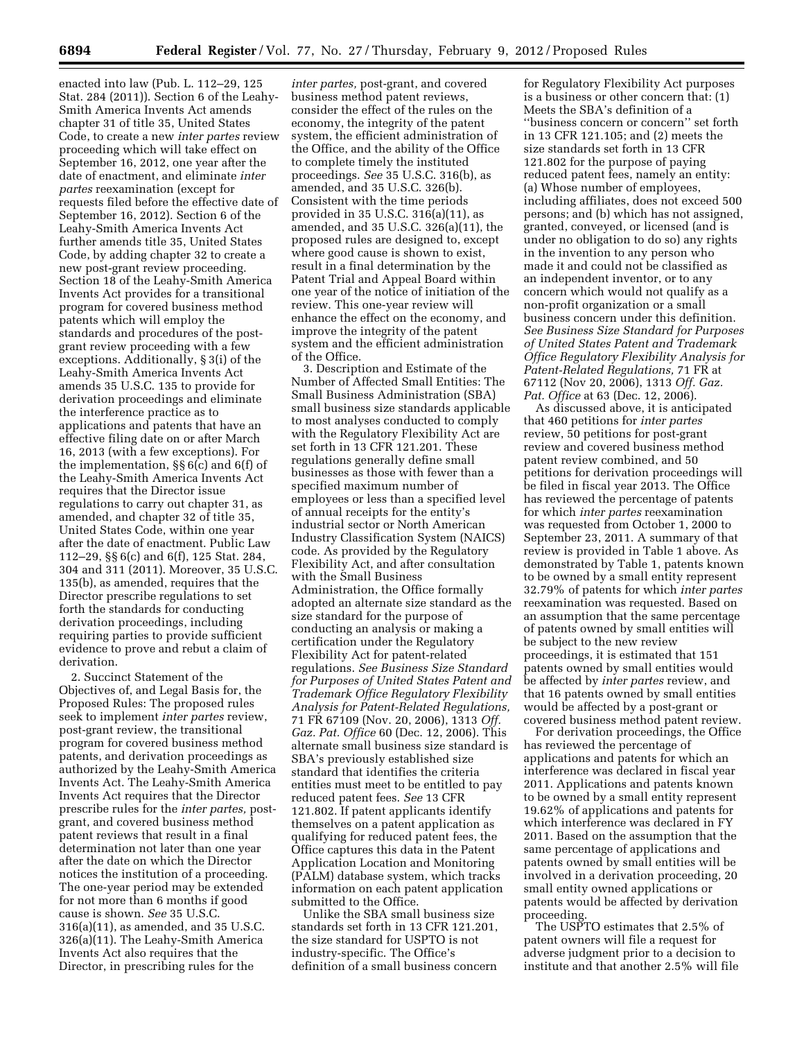enacted into law (Pub. L. 112–29, 125 Stat. 284 (2011)). Section 6 of the Leahy-Smith America Invents Act amends chapter 31 of title 35, United States Code, to create a new *inter partes* review proceeding which will take effect on September 16, 2012, one year after the date of enactment, and eliminate *inter partes* reexamination (except for requests filed before the effective date of September 16, 2012). Section 6 of the Leahy-Smith America Invents Act further amends title 35, United States Code, by adding chapter 32 to create a new post-grant review proceeding. Section 18 of the Leahy-Smith America Invents Act provides for a transitional program for covered business method patents which will employ the standards and procedures of the post-grant review proceeding with a few exceptions. Additionally, § 3(i) of the Leahy-Smith America Invents Act amends 35 U.S.C. 135 to provide for derivation proceedings and eliminate the interference practice as to applications and patents that have an effective filing date on or after March 16, 2013 (with a few exceptions). For the implementation, §§ 6(c) and 6(f) of the Leahy-Smith America Invents Act requires that the Director issue regulations to carry out chapter 31, as amended, and chapter 32 of title 35, United States Code, within one year after the date of enactment. Public Law 112–29, §§ 6(c) and 6(f), 125 Stat. 284, 304 and 311 (2011). Moreover, 35 U.S.C. 135(b), as amended, requires that the Director prescribe regulations to set forth the standards for conducting derivation proceedings, including requiring parties to provide sufficient evidence to prove and rebut a claim of derivation.

2. Succinct Statement of the Objectives of, and Legal Basis for, the Proposed Rules: The proposed rules seek to implement *inter partes* review, post-grant review, the transitional program for covered business method patents, and derivation proceedings as authorized by the Leahy-Smith America Invents Act. The Leahy-Smith America Invents Act requires that the Director prescribe rules for the *inter partes,* post-grant, and covered business method patent reviews that result in a final determination not later than one year after the date on which the Director notices the institution of a proceeding. The one-year period may be extended for not more than 6 months if good cause is shown. *See* 35 U.S.C. 316(a)(11), as amended, and 35 U.S.C. 326(a)(11). The Leahy-Smith America Invents Act also requires that the Director, in prescribing rules for the *inter partes,* post-grant, and covered business method patent reviews, consider the effect of the rules on the economy, the integrity of the patent system, the efficient administration of the Office, and the ability of the Office to complete timely the instituted proceedings. *See* 35 U.S.C. 316(b), as amended, and 35 U.S.C. 326(b). Consistent with the time periods provided in 35 U.S.C. 316(a)(11), as amended, and 35 U.S.C. 326(a)(11), the proposed rules are designed to, except where good cause is shown to exist, result in a final determination by the Patent Trial and Appeal Board within one year of the notice of initiation of the review. This one-year review will enhance the effect on the economy, and improve the integrity of the patent system and the efficient administration of the Office.

3. Description and Estimate of the Number of Affected Small Entities: The Small Business Administration (SBA) small business size standards applicable to most analyses conducted to comply with the Regulatory Flexibility Act are set forth in 13 CFR 121.201. These regulations generally define small businesses as those with fewer than a specified maximum number of employees or less than a specified level of annual receipts for the entity's industrial sector or North American Industry Classification System (NAICS) code. As provided by the Regulatory Flexibility Act, and after consultation with the Small Business Administration, the Office formally adopted an alternate size standard as the size standard for the purpose of conducting an analysis or making a certification under the Regulatory Flexibility Act for patent-related regulations. *See Business Size Standard for Purposes of United States Patent and Trademark Office Regulatory Flexibility Analysis for Patent-Related Regulations,* 71 FR 67109 (Nov. 20, 2006), 1313 *Off. Gaz. Pat. Office* 60 (Dec. 12, 2006). This alternate small business size standard is SBA's previously established size standard that identifies the criteria entities must meet to be entitled to pay reduced patent fees. *See* 13 CFR 121.802. If patent applicants identify themselves on a patent application as qualifying for reduced patent fees, the Office captures this data in the Patent Application Location and Monitoring (PALM) database system, which tracks information on each patent application submitted to the Office.

Unlike the SBA small business size standards set forth in 13 CFR 121.201, the size standard for USPTO is not industry-specific. The Office's definition of a small business concern for Regulatory Flexibility Act purposes is a business or other concern that: (1) Meets the SBA's definition of a ''business concern or concern'' set forth in 13 CFR 121.105; and (2) meets the size standards set forth in 13 CFR 121.802 for the purpose of paying reduced patent fees, namely an entity: (a) Whose number of employees, including affiliates, does not exceed 500 persons; and (b) which has not assigned, granted, conveyed, or licensed (and is under no obligation to do so) any rights in the invention to any person who made it and could not be classified as an independent inventor, or to any concern which would not qualify as a non-profit organization or a small business concern under this definition. *See Business Size Standard for Purposes of United States Patent and Trademark Office Regulatory Flexibility Analysis for Patent-Related Regulations,* 71 FR at 67112 (Nov 20, 2006), 1313 *Off. Gaz. Pat. Office* at 63 (Dec. 12, 2006).

As discussed above, it is anticipated that 460 petitions for *inter partes* review, 50 petitions for post-grant review and covered business method patent review combined, and 50 petitions for derivation proceedings will be filed in fiscal year 2013. The Office has reviewed the percentage of patents for which *inter partes* reexamination was requested from October 1, 2000 to September 23, 2011. A summary of that review is provided in Table 1 above. As demonstrated by Table 1, patents known to be owned by a small entity represent 32.79% of patents for which *inter partes* reexamination was requested. Based on an assumption that the same percentage of patents owned by small entities will be subject to the new review proceedings, it is estimated that 151 patents owned by small entities would be affected by *inter partes* review, and that 16 patents owned by small entities would be affected by a post-grant or covered business method patent review.

For derivation proceedings, the Office has reviewed the percentage of applications and patents for which an interference was declared in fiscal year 2011. Applications and patents known to be owned by a small entity represent 19.62% of applications and patents for which interference was declared in FY 2011. Based on the assumption that the same percentage of applications and patents owned by small entities will be involved in a derivation proceeding, 20 small entity owned applications or patents would be affected by derivation proceeding.

The USPTO estimates that 2.5% of patent owners will file a request for adverse judgment prior to a decision to institute and that another 2.5% will file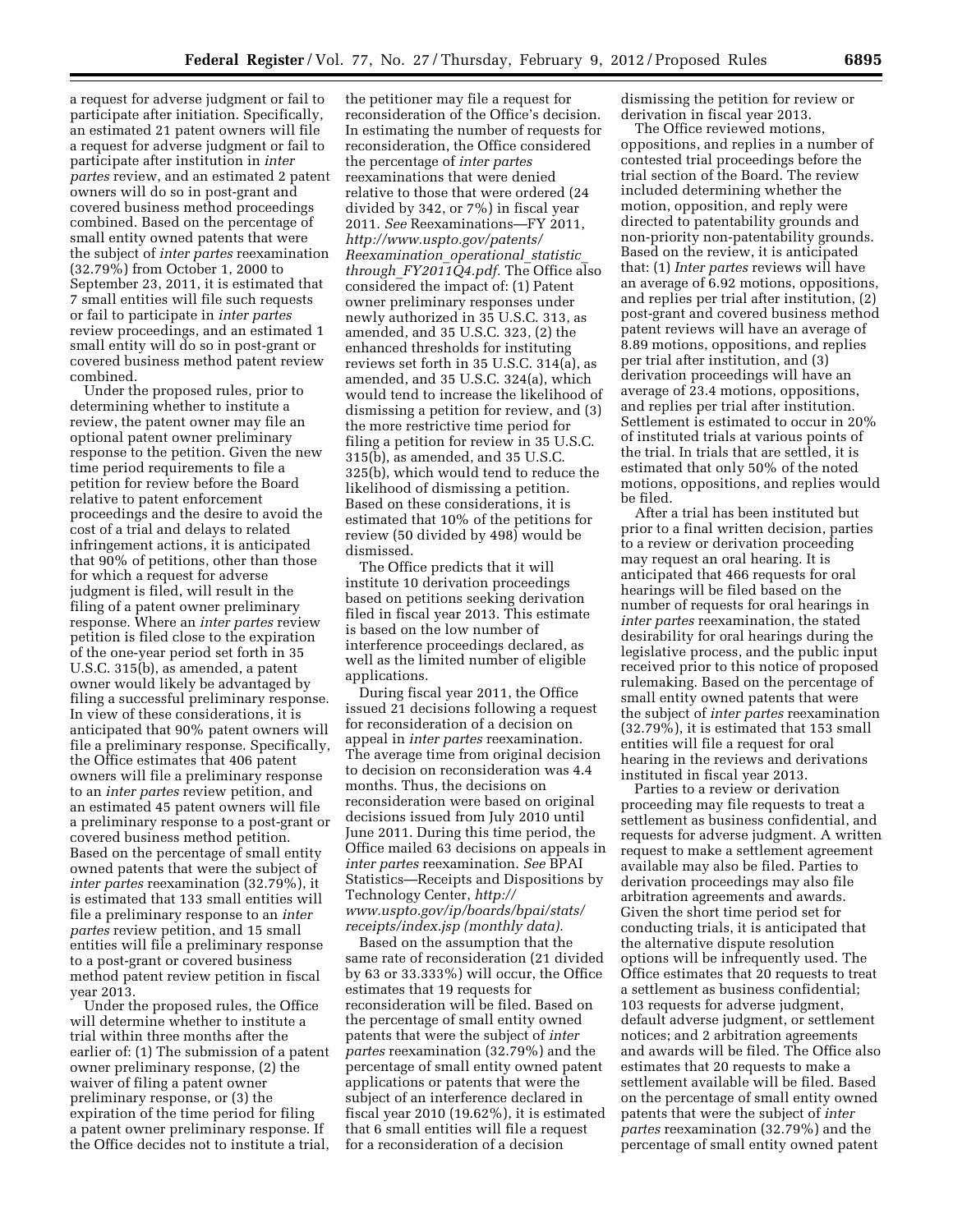a request for adverse judgment or fail to participate after initiation. Specifically, an estimated 21 patent owners will file a request for adverse judgment or fail to participate after institution in *inter partes* review, and an estimated 2 patent owners will do so in post-grant and covered business method proceedings combined. Based on the percentage of small entity owned patents that were the subject of *inter partes* reexamination (32.79%) from October 1, 2000 to September 23, 2011, it is estimated that 7 small entities will file such requests or fail to participate in *inter partes* review proceedings, and an estimated 1 small entity will do so in post-grant or covered business method patent review combined.

Under the proposed rules, prior to determining whether to institute a review, the patent owner may file an optional patent owner preliminary response to the petition. Given the new time period requirements to file a petition for review before the Board relative to patent enforcement proceedings and the desire to avoid the cost of a trial and delays to related infringement actions, it is anticipated that 90% of petitions, other than those for which a request for adverse judgment is filed, will result in the filing of a patent owner preliminary response. Where an *inter partes* review petition is filed close to the expiration of the one-year period set forth in 35 U.S.C. 315(b), as amended, a patent owner would likely be advantaged by filing a successful preliminary response. In view of these considerations, it is anticipated that 90% patent owners will file a preliminary response. Specifically, the Office estimates that 406 patent owners will file a preliminary response to an *inter partes* review petition, and an estimated 45 patent owners will file a preliminary response to a post-grant or covered business method petition. Based on the percentage of small entity owned patents that were the subject of *inter partes* reexamination (32.79%), it is estimated that 133 small entities will file a preliminary response to an *inter partes* review petition, and 15 small entities will file a preliminary response to a post-grant or covered business method patent review petition in fiscal year 2013.

Under the proposed rules, the Office will determine whether to institute a trial within three months after the earlier of: (1) The submission of a patent owner preliminary response, (2) the waiver of filing a patent owner preliminary response, or (3) the expiration of the time period for filing a patent owner preliminary response. If the Office decides not to institute a trial, the petitioner may file a request for reconsideration of the Office's decision. In estimating the number of requests for reconsideration, the Office considered the percentage of *inter partes* reexaminations that were denied relative to those that were ordered (24 divided by 342, or 7%) in fiscal year 2011. *See* Reexaminations—FY 2011, *http://www.uspto.gov/patents/Reexamination_operational_statistic_through_FY2011Q4.pdf.* The Office also considered the impact of: (1) Patent owner preliminary responses under newly authorized in 35 U.S.C. 313, as amended, and 35 U.S.C. 323, (2) the enhanced thresholds for instituting reviews set forth in 35 U.S.C. 314(a), as amended, and 35 U.S.C. 324(a), which would tend to increase the likelihood of dismissing a petition for review, and (3) the more restrictive time period for filing a petition for review in 35 U.S.C. 315(b), as amended, and 35 U.S.C. 325(b), which would tend to reduce the likelihood of dismissing a petition. Based on these considerations, it is estimated that 10% of the petitions for review (50 divided by 498) would be dismissed.

The Office predicts that it will institute 10 derivation proceedings based on petitions seeking derivation filed in fiscal year 2013. This estimate is based on the low number of interference proceedings declared, as well as the limited number of eligible applications.

During fiscal year 2011, the Office issued 21 decisions following a request for reconsideration of a decision on appeal in *inter partes* reexamination. The average time from original decision to decision on reconsideration was 4.4 months. Thus, the decisions on reconsideration were based on original decisions issued from July 2010 until June 2011. During this time period, the Office mailed 63 decisions on appeals in *inter partes* reexamination. *See* BPAI Statistics—Receipts and Dispositions by Technology Center, *http://www.uspto.gov/ip/boards/bpai/stats/receipts/index.jsp (monthly data).*

Based on the assumption that the same rate of reconsideration (21 divided by 63 or 33.333%) will occur, the Office estimates that 19 requests for reconsideration will be filed. Based on the percentage of small entity owned patents that were the subject of *inter partes* reexamination (32.79%) and the percentage of small entity owned patent applications or patents that were the subject of an interference declared in fiscal year 2010 (19.62%), it is estimated that 6 small entities will file a request for a reconsideration of a decision dismissing the petition for review or derivation in fiscal year 2013.

The Office reviewed motions, oppositions, and replies in a number of contested trial proceedings before the trial section of the Board. The review included determining whether the motion, opposition, and reply were directed to patentability grounds and non-priority non-patentability grounds. Based on the review, it is anticipated that: (1) *Inter partes* reviews will have an average of 6.92 motions, oppositions, and replies per trial after institution, (2) post-grant and covered business method patent reviews will have an average of 8.89 motions, oppositions, and replies per trial after institution, and (3) derivation proceedings will have an average of 23.4 motions, oppositions, and replies per trial after institution. Settlement is estimated to occur in 20% of instituted trials at various points of the trial. In trials that are settled, it is estimated that only 50% of the noted motions, oppositions, and replies would be filed.

After a trial has been instituted but prior to a final written decision, parties to a review or derivation proceeding may request an oral hearing. It is anticipated that 466 requests for oral hearings will be filed based on the number of requests for oral hearings in *inter partes* reexamination, the stated desirability for oral hearings during the legislative process, and the public input received prior to this notice of proposed rulemaking. Based on the percentage of small entity owned patents that were the subject of *inter partes* reexamination (32.79%), it is estimated that 153 small entities will file a request for oral hearing in the reviews and derivations instituted in fiscal year 2013.

Parties to a review or derivation proceeding may file requests to treat a settlement as business confidential, and requests for adverse judgment. A written request to make a settlement agreement available may also be filed. Parties to derivation proceedings may also file arbitration agreements and awards. Given the short time period set for conducting trials, it is anticipated that the alternative dispute resolution options will be infrequently used. The Office estimates that 20 requests to treat a settlement as business confidential; 103 requests for adverse judgment, default adverse judgment, or settlement notices; and 2 arbitration agreements and awards will be filed. The Office also estimates that 20 requests to make a settlement available will be filed. Based on the percentage of small entity owned patents that were the subject of *inter partes* reexamination (32.79%) and the percentage of small entity owned patent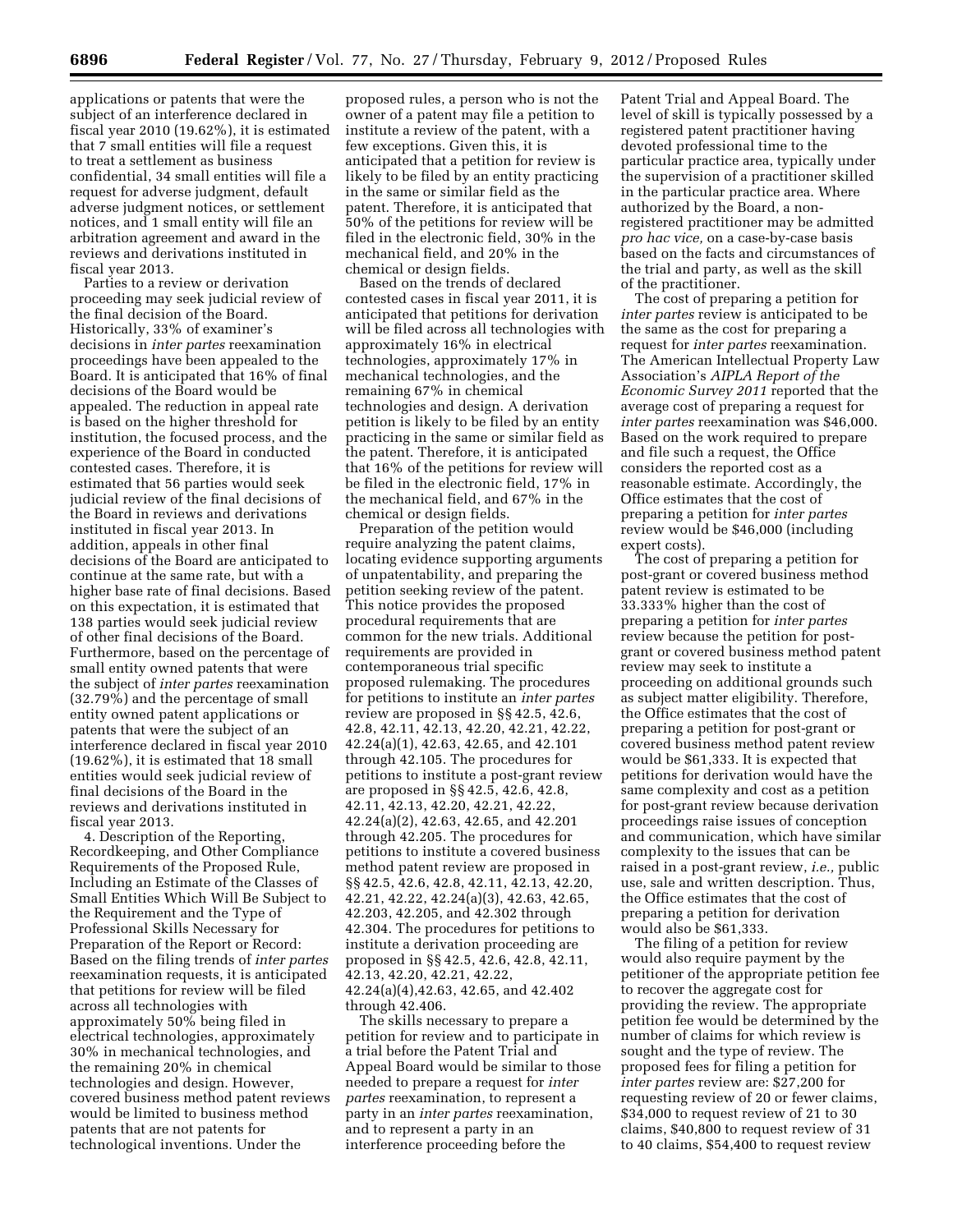applications or patents that were the subject of an interference declared in fiscal year 2010 (19.62%), it is estimated that 7 small entities will file a request to treat a settlement as business confidential, 34 small entities will file a request for adverse judgment, default adverse judgment notices, or settlement notices, and 1 small entity will file an arbitration agreement and award in the reviews and derivations instituted in fiscal year 2013.

Parties to a review or derivation proceeding may seek judicial review of the final decision of the Board. Historically, 33% of examiner's decisions in *inter partes* reexamination proceedings have been appealed to the Board. It is anticipated that 16% of final decisions of the Board would be appealed. The reduction in appeal rate is based on the higher threshold for institution, the focused process, and the experience of the Board in conducted contested cases. Therefore, it is estimated that 56 parties would seek judicial review of the final decisions of the Board in reviews and derivations instituted in fiscal year 2013. In addition, appeals in other final decisions of the Board are anticipated to continue at the same rate, but with a higher base rate of final decisions. Based on this expectation, it is estimated that 138 parties would seek judicial review of other final decisions of the Board. Furthermore, based on the percentage of small entity owned patents that were the subject of *inter partes* reexamination (32.79%) and the percentage of small entity owned patent applications or patents that were the subject of an interference declared in fiscal year 2010 (19.62%), it is estimated that 18 small entities would seek judicial review of final decisions of the Board in the reviews and derivations instituted in fiscal year 2013.

4. Description of the Reporting, Recordkeeping, and Other Compliance Requirements of the Proposed Rule, Including an Estimate of the Classes of Small Entities Which Will Be Subject to the Requirement and the Type of Professional Skills Necessary for Preparation of the Report or Record: Based on the filing trends of *inter partes* reexamination requests, it is anticipated that petitions for review will be filed across all technologies with approximately 50% being filed in electrical technologies, approximately 30% in mechanical technologies, and the remaining 20% in chemical technologies and design. However, covered business method patent reviews would be limited to business method patents that are not patents for technological inventions. Under the proposed rules, a person who is not the owner of a patent may file a petition to institute a review of the patent, with a few exceptions. Given this, it is anticipated that a petition for review is likely to be filed by an entity practicing in the same or similar field as the patent. Therefore, it is anticipated that 50% of the petitions for review will be filed in the electronic field, 30% in the mechanical field, and 20% in the chemical or design fields.

Based on the trends of declared contested cases in fiscal year 2011, it is anticipated that petitions for derivation will be filed across all technologies with approximately 16% in electrical technologies, approximately 17% in mechanical technologies, and the remaining 67% in chemical technologies and design. A derivation petition is likely to be filed by an entity practicing in the same or similar field as the patent. Therefore, it is anticipated that 16% of the petitions for review will be filed in the electronic field, 17% in the mechanical field, and 67% in the chemical or design fields.

Preparation of the petition would require analyzing the patent claims, locating evidence supporting arguments of unpatentability, and preparing the petition seeking review of the patent. This notice provides the proposed procedural requirements that are common for the new trials. Additional requirements are provided in contemporaneous trial specific proposed rulemaking. The procedures for petitions to institute an *inter partes* review are proposed in §§ 42.5, 42.6, 42.8, 42.11, 42.13, 42.20, 42.21, 42.22, 42.24(a)(1), 42.63, 42.65, and 42.101 through 42.105. The procedures for petitions to institute a post-grant review are proposed in §§ 42.5, 42.6, 42.8, 42.11, 42.13, 42.20, 42.21, 42.22, 42.24(a)(2), 42.63, 42.65, and 42.201 through 42.205. The procedures for petitions to institute a covered business method patent review are proposed in §§ 42.5, 42.6, 42.8, 42.11, 42.13, 42.20, 42.21, 42.22, 42.24(a)(3), 42.63, 42.65, 42.203, 42.205, and 42.302 through 42.304. The procedures for petitions to institute a derivation proceeding are proposed in §§ 42.5, 42.6, 42.8, 42.11, 42.13, 42.20, 42.21, 42.22, 42.24(a)(4),42.63, 42.65, and 42.402 through 42.406.

The skills necessary to prepare a petition for review and to participate in a trial before the Patent Trial and Appeal Board would be similar to those needed to prepare a request for *inter partes* reexamination, to represent a party in an *inter partes* reexamination, and to represent a party in an interference proceeding before the Patent Trial and Appeal Board. The level of skill is typically possessed by a registered patent practitioner having devoted professional time to the particular practice area, typically under the supervision of a practitioner skilled in the particular practice area. Where authorized by the Board, a non-registered practitioner may be admitted *pro hac vice,* on a case-by-case basis based on the facts and circumstances of the trial and party, as well as the skill of the practitioner.

The cost of preparing a petition for *inter partes* review is anticipated to be the same as the cost for preparing a request for *inter partes* reexamination. The American Intellectual Property Law Association's *AIPLA Report of the Economic Survey 2011* reported that the average cost of preparing a request for *inter partes* reexamination was $46,000. Based on the work required to prepare and file such a request, the Office considers the reported cost as a reasonable estimate. Accordingly, the Office estimates that the cost of preparing a petition for *inter partes* review would be $46,000 (including expert costs).

The cost of preparing a petition for post-grant or covered business method patent review is estimated to be 33.333% higher than the cost of preparing a petition for *inter partes* review because the petition for post-grant or covered business method patent review may seek to institute a proceeding on additional grounds such as subject matter eligibility. Therefore, the Office estimates that the cost of preparing a petition for post-grant or covered business method patent review would be $61,333. It is expected that petitions for derivation would have the same complexity and cost as a petition for post-grant review because derivation proceedings raise issues of conception and communication, which have similar complexity to the issues that can be raised in a post-grant review, *i.e.,* public use, sale and written description. Thus, the Office estimates that the cost of preparing a petition for derivation would also be $61,333.

The filing of a petition for review would also require payment by the petitioner of the appropriate petition fee to recover the aggregate cost for providing the review. The appropriate petition fee would be determined by the number of claims for which review is sought and the type of review. The proposed fees for filing a petition for *inter partes* review are: $27,200 for requesting review of 20 or fewer claims, $34,000 to request review of 21 to 30 claims, $40,800 to request review of 31 to 40 claims, $54,400 to request review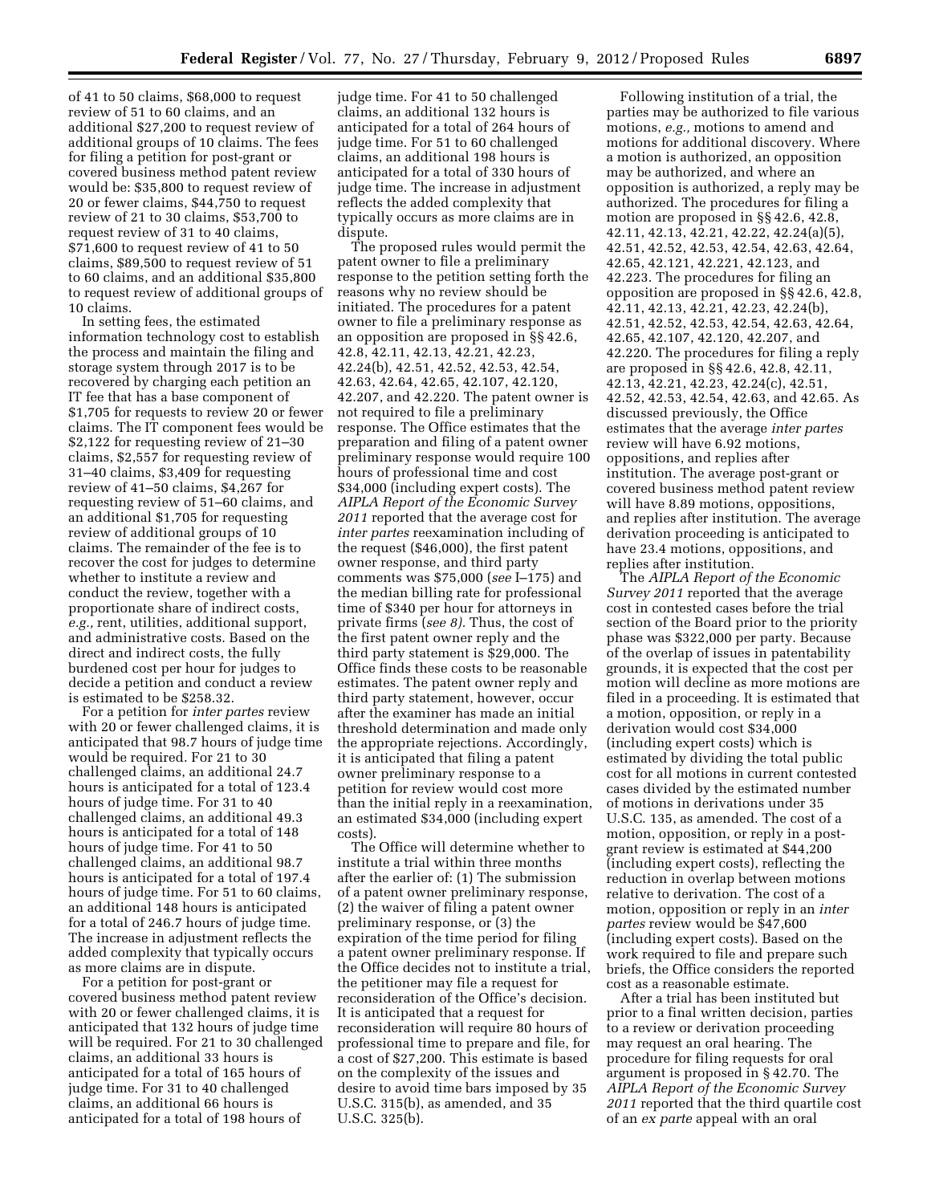of 41 to 50 claims, $68,000 to request review of 51 to 60 claims, and an additional $27,200 to request review of additional groups of 10 claims. The fees for filing a petition for post-grant or covered business method patent review would be: $35,800 to request review of 20 or fewer claims, $44,750 to request review of 21 to 30 claims, $53,700 to request review of 31 to 40 claims, $71,600 to request review of 41 to 50 claims, $89,500 to request review of 51 to 60 claims, and an additional $35,800 to request review of additional groups of 10 claims.

In setting fees, the estimated information technology cost to establish the process and maintain the filing and storage system through 2017 is to be recovered by charging each petition an IT fee that has a base component of $1,705 for requests to review 20 or fewer claims. The IT component fees would be $2,122 for requesting review of 21–30 claims, $2,557 for requesting review of 31–40 claims, $3,409 for requesting review of 41–50 claims, $4,267 for requesting review of 51–60 claims, and an additional $1,705 for requesting review of additional groups of 10 claims. The remainder of the fee is to recover the cost for judges to determine whether to institute a review and conduct the review, together with a proportionate share of indirect costs, *e.g.,* rent, utilities, additional support, and administrative costs. Based on the direct and indirect costs, the fully burdened cost per hour for judges to decide a petition and conduct a review is estimated to be $258.32.

For a petition for *inter partes* review with 20 or fewer challenged claims, it is anticipated that 98.7 hours of judge time would be required. For 21 to 30 challenged claims, an additional 24.7 hours is anticipated for a total of 123.4 hours of judge time. For 31 to 40 challenged claims, an additional 49.3 hours is anticipated for a total of 148 hours of judge time. For 41 to 50 challenged claims, an additional 98.7 hours is anticipated for a total of 197.4 hours of judge time. For 51 to 60 claims, an additional 148 hours is anticipated for a total of 246.7 hours of judge time. The increase in adjustment reflects the added complexity that typically occurs as more claims are in dispute.

For a petition for post-grant or covered business method patent review with 20 or fewer challenged claims, it is anticipated that 132 hours of judge time will be required. For 21 to 30 challenged claims, an additional 33 hours is anticipated for a total of 165 hours of judge time. For 31 to 40 challenged claims, an additional 66 hours is anticipated for a total of 198 hours of judge time. For 41 to 50 challenged claims, an additional 132 hours is anticipated for a total of 264 hours of judge time. For 51 to 60 challenged claims, an additional 198 hours is anticipated for a total of 330 hours of judge time. The increase in adjustment reflects the added complexity that typically occurs as more claims are in dispute.

The proposed rules would permit the patent owner to file a preliminary response to the petition setting forth the reasons why no review should be initiated. The procedures for a patent owner to file a preliminary response as an opposition are proposed in §§ 42.6, 42.8, 42.11, 42.13, 42.21, 42.23, 42.24(b), 42.51, 42.52, 42.53, 42.54, 42.63, 42.64, 42.65, 42.107, 42.120, 42.207, and 42.220. The patent owner is not required to file a preliminary response. The Office estimates that the preparation and filing of a patent owner preliminary response would require 100 hours of professional time and cost $34,000 (including expert costs). The *AIPLA Report of the Economic Survey 2011* reported that the average cost for *inter partes* reexamination including of the request ($46,000), the first patent owner response, and third party comments was $75,000 (*see* I–175) and the median billing rate for professional time of $340 per hour for attorneys in private firms (*see 8).* Thus, the cost of the first patent owner reply and the third party statement is $29,000. The Office finds these costs to be reasonable estimates. The patent owner reply and third party statement, however, occur after the examiner has made an initial threshold determination and made only the appropriate rejections. Accordingly, it is anticipated that filing a patent owner preliminary response to a petition for review would cost more than the initial reply in a reexamination, an estimated $34,000 (including expert costs).

The Office will determine whether to institute a trial within three months after the earlier of: (1) The submission of a patent owner preliminary response, (2) the waiver of filing a patent owner preliminary response, or (3) the expiration of the time period for filing a patent owner preliminary response. If the Office decides not to institute a trial, the petitioner may file a request for reconsideration of the Office's decision. It is anticipated that a request for reconsideration will require 80 hours of professional time to prepare and file, for a cost of $27,200. This estimate is based on the complexity of the issues and desire to avoid time bars imposed by 35 U.S.C. 315(b), as amended, and 35 U.S.C. 325(b).

Following institution of a trial, the parties may be authorized to file various motions, *e.g.,* motions to amend and motions for additional discovery. Where a motion is authorized, an opposition may be authorized, and where an opposition is authorized, a reply may be authorized. The procedures for filing a motion are proposed in §§ 42.6, 42.8, 42.11, 42.13, 42.21, 42.22, 42.24(a)(5), 42.51, 42.52, 42.53, 42.54, 42.63, 42.64, 42.65, 42.121, 42.221, 42.123, and 42.223. The procedures for filing an opposition are proposed in §§ 42.6, 42.8, 42.11, 42.13, 42.21, 42.23, 42.24(b), 42.51, 42.52, 42.53, 42.54, 42.63, 42.64, 42.65, 42.107, 42.120, 42.207, and 42.220. The procedures for filing a reply are proposed in §§ 42.6, 42.8, 42.11, 42.13, 42.21, 42.23, 42.24(c), 42.51, 42.52, 42.53, 42.54, 42.63, and 42.65. As discussed previously, the Office estimates that the average *inter partes* review will have 6.92 motions, oppositions, and replies after institution. The average post-grant or covered business method patent review will have 8.89 motions, oppositions, and replies after institution. The average derivation proceeding is anticipated to have 23.4 motions, oppositions, and replies after institution.

The *AIPLA Report of the Economic Survey 2011* reported that the average cost in contested cases before the trial section of the Board prior to the priority phase was $322,000 per party. Because of the overlap of issues in patentability grounds, it is expected that the cost per motion will decline as more motions are filed in a proceeding. It is estimated that a motion, opposition, or reply in a derivation would cost $34,000 (including expert costs) which is estimated by dividing the total public cost for all motions in current contested cases divided by the estimated number of motions in derivations under 35 U.S.C. 135, as amended. The cost of a motion, opposition, or reply in a post-grant review is estimated at $44,200 (including expert costs), reflecting the reduction in overlap between motions relative to derivation. The cost of a motion, opposition or reply in an *inter partes* review would be $47,600 (including expert costs). Based on the work required to file and prepare such briefs, the Office considers the reported cost as a reasonable estimate.

After a trial has been instituted but prior to a final written decision, parties to a review or derivation proceeding may request an oral hearing. The procedure for filing requests for oral argument is proposed in § 42.70. The *AIPLA Report of the Economic Survey 2011* reported that the third quartile cost of an *ex parte* appeal with an oral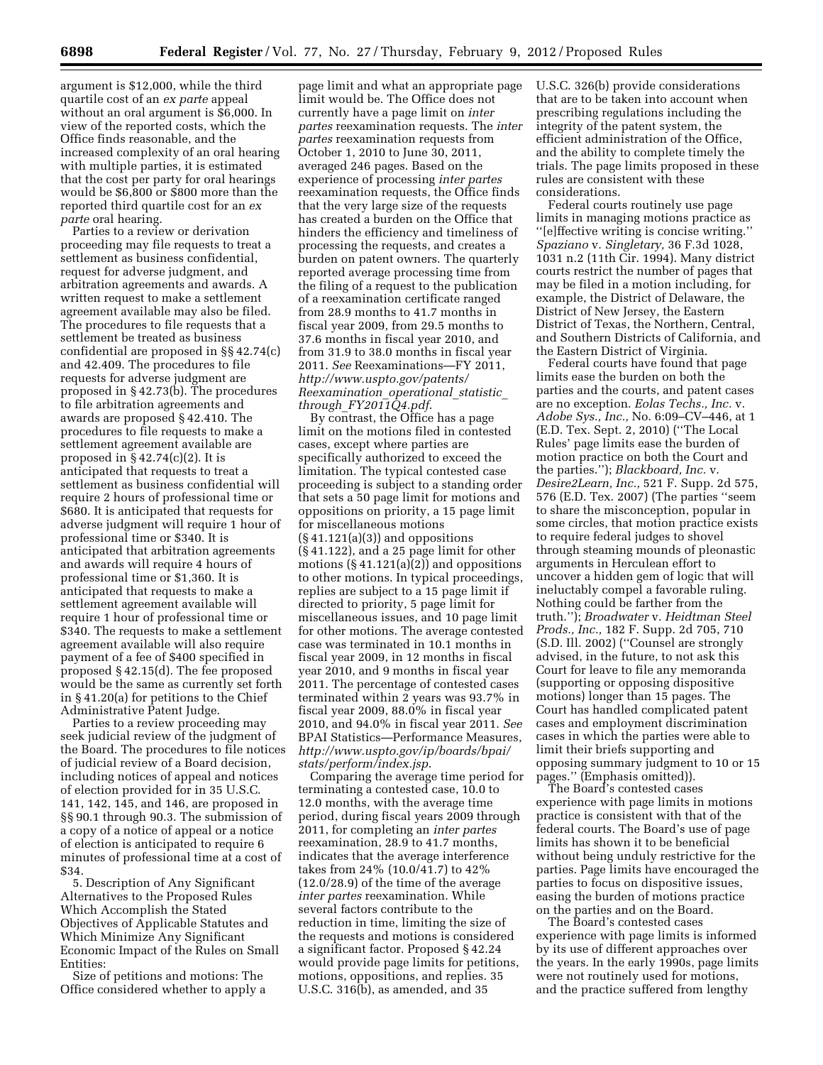argument is $12,000, while the third quartile cost of an *ex parte* appeal without an oral argument is $6,000. In view of the reported costs, which the Office finds reasonable, and the increased complexity of an oral hearing with multiple parties, it is estimated that the cost per party for oral hearings would be $6,800 or $800 more than the reported third quartile cost for an *ex parte* oral hearing.

Parties to a review or derivation proceeding may file requests to treat a settlement as business confidential, request for adverse judgment, and arbitration agreements and awards. A written request to make a settlement agreement available may also be filed. The procedures to file requests that a settlement be treated as business confidential are proposed in §§ 42.74(c) and 42.409. The procedures to file requests for adverse judgment are proposed in § 42.73(b). The procedures to file arbitration agreements and awards are proposed § 42.410. The procedures to file requests to make a settlement agreement available are proposed in § 42.74(c)(2). It is anticipated that requests to treat a settlement as business confidential will require 2 hours of professional time or $680. It is anticipated that requests for adverse judgment will require 1 hour of professional time or $340. It is anticipated that arbitration agreements and awards will require 4 hours of professional time or $1,360. It is anticipated that requests to make a settlement agreement available will require 1 hour of professional time or $340. The requests to make a settlement agreement available will also require payment of a fee of $400 specified in proposed § 42.15(d). The fee proposed would be the same as currently set forth in § 41.20(a) for petitions to the Chief Administrative Patent Judge.

Parties to a review proceeding may seek judicial review of the judgment of the Board. The procedures to file notices of judicial review of a Board decision, including notices of appeal and notices of election provided for in 35 U.S.C. 141, 142, 145, and 146, are proposed in §§ 90.1 through 90.3. The submission of a copy of a notice of appeal or a notice of election is anticipated to require 6 minutes of professional time at a cost of $34.

5. Description of Any Significant Alternatives to the Proposed Rules Which Accomplish the Stated Objectives of Applicable Statutes and Which Minimize Any Significant Economic Impact of the Rules on Small Entities:

Size of petitions and motions: The Office considered whether to apply a page limit and what an appropriate page limit would be. The Office does not currently have a page limit on *inter partes* reexamination requests. The *inter partes* reexamination requests from October 1, 2010 to June 30, 2011, averaged 246 pages. Based on the experience of processing *inter partes* reexamination requests, the Office finds that the very large size of the requests has created a burden on the Office that hinders the efficiency and timeliness of processing the requests, and creates a burden on patent owners. The quarterly reported average processing time from the filing of a request to the publication of a reexamination certificate ranged from 28.9 months to 41.7 months in fiscal year 2009, from 29.5 months to 37.6 months in fiscal year 2010, and from 31.9 to 38.0 months in fiscal year 2011. *See* Reexaminations—FY 2011, *http://www.uspto.gov/patents/Reexamination_operational_statistic_through_FY2011Q4.pdf*.

By contrast, the Office has a page limit on the motions filed in contested cases, except where parties are specifically authorized to exceed the limitation. The typical contested case proceeding is subject to a standing order that sets a 50 page limit for motions and oppositions on priority, a 15 page limit for miscellaneous motions (§ 41.121(a)(3)) and oppositions (§ 41.122), and a 25 page limit for other motions (§ 41.121(a)(2)) and oppositions to other motions. In typical proceedings, replies are subject to a 15 page limit if directed to priority, 5 page limit for miscellaneous issues, and 10 page limit for other motions. The average contested case was terminated in 10.1 months in fiscal year 2009, in 12 months in fiscal year 2010, and 9 months in fiscal year 2011. The percentage of contested cases terminated within 2 years was 93.7% in fiscal year 2009, 88.0% in fiscal year 2010, and 94.0% in fiscal year 2011. *See* BPAI Statistics—Performance Measures, *http://www.uspto.gov/ip/boards/bpai/stats/perform/index.jsp*.

Comparing the average time period for terminating a contested case, 10.0 to 12.0 months, with the average time period, during fiscal years 2009 through 2011, for completing an *inter partes* reexamination, 28.9 to 41.7 months, indicates that the average interference takes from 24% (10.0/41.7) to 42% (12.0/28.9) of the time of the average *inter partes* reexamination. While several factors contribute to the reduction in time, limiting the size of the requests and motions is considered a significant factor. Proposed § 42.24 would provide page limits for petitions, motions, oppositions, and replies. 35 U.S.C. 316(b), as amended, and 35 U.S.C. 326(b) provide considerations that are to be taken into account when prescribing regulations including the integrity of the patent system, the efficient administration of the Office, and the ability to complete timely the trials. The page limits proposed in these rules are consistent with these considerations.

Federal courts routinely use page limits in managing motions practice as "[e]ffective writing is concise writing." *Spaziano* v. *Singletary,* 36 F.3d 1028, 1031 n.2 (11th Cir. 1994). Many district courts restrict the number of pages that may be filed in a motion including, for example, the District of Delaware, the District of New Jersey, the Eastern District of Texas, the Northern, Central, and Southern Districts of California, and the Eastern District of Virginia.

Federal courts have found that page limits ease the burden on both the parties and the courts, and patent cases are no exception. *Eolas Techs., Inc.* v. *Adobe Sys., Inc.,* No. 6:09–CV–446, at 1 (E.D. Tex. Sept. 2, 2010) ("The Local Rules' page limits ease the burden of motion practice on both the Court and the parties."); *Blackboard, Inc.* v. *Desire2Learn, Inc.,* 521 F. Supp. 2d 575, 576 (E.D. Tex. 2007) (The parties "seem to share the misconception, popular in some circles, that motion practice exists to require federal judges to shovel through steaming mounds of pleonastic arguments in Herculean effort to uncover a hidden gem of logic that will ineluctably compel a favorable ruling. Nothing could be farther from the truth."); *Broadwater* v. *Heidtman Steel Prods., Inc.,* 182 F. Supp. 2d 705, 710 (S.D. Ill. 2002) ("Counsel are strongly advised, in the future, to not ask this Court for leave to file any memoranda (supporting or opposing dispositive motions) longer than 15 pages. The Court has handled complicated patent cases and employment discrimination cases in which the parties were able to limit their briefs supporting and opposing summary judgment to 10 or 15 pages." (Emphasis omitted)).

The Board's contested cases experience with page limits in motions practice is consistent with that of the federal courts. The Board's use of page limits has shown it to be beneficial without being unduly restrictive for the parties. Page limits have encouraged the parties to focus on dispositive issues, easing the burden of motions practice on the parties and on the Board.

The Board's contested cases experience with page limits is informed by its use of different approaches over the years. In the early 1990s, page limits were not routinely used for motions, and the practice suffered from lengthy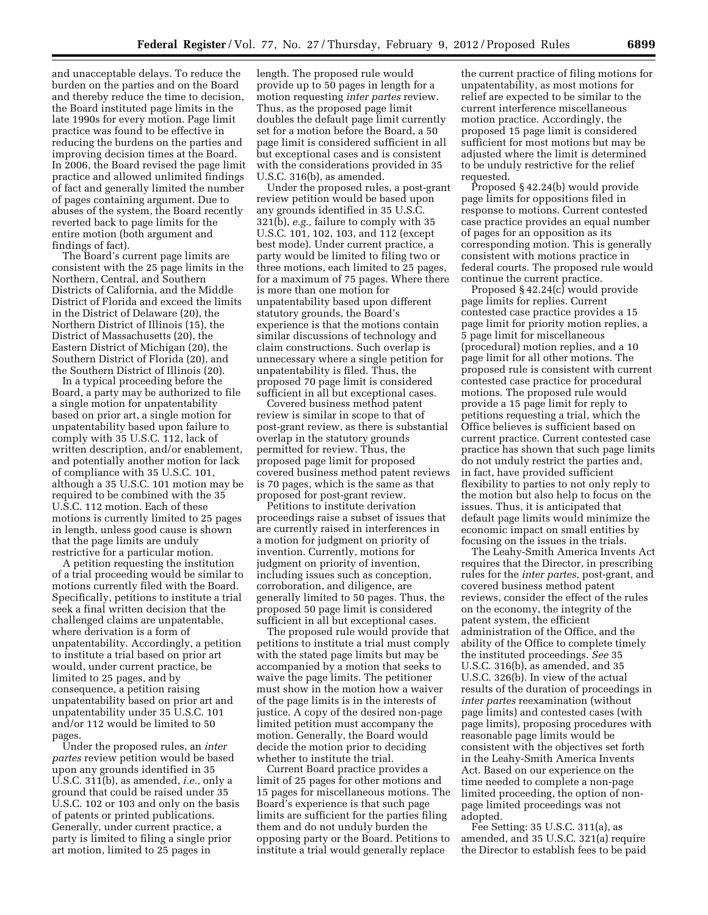and unacceptable delays. To reduce the burden on the parties and on the Board and thereby reduce the time to decision, the Board instituted page limits in the late 1990s for every motion. Page limit practice was found to be effective in reducing the burdens on the parties and improving decision times at the Board. In 2006, the Board revised the page limit practice and allowed unlimited findings of fact and generally limited the number of pages containing argument. Due to abuses of the system, the Board recently reverted back to page limits for the entire motion (both argument and findings of fact).

The Board's current page limits are consistent with the 25 page limits in the Northern, Central, and Southern Districts of California, and the Middle District of Florida and exceed the limits in the District of Delaware (20), the Northern District of Illinois (15), the District of Massachusetts (20), the Eastern District of Michigan (20), the Southern District of Florida (20), and the Southern District of Illinois (20).

In a typical proceeding before the Board, a party may be authorized to file a single motion for unpatentability based on prior art, a single motion for unpatentability based upon failure to comply with 35 U.S.C. 112, lack of written description, and/or enablement, and potentially another motion for lack of compliance with 35 U.S.C. 101, although a 35 U.S.C. 101 motion may be required to be combined with the 35 U.S.C. 112 motion. Each of these motions is currently limited to 25 pages in length, unless good cause is shown that the page limits are unduly restrictive for a particular motion.

A petition requesting the institution of a trial proceeding would be similar to motions currently filed with the Board. Specifically, petitions to institute a trial seek a final written decision that the challenged claims are unpatentable, where derivation is a form of unpatentability. Accordingly, a petition to institute a trial based on prior art would, under current practice, be limited to 25 pages, and by consequence, a petition raising unpatentability based on prior art and unpatentability under 35 U.S.C. 101 and/or 112 would be limited to 50 pages.

Under the proposed rules, an *inter partes* review petition would be based upon any grounds identified in 35 U.S.C. 311(b), as amended, *i.e.,* only a ground that could be raised under 35 U.S.C. 102 or 103 and only on the basis of patents or printed publications. Generally, under current practice, a party is limited to filing a single prior art motion, limited to 25 pages in length. The proposed rule would provide up to 50 pages in length for a motion requesting *inter partes* review. Thus, as the proposed page limit doubles the default page limit currently set for a motion before the Board, a 50 page limit is considered sufficient in all but exceptional cases and is consistent with the considerations provided in 35 U.S.C. 316(b), as amended.

Under the proposed rules, a post-grant review petition would be based upon any grounds identified in 35 U.S.C. 321(b), *e.g.,* failure to comply with 35 U.S.C. 101, 102, 103, and 112 (except best mode). Under current practice, a party would be limited to filing two or three motions, each limited to 25 pages, for a maximum of 75 pages. Where there is more than one motion for unpatentability based upon different statutory grounds, the Board's experience is that the motions contain similar discussions of technology and claim constructions. Such overlap is unnecessary where a single petition for unpatentability is filed. Thus, the proposed 70 page limit is considered sufficient in all but exceptional cases.

Covered business method patent review is similar in scope to that of post-grant review, as there is substantial overlap in the statutory grounds permitted for review. Thus, the proposed page limit for proposed covered business method patent reviews is 70 pages, which is the same as that proposed for post-grant review.

Petitions to institute derivation proceedings raise a subset of issues that are currently raised in interferences in a motion for judgment on priority of invention. Currently, motions for judgment on priority of invention, including issues such as conception, corroboration, and diligence, are generally limited to 50 pages. Thus, the proposed 50 page limit is considered sufficient in all but exceptional cases.

The proposed rule would provide that petitions to institute a trial must comply with the stated page limits but may be accompanied by a motion that seeks to waive the page limits. The petitioner must show in the motion how a waiver of the page limits is in the interests of justice. A copy of the desired non-page limited petition must accompany the motion. Generally, the Board would decide the motion prior to deciding whether to institute the trial.

Current Board practice provides a limit of 25 pages for other motions and 15 pages for miscellaneous motions. The Board's experience is that such page limits are sufficient for the parties filing them and do not unduly burden the opposing party or the Board. Petitions to institute a trial would generally replace the current practice of filing motions for unpatentability, as most motions for relief are expected to be similar to the current interference miscellaneous motion practice. Accordingly, the proposed 15 page limit is considered sufficient for most motions but may be adjusted where the limit is determined to be unduly restrictive for the relief requested.

Proposed § 42.24(b) would provide page limits for oppositions filed in response to motions. Current contested case practice provides an equal number of pages for an opposition as its corresponding motion. This is generally consistent with motions practice in federal courts. The proposed rule would continue the current practice.

Proposed § 42.24(c) would provide page limits for replies. Current contested case practice provides a 15 page limit for priority motion replies, a 5 page limit for miscellaneous (procedural) motion replies, and a 10 page limit for all other motions. The proposed rule is consistent with current contested case practice for procedural motions. The proposed rule would provide a 15 page limit for reply to petitions requesting a trial, which the Office believes is sufficient based on current practice. Current contested case practice has shown that such page limits do not unduly restrict the parties and, in fact, have provided sufficient flexibility to parties to not only reply to the motion but also help to focus on the issues. Thus, it is anticipated that default page limits would minimize the economic impact on small entities by focusing on the issues in the trials.

The Leahy-Smith America Invents Act requires that the Director, in prescribing rules for the *inter partes,* post-grant, and covered business method patent reviews, consider the effect of the rules on the economy, the integrity of the patent system, the efficient administration of the Office, and the ability of the Office to complete timely the instituted proceedings. *See* 35 U.S.C. 316(b), as amended, and 35 U.S.C. 326(b). In view of the actual results of the duration of proceedings in *inter partes* reexamination (without page limits) and contested cases (with page limits), proposing procedures with reasonable page limits would be consistent with the objectives set forth in the Leahy-Smith America Invents Act. Based on our experience on the time needed to complete a non-page limited proceeding, the option of non-page limited proceedings was not adopted.

Fee Setting: 35 U.S.C. 311(a), as amended, and 35 U.S.C. 321(a) require the Director to establish fees to be paid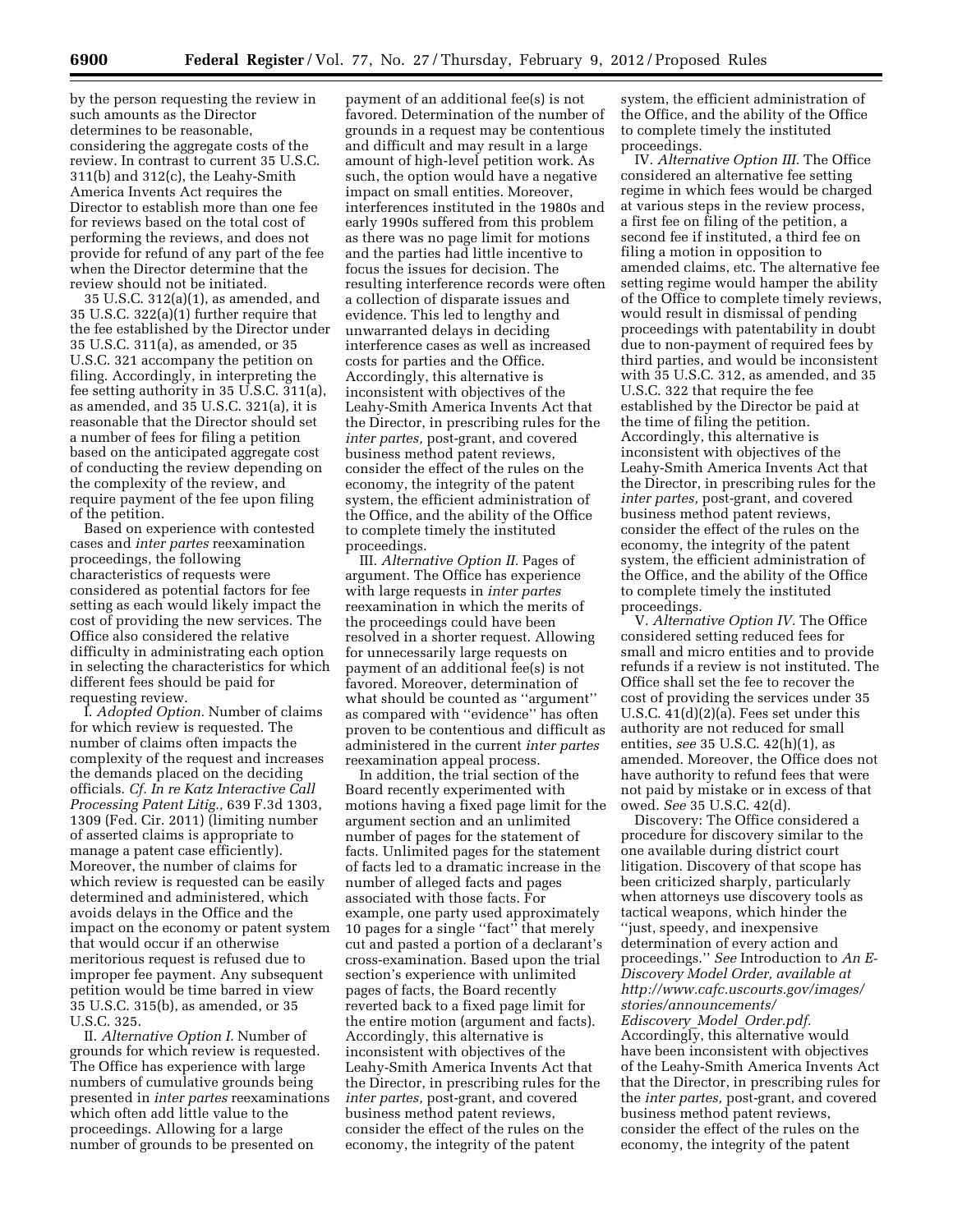by the person requesting the review in such amounts as the Director determines to be reasonable, considering the aggregate costs of the review. In contrast to current 35 U.S.C. 311(b) and 312(c), the Leahy-Smith America Invents Act requires the Director to establish more than one fee for reviews based on the total cost of performing the reviews, and does not provide for refund of any part of the fee when the Director determine that the review should not be initiated.

35 U.S.C. 312(a)(1), as amended, and 35 U.S.C. 322(a)(1) further require that the fee established by the Director under 35 U.S.C. 311(a), as amended, or 35 U.S.C. 321 accompany the petition on filing. Accordingly, in interpreting the fee setting authority in 35 U.S.C. 311(a), as amended, and 35 U.S.C. 321(a), it is reasonable that the Director should set a number of fees for filing a petition based on the anticipated aggregate cost of conducting the review depending on the complexity of the review, and require payment of the fee upon filing of the petition.

Based on experience with contested cases and *inter partes* reexamination proceedings, the following characteristics of requests were considered as potential factors for fee setting as each would likely impact the cost of providing the new services. The Office also considered the relative difficulty in administrating each option in selecting the characteristics for which different fees should be paid for requesting review.

I. *Adopted Option.* Number of claims for which review is requested. The number of claims often impacts the complexity of the request and increases the demands placed on the deciding officials. *Cf. In re Katz Interactive Call Processing Patent Litig.,* 639 F.3d 1303, 1309 (Fed. Cir. 2011) (limiting number of asserted claims is appropriate to manage a patent case efficiently). Moreover, the number of claims for which review is requested can be easily determined and administered, which avoids delays in the Office and the impact on the economy or patent system that would occur if an otherwise meritorious request is refused due to improper fee payment. Any subsequent petition would be time barred in view 35 U.S.C. 315(b), as amended, or 35 U.S.C. 325.

II. *Alternative Option I.* Number of grounds for which review is requested. The Office has experience with large numbers of cumulative grounds being presented in *inter partes* reexaminations which often add little value to the proceedings. Allowing for a large number of grounds to be presented on payment of an additional fee(s) is not favored. Determination of the number of grounds in a request may be contentious and difficult and may result in a large amount of high-level petition work. As such, the option would have a negative impact on small entities. Moreover, interferences instituted in the 1980s and early 1990s suffered from this problem as there was no page limit for motions and the parties had little incentive to focus the issues for decision. The resulting interference records were often a collection of disparate issues and evidence. This led to lengthy and unwarranted delays in deciding interference cases as well as increased costs for parties and the Office. Accordingly, this alternative is inconsistent with objectives of the Leahy-Smith America Invents Act that the Director, in prescribing rules for the *inter partes,* post-grant, and covered business method patent reviews, consider the effect of the rules on the economy, the integrity of the patent system, the efficient administration of the Office, and the ability of the Office to complete timely the instituted proceedings.

III. *Alternative Option II.* Pages of argument. The Office has experience with large requests in *inter partes* reexamination in which the merits of the proceedings could have been resolved in a shorter request. Allowing for unnecessarily large requests on payment of an additional fee(s) is not favored. Moreover, determination of what should be counted as ''argument'' as compared with ''evidence'' has often proven to be contentious and difficult as administered in the current *inter partes* reexamination appeal process.

In addition, the trial section of the Board recently experimented with motions having a fixed page limit for the argument section and an unlimited number of pages for the statement of facts. Unlimited pages for the statement of facts led to a dramatic increase in the number of alleged facts and pages associated with those facts. For example, one party used approximately 10 pages for a single ''fact'' that merely cut and pasted a portion of a declarant's cross-examination. Based upon the trial section's experience with unlimited pages of facts, the Board recently reverted back to a fixed page limit for the entire motion (argument and facts). Accordingly, this alternative is inconsistent with objectives of the Leahy-Smith America Invents Act that the Director, in prescribing rules for the *inter partes,* post-grant, and covered business method patent reviews, consider the effect of the rules on the economy, the integrity of the patent system, the efficient administration of the Office, and the ability of the Office to complete timely the instituted proceedings.

IV. *Alternative Option III.* The Office considered an alternative fee setting regime in which fees would be charged at various steps in the review process, a first fee on filing of the petition, a second fee if instituted, a third fee on filing a motion in opposition to amended claims, etc. The alternative fee setting regime would hamper the ability of the Office to complete timely reviews, would result in dismissal of pending proceedings with patentability in doubt due to non-payment of required fees by third parties, and would be inconsistent with 35 U.S.C. 312, as amended, and 35 U.S.C. 322 that require the fee established by the Director be paid at the time of filing the petition. Accordingly, this alternative is inconsistent with objectives of the Leahy-Smith America Invents Act that the Director, in prescribing rules for the *inter partes,* post-grant, and covered business method patent reviews, consider the effect of the rules on the economy, the integrity of the patent system, the efficient administration of the Office, and the ability of the Office to complete timely the instituted proceedings.

V. *Alternative Option IV.* The Office considered setting reduced fees for small and micro entities and to provide refunds if a review is not instituted. The Office shall set the fee to recover the cost of providing the services under 35 U.S.C. 41(d)(2)(a). Fees set under this authority are not reduced for small entities, *see* 35 U.S.C. 42(h)(1), as amended. Moreover, the Office does not have authority to refund fees that were not paid by mistake or in excess of that owed. *See* 35 U.S.C. 42(d).

Discovery: The Office considered a procedure for discovery similar to the one available during district court litigation. Discovery of that scope has been criticized sharply, particularly when attorneys use discovery tools as tactical weapons, which hinder the ''just, speedy, and inexpensive determination of every action and proceedings.'' *See* Introduction to *An E-Discovery Model Order, available at http://www.cafc.uscourts.gov/images/stories/announcements/Ediscovery_Model_Order.pdf.* Accordingly, this alternative would have been inconsistent with objectives of the Leahy-Smith America Invents Act that the Director, in prescribing rules for the *inter partes,* post-grant, and covered business method patent reviews, consider the effect of the rules on the economy, the integrity of the patent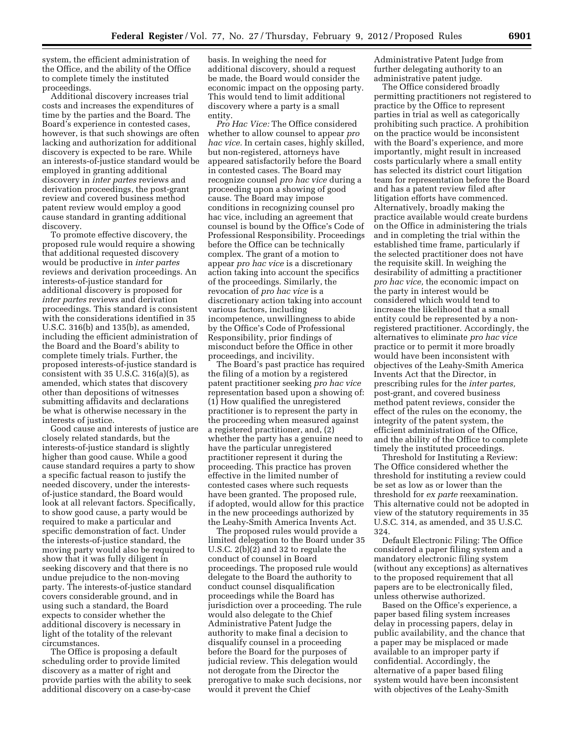system, the efficient administration of the Office, and the ability of the Office to complete timely the instituted proceedings.

Additional discovery increases trial costs and increases the expenditures of time by the parties and the Board. The Board's experience in contested cases, however, is that such showings are often lacking and authorization for additional discovery is expected to be rare. While an interests-of-justice standard would be employed in granting additional discovery in *inter partes* reviews and derivation proceedings, the post-grant review and covered business method patent review would employ a good cause standard in granting additional discovery.

To promote effective discovery, the proposed rule would require a showing that additional requested discovery would be productive in *inter partes* reviews and derivation proceedings. An interests-of-justice standard for additional discovery is proposed for *inter partes* reviews and derivation proceedings. This standard is consistent with the considerations identified in 35 U.S.C. 316(b) and 135(b), as amended, including the efficient administration of the Board and the Board's ability to complete timely trials. Further, the proposed interests-of-justice standard is consistent with 35 U.S.C. 316(a)(5), as amended, which states that discovery other than depositions of witnesses submitting affidavits and declarations be what is otherwise necessary in the interests of justice.

Good cause and interests of justice are closely related standards, but the interests-of-justice standard is slightly higher than good cause. While a good cause standard requires a party to show a specific factual reason to justify the needed discovery, under the interests-of-justice standard, the Board would look at all relevant factors. Specifically, to show good cause, a party would be required to make a particular and specific demonstration of fact. Under the interests-of-justice standard, the moving party would also be required to show that it was fully diligent in seeking discovery and that there is no undue prejudice to the non-moving party. The interests-of-justice standard covers considerable ground, and in using such a standard, the Board expects to consider whether the additional discovery is necessary in light of the totality of the relevant circumstances.

The Office is proposing a default scheduling order to provide limited discovery as a matter of right and provide parties with the ability to seek additional discovery on a case-by-case basis. In weighing the need for additional discovery, should a request be made, the Board would consider the economic impact on the opposing party. This would tend to limit additional discovery where a party is a small entity.

*Pro Hac Vice:* The Office considered whether to allow counsel to appear *pro hac vice.* In certain cases, highly skilled, but non-registered, attorneys have appeared satisfactorily before the Board in contested cases. The Board may recognize counsel *pro hac vice* during a proceeding upon a showing of good cause. The Board may impose conditions in recognizing counsel pro hac vice, including an agreement that counsel is bound by the Office's Code of Professional Responsibility. Proceedings before the Office can be technically complex. The grant of a motion to appear *pro hac vice* is a discretionary action taking into account the specifics of the proceedings. Similarly, the revocation of *pro hac vice* is a discretionary action taking into account various factors, including incompetence, unwillingness to abide by the Office's Code of Professional Responsibility, prior findings of misconduct before the Office in other proceedings, and incivility.

The Board's past practice has required the filing of a motion by a registered patent practitioner seeking *pro hac vice* representation based upon a showing of: (1) How qualified the unregistered practitioner is to represent the party in the proceeding when measured against a registered practitioner, and, (2) whether the party has a genuine need to have the particular unregistered practitioner represent it during the proceeding. This practice has proven effective in the limited number of contested cases where such requests have been granted. The proposed rule, if adopted, would allow for this practice in the new proceedings authorized by the Leahy-Smith America Invents Act.

The proposed rules would provide a limited delegation to the Board under 35 U.S.C. 2(b)(2) and 32 to regulate the conduct of counsel in Board proceedings. The proposed rule would delegate to the Board the authority to conduct counsel disqualification proceedings while the Board has jurisdiction over a proceeding. The rule would also delegate to the Chief Administrative Patent Judge the authority to make final a decision to disqualify counsel in a proceeding before the Board for the purposes of judicial review. This delegation would not derogate from the Director the prerogative to make such decisions, nor would it prevent the Chief Administrative Patent Judge from further delegating authority to an administrative patent judge.

The Office considered broadly permitting practitioners not registered to practice by the Office to represent parties in trial as well as categorically prohibiting such practice. A prohibition on the practice would be inconsistent with the Board's experience, and more importantly, might result in increased costs particularly where a small entity has selected its district court litigation team for representation before the Board and has a patent review filed after litigation efforts have commenced. Alternatively, broadly making the practice available would create burdens on the Office in administering the trials and in completing the trial within the established time frame, particularly if the selected practitioner does not have the requisite skill. In weighing the desirability of admitting a practitioner *pro hac vice,* the economic impact on the party in interest would be considered which would tend to increase the likelihood that a small entity could be represented by a non-registered practitioner. Accordingly, the alternatives to eliminate *pro hac vice* practice or to permit it more broadly would have been inconsistent with objectives of the Leahy-Smith America Invents Act that the Director, in prescribing rules for the *inter partes,* post-grant, and covered business method patent reviews, consider the effect of the rules on the economy, the integrity of the patent system, the efficient administration of the Office, and the ability of the Office to complete timely the instituted proceedings.

Threshold for Instituting a Review: The Office considered whether the threshold for instituting a review could be set as low as or lower than the threshold for *ex parte* reexamination. This alternative could not be adopted in view of the statutory requirements in 35 U.S.C. 314, as amended, and 35 U.S.C. 324.

Default Electronic Filing: The Office considered a paper filing system and a mandatory electronic filing system (without any exceptions) as alternatives to the proposed requirement that all papers are to be electronically filed, unless otherwise authorized.

Based on the Office's experience, a paper based filing system increases delay in processing papers, delay in public availability, and the chance that a paper may be misplaced or made available to an improper party if confidential. Accordingly, the alternative of a paper based filing system would have been inconsistent with objectives of the Leahy-Smith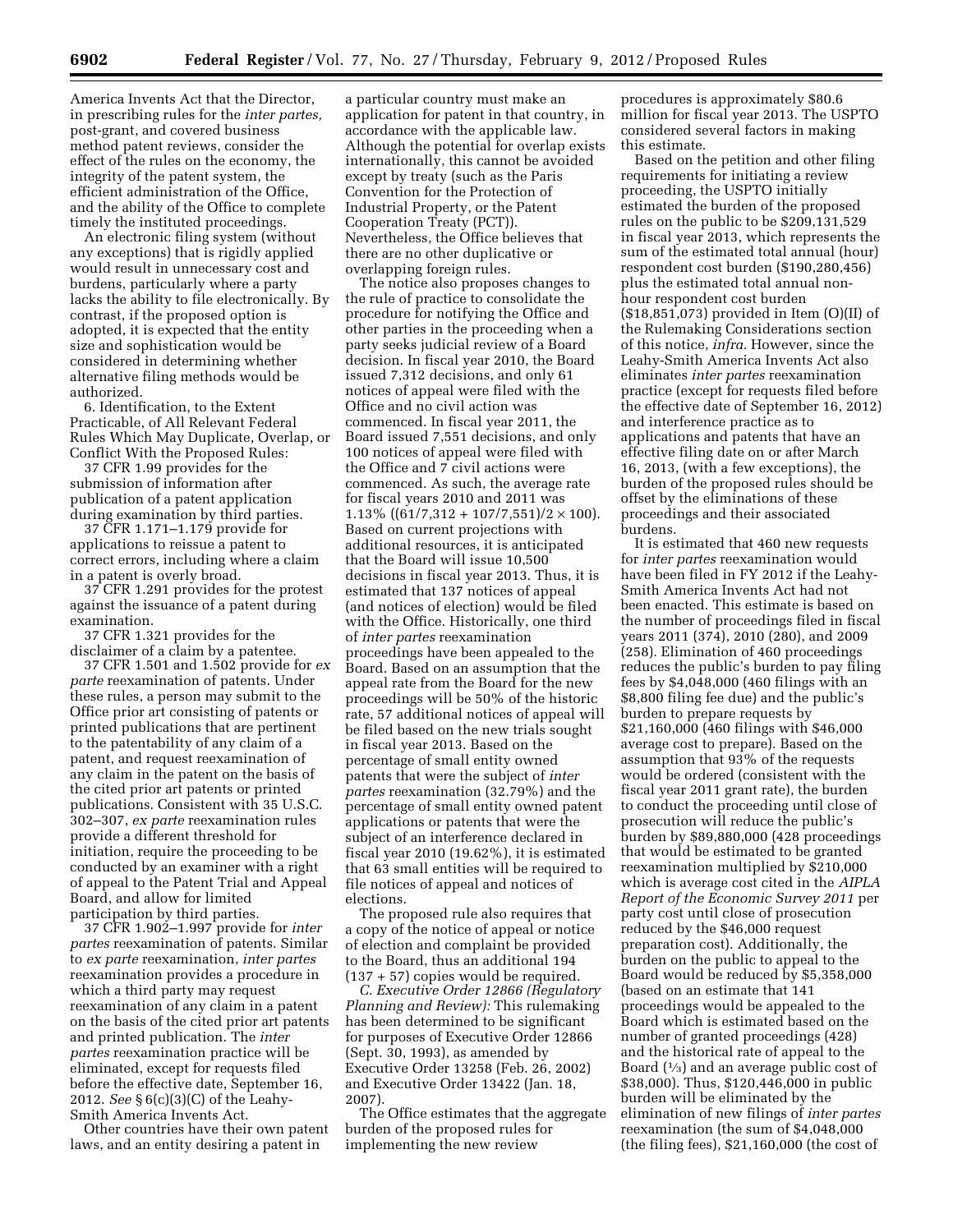America Invents Act that the Director, in prescribing rules for the *inter partes,* post-grant, and covered business method patent reviews, consider the effect of the rules on the economy, the integrity of the patent system, the efficient administration of the Office, and the ability of the Office to complete timely the instituted proceedings.

An electronic filing system (without any exceptions) that is rigidly applied would result in unnecessary cost and burdens, particularly where a party lacks the ability to file electronically. By contrast, if the proposed option is adopted, it is expected that the entity size and sophistication would be considered in determining whether alternative filing methods would be authorized.

6. Identification, to the Extent Practicable, of All Relevant Federal Rules Which May Duplicate, Overlap, or Conflict With the Proposed Rules:

37 CFR 1.99 provides for the submission of information after publication of a patent application during examination by third parties.

37 CFR 1.171–1.179 provide for applications to reissue a patent to correct errors, including where a claim in a patent is overly broad.

37 CFR 1.291 provides for the protest against the issuance of a patent during examination.

37 CFR 1.321 provides for the disclaimer of a claim by a patentee.

37 CFR 1.501 and 1.502 provide for *ex parte* reexamination of patents. Under these rules, a person may submit to the Office prior art consisting of patents or printed publications that are pertinent to the patentability of any claim of a patent, and request reexamination of any claim in the patent on the basis of the cited prior art patents or printed publications. Consistent with 35 U.S.C. 302–307, *ex parte* reexamination rules provide a different threshold for initiation, require the proceeding to be conducted by an examiner with a right of appeal to the Patent Trial and Appeal Board, and allow for limited participation by third parties.

37 CFR 1.902–1.997 provide for *inter partes* reexamination of patents. Similar to *ex parte* reexamination, *inter partes* reexamination provides a procedure in which a third party may request reexamination of any claim in a patent on the basis of the cited prior art patents and printed publication. The *inter partes* reexamination practice will be eliminated, except for requests filed before the effective date, September 16, 2012. *See* § 6(c)(3)(C) of the Leahy-Smith America Invents Act.

Other countries have their own patent laws, and an entity desiring a patent in a particular country must make an application for patent in that country, in accordance with the applicable law. Although the potential for overlap exists internationally, this cannot be avoided except by treaty (such as the Paris Convention for the Protection of Industrial Property, or the Patent Cooperation Treaty (PCT)). Nevertheless, the Office believes that there are no other duplicative or overlapping foreign rules.

The notice also proposes changes to the rule of practice to consolidate the procedure for notifying the Office and other parties in the proceeding when a party seeks judicial review of a Board decision. In fiscal year 2010, the Board issued 7,312 decisions, and only 61 notices of appeal were filed with the Office and no civil action was commenced. In fiscal year 2011, the Board issued 7,551 decisions, and only 100 notices of appeal were filed with the Office and 7 civil actions were commenced. As such, the average rate for fiscal years 2010 and 2011 was 1.13% $((61/7{,}312 + 107/7{,}551)/2 \times 100)$. Based on current projections with additional resources, it is anticipated that the Board will issue 10,500 decisions in fiscal year 2013. Thus, it is estimated that 137 notices of appeal (and notices of election) would be filed with the Office. Historically, one third of *inter partes* reexamination proceedings have been appealed to the Board. Based on an assumption that the appeal rate from the Board for the new proceedings will be 50% of the historic rate, 57 additional notices of appeal will be filed based on the new trials sought in fiscal year 2013. Based on the percentage of small entity owned patents that were the subject of *inter partes* reexamination (32.79%) and the percentage of small entity owned patent applications or patents that were the subject of an interference declared in fiscal year 2010 (19.62%), it is estimated that 63 small entities will be required to file notices of appeal and notices of elections.

The proposed rule also requires that a copy of the notice of appeal or notice of election and complaint be provided to the Board, thus an additional 194 (137 + 57) copies would be required.

*C. Executive Order 12866 (Regulatory Planning and Review):* This rulemaking has been determined to be significant for purposes of Executive Order 12866 (Sept. 30, 1993), as amended by Executive Order 13258 (Feb. 26, 2002) and Executive Order 13422 (Jan. 18, 2007).

The Office estimates that the aggregate burden of the proposed rules for implementing the new review procedures is approximately $80.6 million for fiscal year 2013. The USPTO considered several factors in making this estimate.

Based on the petition and other filing requirements for initiating a review proceeding, the USPTO initially estimated the burden of the proposed rules on the public to be $209,131,529 in fiscal year 2013, which represents the sum of the estimated total annual (hour) respondent cost burden ($190,280,456) plus the estimated total annual non-hour respondent cost burden ($18,851,073) provided in Item (O)(II) of the Rulemaking Considerations section of this notice, *infra.* However, since the Leahy-Smith America Invents Act also eliminates *inter partes* reexamination practice (except for requests filed before the effective date of September 16, 2012) and interference practice as to applications and patents that have an effective filing date on or after March 16, 2013, (with a few exceptions), the burden of the proposed rules should be offset by the eliminations of these proceedings and their associated burdens.

It is estimated that 460 new requests for *inter partes* reexamination would have been filed in FY 2012 if the Leahy-Smith America Invents Act had not been enacted. This estimate is based on the number of proceedings filed in fiscal years 2011 (374), 2010 (280), and 2009 (258). Elimination of 460 proceedings reduces the public's burden to pay filing fees by $4,048,000 (460 filings with an $8,800 filing fee due) and the public's burden to prepare requests by $21,160,000 (460 filings with $46,000 average cost to prepare). Based on the assumption that 93% of the requests would be ordered (consistent with the fiscal year 2011 grant rate), the burden to conduct the proceeding until close of prosecution will reduce the public's burden by $89,880,000 (428 proceedings that would be estimated to be granted reexamination multiplied by $210,000 which is average cost cited in the *AIPLA Report of the Economic Survey 2011* per party cost until close of prosecution reduced by the $46,000 request preparation cost). Additionally, the burden on the public to appeal to the Board would be reduced by $5,358,000 (based on an estimate that 141 proceedings would be appealed to the Board which is estimated based on the number of granted proceedings (428) and the historical rate of appeal to the Board (1/3) and an average public cost of $38,000). Thus, $120,446,000 in public burden will be eliminated by the elimination of new filings of *inter partes* reexamination (the sum of $4,048,000 (the filing fees), $21,160,000 (the cost of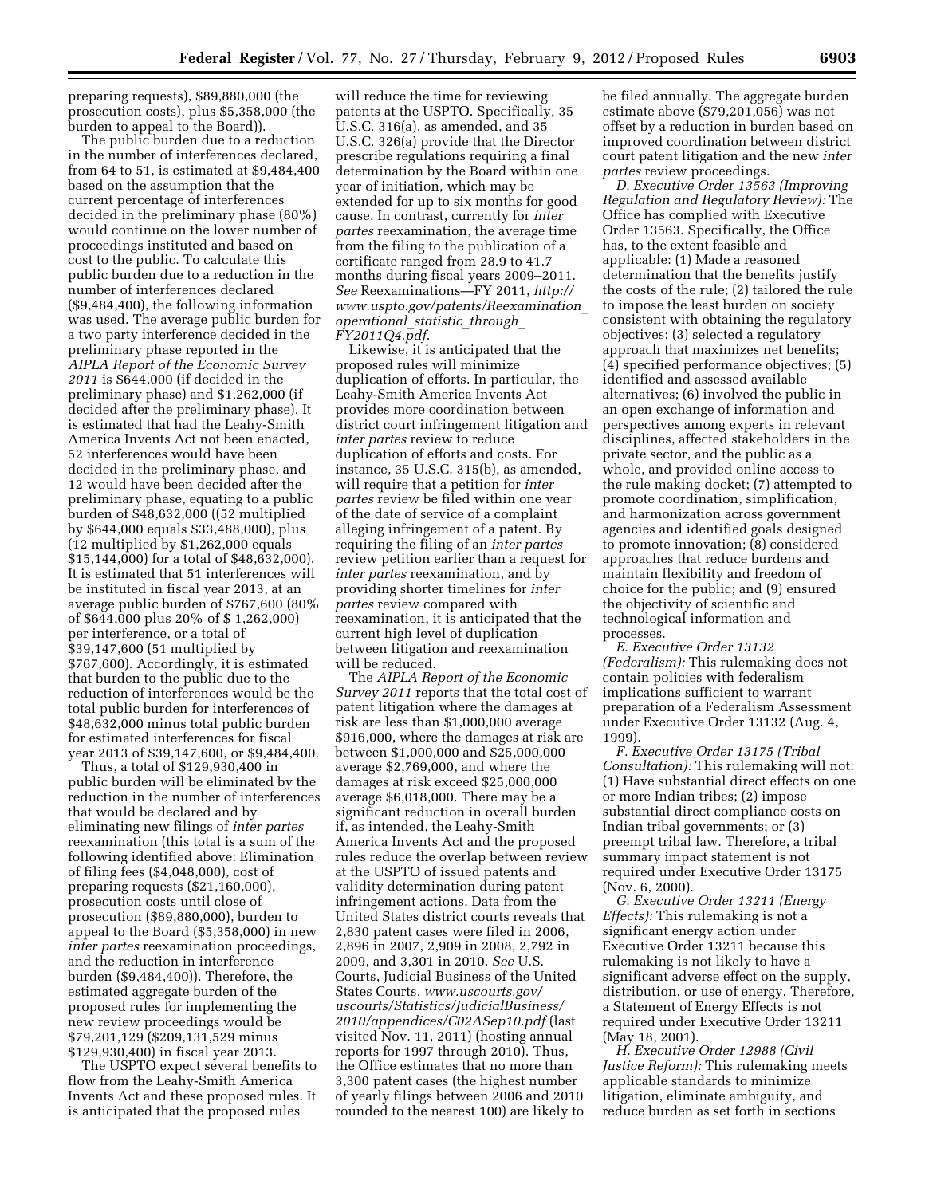preparing requests), $89,880,000 (the prosecution costs), plus $5,358,000 (the burden to appeal to the Board)).

The public burden due to a reduction in the number of interferences declared, from 64 to 51, is estimated at $9,484,400 based on the assumption that the current percentage of interferences decided in the preliminary phase (80%) would continue on the lower number of proceedings instituted and based on cost to the public. To calculate this public burden due to a reduction in the number of interferences declared ($9,484,400), the following information was used. The average public burden for a two party interference decided in the preliminary phase reported in the *AIPLA Report of the Economic Survey 2011* is $644,000 (if decided in the preliminary phase) and $1,262,000 (if decided after the preliminary phase). It is estimated that had the Leahy-Smith America Invents Act not been enacted, 52 interferences would have been decided in the preliminary phase, and 12 would have been decided after the preliminary phase, equating to a public burden of $48,632,000 ((52 multiplied by $644,000 equals $33,488,000), plus (12 multiplied by $1,262,000 equals $15,144,000) for a total of $48,632,000). It is estimated that 51 interferences will be instituted in fiscal year 2013, at an average public burden of $767,600 (80% of $644,000 plus 20% of $ 1,262,000) per interference, or a total of $39,147,600 (51 multiplied by $767,600). Accordingly, it is estimated that burden to the public due to the reduction of interferences would be the total public burden for interferences of $48,632,000 minus total public burden for estimated interferences for fiscal year 2013 of $39,147,600, or $9,484,400.

Thus, a total of $129,930,400 in public burden will be eliminated by the reduction in the number of interferences that would be declared and by eliminating new filings of *inter partes* reexamination (this total is a sum of the following identified above: Elimination of filing fees ($4,048,000), cost of preparing requests ($21,160,000), prosecution costs until close of prosecution ($89,880,000), burden to appeal to the Board ($5,358,000) in new *inter partes* reexamination proceedings, and the reduction in interference burden ($9,484,400)). Therefore, the estimated aggregate burden of the proposed rules for implementing the new review proceedings would be $79,201,129 ($209,131,529 minus $129,930,400) in fiscal year 2013.

The USPTO expect several benefits to flow from the Leahy-Smith America Invents Act and these proposed rules. It is anticipated that the proposed rules will reduce the time for reviewing patents at the USPTO. Specifically, 35 U.S.C. 316(a), as amended, and 35 U.S.C. 326(a) provide that the Director prescribe regulations requiring a final determination by the Board within one year of initiation, which may be extended for up to six months for good cause. In contrast, currently for *inter partes* reexamination, the average time from the filing to the publication of a certificate ranged from 28.9 to 41.7 months during fiscal years 2009–2011. *See* Reexaminations—FY 2011, *http://www.uspto.gov/patents/Reexamination_operational_statistic_through_FY2011Q4.pdf*.

Likewise, it is anticipated that the proposed rules will minimize duplication of efforts. In particular, the Leahy-Smith America Invents Act provides more coordination between district court infringement litigation and *inter partes* review to reduce duplication of efforts and costs. For instance, 35 U.S.C. 315(b), as amended, will require that a petition for *inter partes* review be filed within one year of the date of service of a complaint alleging infringement of a patent. By requiring the filing of an *inter partes* review petition earlier than a request for *inter partes* reexamination, and by providing shorter timelines for *inter partes* review compared with reexamination, it is anticipated that the current high level of duplication between litigation and reexamination will be reduced.

The *AIPLA Report of the Economic Survey 2011* reports that the total cost of patent litigation where the damages at risk are less than $1,000,000 average $916,000, where the damages at risk are between $1,000,000 and $25,000,000 average $2,769,000, and where the damages at risk exceed $25,000,000 average $6,018,000. There may be a significant reduction in overall burden if, as intended, the Leahy-Smith America Invents Act and the proposed rules reduce the overlap between review at the USPTO of issued patents and validity determination during patent infringement actions. Data from the United States district courts reveals that 2,830 patent cases were filed in 2006, 2,896 in 2007, 2,909 in 2008, 2,792 in 2009, and 3,301 in 2010. *See* U.S. Courts, Judicial Business of the United States Courts, *www.uscourts.gov/uscourts/Statistics/JudicialBusiness/2010/appendices/C02ASep10.pdf* (last visited Nov. 11, 2011) (hosting annual reports for 1997 through 2010). Thus, the Office estimates that no more than 3,300 patent cases (the highest number of yearly filings between 2006 and 2010 rounded to the nearest 100) are likely to be filed annually. The aggregate burden estimate above ($79,201,056) was not offset by a reduction in burden based on improved coordination between district court patent litigation and the new *inter partes* review proceedings.

*D. Executive Order 13563 (Improving Regulation and Regulatory Review):* The Office has complied with Executive Order 13563. Specifically, the Office has, to the extent feasible and applicable: (1) Made a reasoned determination that the benefits justify the costs of the rule; (2) tailored the rule to impose the least burden on society consistent with obtaining the regulatory objectives; (3) selected a regulatory approach that maximizes net benefits; (4) specified performance objectives; (5) identified and assessed available alternatives; (6) involved the public in an open exchange of information and perspectives among experts in relevant disciplines, affected stakeholders in the private sector, and the public as a whole, and provided online access to the rule making docket; (7) attempted to promote coordination, simplification, and harmonization across government agencies and identified goals designed to promote innovation; (8) considered approaches that reduce burdens and maintain flexibility and freedom of choice for the public; and (9) ensured the objectivity of scientific and technological information and processes.

*E. Executive Order 13132 (Federalism):* This rulemaking does not contain policies with federalism implications sufficient to warrant preparation of a Federalism Assessment under Executive Order 13132 (Aug. 4, 1999).

*F. Executive Order 13175 (Tribal Consultation):* This rulemaking will not: (1) Have substantial direct effects on one or more Indian tribes; (2) impose substantial direct compliance costs on Indian tribal governments; or (3) preempt tribal law. Therefore, a tribal summary impact statement is not required under Executive Order 13175 (Nov. 6, 2000).

*G. Executive Order 13211 (Energy Effects):* This rulemaking is not a significant energy action under Executive Order 13211 because this rulemaking is not likely to have a significant adverse effect on the supply, distribution, or use of energy. Therefore, a Statement of Energy Effects is not required under Executive Order 13211 (May 18, 2001).

*H. Executive Order 12988 (Civil Justice Reform):* This rulemaking meets applicable standards to minimize litigation, eliminate ambiguity, and reduce burden as set forth in sections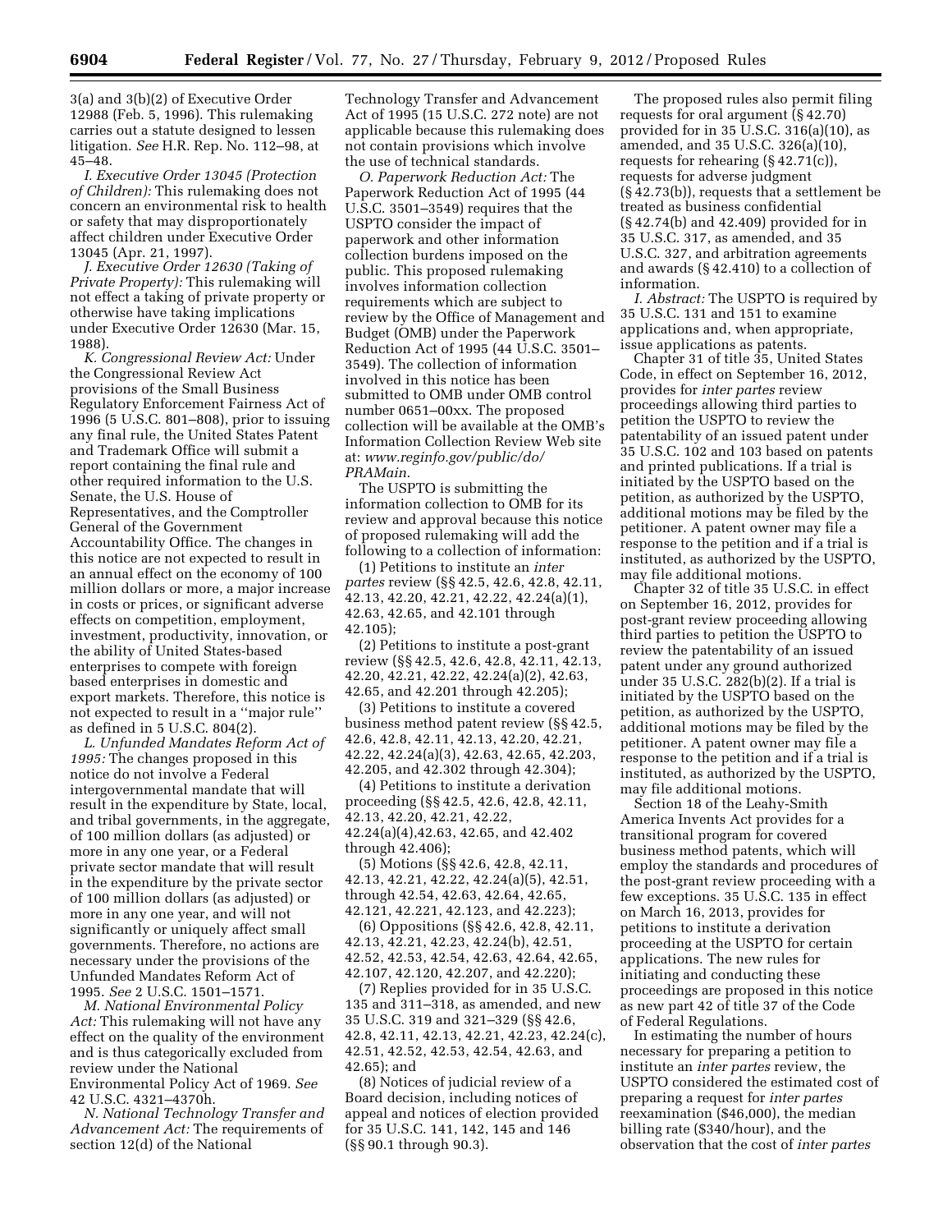3(a) and 3(b)(2) of Executive Order 12988 (Feb. 5, 1996). This rulemaking carries out a statute designed to lessen litigation. *See* H.R. Rep. No. 112–98, at 45–48.

*I. Executive Order 13045 (Protection of Children):* This rulemaking does not concern an environmental risk to health or safety that may disproportionately affect children under Executive Order 13045 (Apr. 21, 1997).

*J. Executive Order 12630 (Taking of Private Property):* This rulemaking will not effect a taking of private property or otherwise have taking implications under Executive Order 12630 (Mar. 15, 1988).

*K. Congressional Review Act:* Under the Congressional Review Act provisions of the Small Business Regulatory Enforcement Fairness Act of 1996 (5 U.S.C. 801–808), prior to issuing any final rule, the United States Patent and Trademark Office will submit a report containing the final rule and other required information to the U.S. Senate, the U.S. House of Representatives, and the Comptroller General of the Government Accountability Office. The changes in this notice are not expected to result in an annual effect on the economy of 100 million dollars or more, a major increase in costs or prices, or significant adverse effects on competition, employment, investment, productivity, innovation, or the ability of United States-based enterprises to compete with foreign based enterprises in domestic and export markets. Therefore, this notice is not expected to result in a ''major rule'' as defined in 5 U.S.C. 804(2).

*L. Unfunded Mandates Reform Act of 1995:* The changes proposed in this notice do not involve a Federal intergovernmental mandate that will result in the expenditure by State, local, and tribal governments, in the aggregate, of 100 million dollars (as adjusted) or more in any one year, or a Federal private sector mandate that will result in the expenditure by the private sector of 100 million dollars (as adjusted) or more in any one year, and will not significantly or uniquely affect small governments. Therefore, no actions are necessary under the provisions of the Unfunded Mandates Reform Act of 1995. *See* 2 U.S.C. 1501–1571.

*M. National Environmental Policy Act:* This rulemaking will not have any effect on the quality of the environment and is thus categorically excluded from review under the National Environmental Policy Act of 1969. *See* 42 U.S.C. 4321–4370h.

*N. National Technology Transfer and Advancement Act:* The requirements of section 12(d) of the National Technology Transfer and Advancement Act of 1995 (15 U.S.C. 272 note) are not applicable because this rulemaking does not contain provisions which involve the use of technical standards.

*O. Paperwork Reduction Act:* The Paperwork Reduction Act of 1995 (44 U.S.C. 3501–3549) requires that the USPTO consider the impact of paperwork and other information collection burdens imposed on the public. This proposed rulemaking involves information collection requirements which are subject to review by the Office of Management and Budget (OMB) under the Paperwork Reduction Act of 1995 (44 U.S.C. 3501–3549). The collection of information involved in this notice has been submitted to OMB under OMB control number 0651–00xx. The proposed collection will be available at the OMB's Information Collection Review Web site at: *www.reginfo.gov/public/do/PRAMain.*

The USPTO is submitting the information collection to OMB for its review and approval because this notice of proposed rulemaking will add the following to a collection of information:

(1) Petitions to institute an *inter partes* review (§§ 42.5, 42.6, 42.8, 42.11, 42.13, 42.20, 42.21, 42.22, 42.24(a)(1), 42.63, 42.65, and 42.101 through 42.105);

(2) Petitions to institute a post-grant review (§§ 42.5, 42.6, 42.8, 42.11, 42.13, 42.20, 42.21, 42.22, 42.24(a)(2), 42.63, 42.65, and 42.201 through 42.205);

(3) Petitions to institute a covered business method patent review (§§ 42.5, 42.6, 42.8, 42.11, 42.13, 42.20, 42.21, 42.22, 42.24(a)(3), 42.63, 42.65, 42.203, 42.205, and 42.302 through 42.304);

(4) Petitions to institute a derivation proceeding (§§ 42.5, 42.6, 42.8, 42.11, 42.13, 42.20, 42.21, 42.22, 42.24(a)(4),42.63, 42.65, and 42.402 through 42.406);

(5) Motions (§§ 42.6, 42.8, 42.11, 42.13, 42.21, 42.22, 42.24(a)(5), 42.51, through 42.54, 42.63, 42.64, 42.65, 42.121, 42.221, 42.123, and 42.223);

(6) Oppositions (§§ 42.6, 42.8, 42.11, 42.13, 42.21, 42.23, 42.24(b), 42.51, 42.52, 42.53, 42.54, 42.63, 42.64, 42.65, 42.107, 42.120, 42.207, and 42.220);

(7) Replies provided for in 35 U.S.C. 135 and 311–318, as amended, and new 35 U.S.C. 319 and 321–329 (§§ 42.6, 42.8, 42.11, 42.13, 42.21, 42.23, 42.24(c), 42.51, 42.52, 42.53, 42.54, 42.63, and 42.65); and

(8) Notices of judicial review of a Board decision, including notices of appeal and notices of election provided for 35 U.S.C. 141, 142, 145 and 146 (§§ 90.1 through 90.3).

The proposed rules also permit filing requests for oral argument (§ 42.70) provided for in 35 U.S.C. 316(a)(10), as amended, and 35 U.S.C. 326(a)(10), requests for rehearing (§ 42.71(c)), requests for adverse judgment (§ 42.73(b)), requests that a settlement be treated as business confidential (§ 42.74(b) and 42.409) provided for in 35 U.S.C. 317, as amended, and 35 U.S.C. 327, and arbitration agreements and awards (§ 42.410) to a collection of information.

*I. Abstract:* The USPTO is required by 35 U.S.C. 131 and 151 to examine applications and, when appropriate, issue applications as patents.

Chapter 31 of title 35, United States Code, in effect on September 16, 2012, provides for *inter partes* review proceedings allowing third parties to petition the USPTO to review the patentability of an issued patent under 35 U.S.C. 102 and 103 based on patents and printed publications. If a trial is initiated by the USPTO based on the petition, as authorized by the USPTO, additional motions may be filed by the petitioner. A patent owner may file a response to the petition and if a trial is instituted, as authorized by the USPTO, may file additional motions.

Chapter 32 of title 35 U.S.C. in effect on September 16, 2012, provides for post-grant review proceeding allowing third parties to petition the USPTO to review the patentability of an issued patent under any ground authorized under 35 U.S.C. 282(b)(2). If a trial is initiated by the USPTO based on the petition, as authorized by the USPTO, additional motions may be filed by the petitioner. A patent owner may file a response to the petition and if a trial is instituted, as authorized by the USPTO, may file additional motions.

Section 18 of the Leahy-Smith America Invents Act provides for a transitional program for covered business method patents, which will employ the standards and procedures of the post-grant review proceeding with a few exceptions. 35 U.S.C. 135 in effect on March 16, 2013, provides for petitions to institute a derivation proceeding at the USPTO for certain applications. The new rules for initiating and conducting these proceedings are proposed in this notice as new part 42 of title 37 of the Code of Federal Regulations.

In estimating the number of hours necessary for preparing a petition to institute an *inter partes* review, the USPTO considered the estimated cost of preparing a request for *inter partes* reexamination ($46,000), the median billing rate ($340/hour), and the observation that the cost of *inter partes*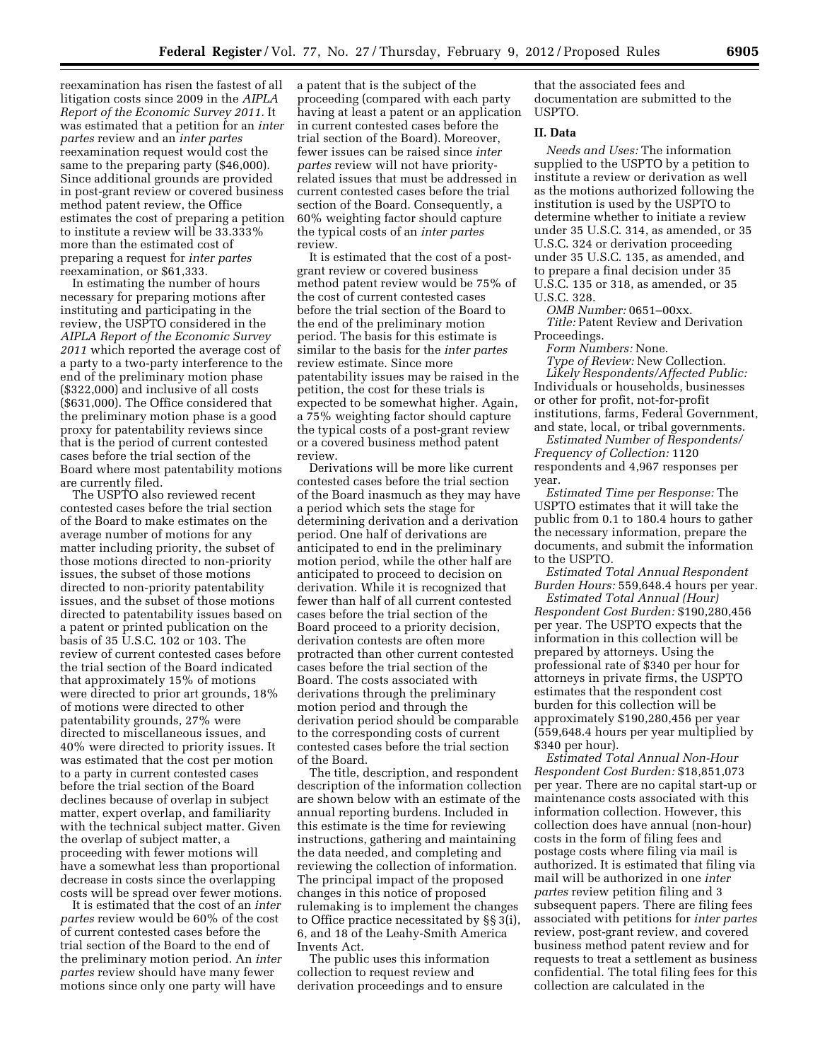reexamination has risen the fastest of all litigation costs since 2009 in the *AIPLA Report of the Economic Survey 2011*. It was estimated that a petition for an *inter partes* review and an *inter partes* reexamination request would cost the same to the preparing party ($46,000). Since additional grounds are provided in post-grant review or covered business method patent review, the Office estimates the cost of preparing a petition to institute a review will be 33.333% more than the estimated cost of preparing a request for *inter partes* reexamination, or $61,333.

In estimating the number of hours necessary for preparing motions after instituting and participating in the review, the USPTO considered in the *AIPLA Report of the Economic Survey 2011* which reported the average cost of a party to a two-party interference to the end of the preliminary motion phase ($322,000) and inclusive of all costs ($631,000). The Office considered that the preliminary motion phase is a good proxy for patentability reviews since that is the period of current contested cases before the trial section of the Board where most patentability motions are currently filed.

The USPTO also reviewed recent contested cases before the trial section of the Board to make estimates on the average number of motions for any matter including priority, the subset of those motions directed to non-priority issues, the subset of those motions directed to non-priority patentability issues, and the subset of those motions directed to patentability issues based on a patent or printed publication on the basis of 35 U.S.C. 102 or 103. The review of current contested cases before the trial section of the Board indicated that approximately 15% of motions were directed to prior art grounds, 18% of motions were directed to other patentability grounds, 27% were directed to miscellaneous issues, and 40% were directed to priority issues. It was estimated that the cost per motion to a party in current contested cases before the trial section of the Board declines because of overlap in subject matter, expert overlap, and familiarity with the technical subject matter. Given the overlap of subject matter, a proceeding with fewer motions will have a somewhat less than proportional decrease in costs since the overlapping costs will be spread over fewer motions.

It is estimated that the cost of an *inter partes* review would be 60% of the cost of current contested cases before the trial section of the Board to the end of the preliminary motion period. An *inter partes* review should have many fewer motions since only one party will have a patent that is the subject of the proceeding (compared with each party having at least a patent or an application in current contested cases before the trial section of the Board). Moreover, fewer issues can be raised since *inter partes* review will not have priority-related issues that must be addressed in current contested cases before the trial section of the Board. Consequently, a 60% weighting factor should capture the typical costs of an *inter partes* review.

It is estimated that the cost of a post-grant review or covered business method patent review would be 75% of the cost of current contested cases before the trial section of the Board to the end of the preliminary motion period. The basis for this estimate is similar to the basis for the *inter partes* review estimate. Since more patentability issues may be raised in the petition, the cost for these trials is expected to be somewhat higher. Again, a 75% weighting factor should capture the typical costs of a post-grant review or a covered business method patent review.

Derivations will be more like current contested cases before the trial section of the Board inasmuch as they may have a period which sets the stage for determining derivation and a derivation period. One half of derivations are anticipated to end in the preliminary motion period, while the other half are anticipated to proceed to decision on derivation. While it is recognized that fewer than half of all current contested cases before the trial section of the Board proceed to a priority decision, derivation contests are often more protracted than other current contested cases before the trial section of the Board. The costs associated with derivations through the preliminary motion period and through the derivation period should be comparable to the corresponding costs of current contested cases before the trial section of the Board.

The title, description, and respondent description of the information collection are shown below with an estimate of the annual reporting burdens. Included in this estimate is the time for reviewing instructions, gathering and maintaining the data needed, and completing and reviewing the collection of information. The principal impact of the proposed changes in this notice of proposed rulemaking is to implement the changes to Office practice necessitated by §§ 3(i), 6, and 18 of the Leahy-Smith America Invents Act.

The public uses this information collection to request review and derivation proceedings and to ensure that the associated fees and documentation are submitted to the USPTO.

## II. Data

*Needs and Uses:* The information supplied to the USPTO by a petition to institute a review or derivation as well as the motions authorized following the institution is used by the USPTO to determine whether to initiate a review under 35 U.S.C. 314, as amended, or 35 U.S.C. 324 or derivation proceeding under 35 U.S.C. 135, as amended, and to prepare a final decision under 35 U.S.C. 135 or 318, as amended, or 35 U.S.C. 328.

*OMB Number:* 0651–00xx.

*Title:* Patent Review and Derivation Proceedings.

*Form Numbers:* None.

*Type of Review:* New Collection.

*Likely Respondents/Affected Public:* Individuals or households, businesses or other for profit, not-for-profit institutions, farms, Federal Government, and state, local, or tribal governments.

*Estimated Number of Respondents/Frequency of Collection:* 1120 respondents and 4,967 responses per year.

*Estimated Time per Response:* The USPTO estimates that it will take the public from 0.1 to 180.4 hours to gather the necessary information, prepare the documents, and submit the information to the USPTO.

*Estimated Total Annual Respondent Burden Hours:* 559,648.4 hours per year.

*Estimated Total Annual (Hour) Respondent Cost Burden:* $190,280,456 per year. The USPTO expects that the information in this collection will be prepared by attorneys. Using the professional rate of $340 per hour for attorneys in private firms, the USPTO estimates that the respondent cost burden for this collection will be approximately $190,280,456 per year (559,648.4 hours per year multiplied by $340 per hour).

*Estimated Total Annual Non-Hour Respondent Cost Burden:* $18,851,073 per year. There are no capital start-up or maintenance costs associated with this information collection. However, this collection does have annual (non-hour) costs in the form of filing fees and postage costs where filing via mail is authorized. It is estimated that filing via mail will be authorized in one *inter partes* review petition filing and 3 subsequent papers. There are filing fees associated with petitions for *inter partes* review, post-grant review, and covered business method patent review and for requests to treat a settlement as business confidential. The total filing fees for this collection are calculated in the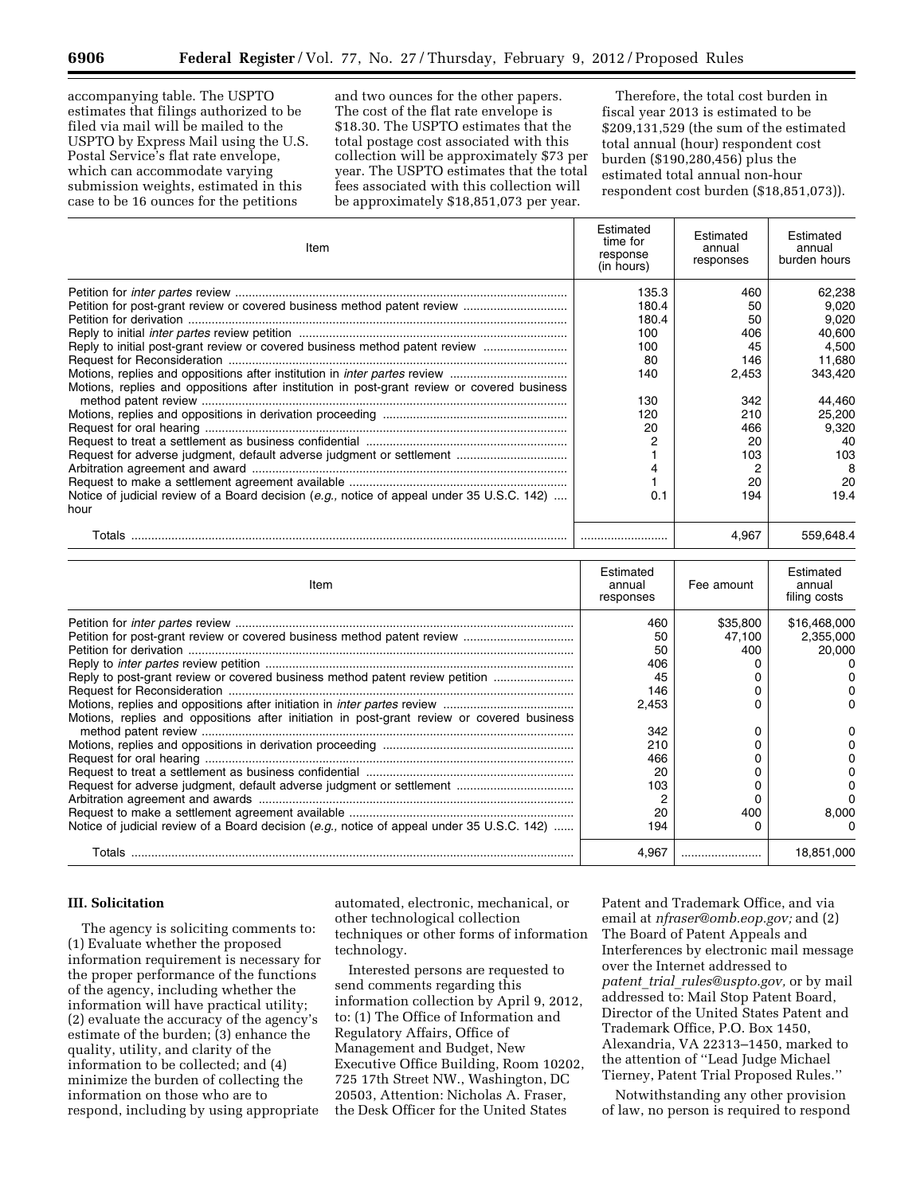accompanying table. The USPTO estimates that filings authorized to be filed via mail will be mailed to the USPTO by Express Mail using the U.S. Postal Service's flat rate envelope, which can accommodate varying submission weights, estimated in this case to be 16 ounces for the petitions and two ounces for the other papers. The cost of the flat rate envelope is $18.30. The USPTO estimates that the total postage cost associated with this collection will be approximately $73 per year. The USPTO estimates that the total fees associated with this collection will be approximately $18,851,073 per year.

Therefore, the total cost burden in fiscal year 2013 is estimated to be $209,131,529 (the sum of the estimated total annual (hour) respondent cost burden ($190,280,456) plus the estimated total annual non-hour respondent cost burden ($18,851,073)).

| Item | Estimated time for response (in hours) | Estimated annual responses | Estimated annual burden hours |
|---|---|---|---|
| Petition for *inter partes* review | 135.3 | 460 | 62,238 |
| Petition for post-grant review or covered business method patent review | 180.4 | 50 | 9,020 |
| Petition for derivation | 180.4 | 50 | 9,020 |
| Reply to initial *inter partes* review petition | 100 | 406 | 40,600 |
| Reply to initial post-grant review or covered business method patent review | 100 | 45 | 4,500 |
| Request for Reconsideration | 80 | 146 | 11,680 |
| Motions, replies and oppositions after institution in *inter partes* review | 140 | 2,453 | 343,420 |
| Motions, replies and oppositions after institution in post-grant review or covered business method patent review | 130 | 342 | 44,460 |
| Motions, replies and oppositions in derivation proceeding | 120 | 210 | 25,200 |
| Request for oral hearing | 20 | 466 | 9,320 |
| Request to treat a settlement as business confidential | 2 | 20 | 40 |
| Request for adverse judgment, default adverse judgment or settlement | 1 | 103 | 103 |
| Arbitration agreement and award | 4 | 2 | 8 |
| Request to make a settlement agreement available | 1 | 20 | 20 |
| Notice of judicial review of a Board decision (*e.g.,* notice of appeal under 35 U.S.C. 142) .... hour | 0.1 | 194 | 19.4 |
| Totals | | 4,967 | 559,648.4 |

| Item | Estimated annual responses | Fee amount | Estimated annual filing costs |
|---|---|---|---|
| Petition for *inter partes* review | 460 | $35,800 | $16,468,000 |
| Petition for post-grant review or covered business method patent review | 50 | 47,100 | 2,355,000 |
| Petition for derivation | 50 | 400 | 20,000 |
| Reply to *inter partes* review petition | 406 | 0 | 0 |
| Reply to post-grant review or covered business method patent review petition | 45 | 0 | 0 |
| Request for Reconsideration | 146 | 0 | 0 |
| Motions, replies and oppositions after initiation in *inter partes* review | 2,453 | 0 | 0 |
| Motions, replies and oppositions after initiation in post-grant review or covered business method patent review | 342 | 0 | 0 |
| Motions, replies and oppositions in derivation proceeding | 210 | 0 | 0 |
| Request for oral hearing | 466 | 0 | 0 |
| Request to treat a settlement as business confidential | 20 | 0 | 0 |
| Request for adverse judgment, default adverse judgment or settlement | 103 | 0 | 0 |
| Arbitration agreement and awards | 2 | 0 | 0 |
| Request to make a settlement agreement available | 20 | 400 | 8,000 |
| Notice of judicial review of a Board decision (*e.g.,* notice of appeal under 35 U.S.C. 142) | 194 | 0 | 0 |
| Totals | 4,967 | | 18,851,000 |

### III. Solicitation

The agency is soliciting comments to: (1) Evaluate whether the proposed information requirement is necessary for the proper performance of the functions of the agency, including whether the information will have practical utility; (2) evaluate the accuracy of the agency's estimate of the burden; (3) enhance the quality, utility, and clarity of the information to be collected; and (4) minimize the burden of collecting the information on those who are to respond, including by using appropriate automated, electronic, mechanical, or other technological collection techniques or other forms of information technology.

Interested persons are requested to send comments regarding this information collection by April 9, 2012, to: (1) The Office of Information and Regulatory Affairs, Office of Management and Budget, New Executive Office Building, Room 10202, 725 17th Street NW., Washington, DC 20503, Attention: Nicholas A. Fraser, the Desk Officer for the United States Patent and Trademark Office, and via email at *nfraser@omb.eop.gov;* and (2) The Board of Patent Appeals and Interferences by electronic mail message over the Internet addressed to *patent_trial_rules@uspto.gov,* or by mail addressed to: Mail Stop Patent Board, Director of the United States Patent and Trademark Office, P.O. Box 1450, Alexandria, VA 22313–1450, marked to the attention of "Lead Judge Michael Tierney, Patent Trial Proposed Rules."

Notwithstanding any other provision of law, no person is required to respond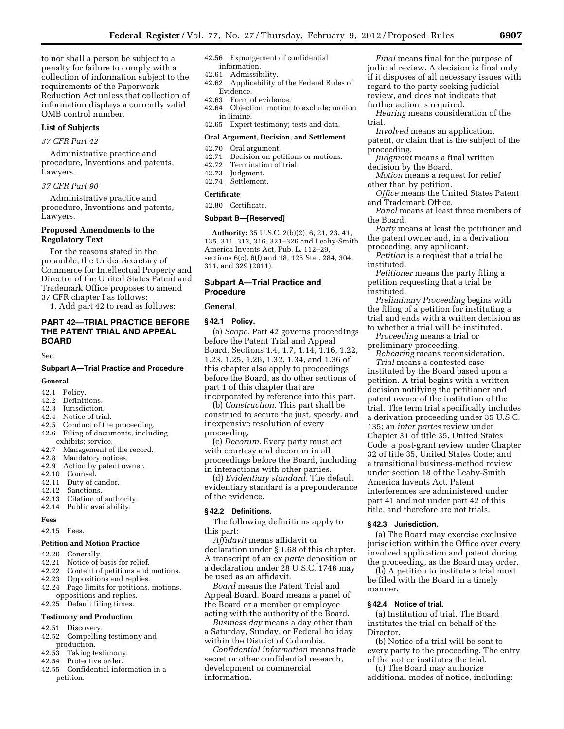to nor shall a person be subject to a penalty for failure to comply with a collection of information subject to the requirements of the Paperwork Reduction Act unless that collection of information displays a currently valid OMB control number.

**List of Subjects**

*37 CFR Part 42*

Administrative practice and procedure, Inventions and patents, Lawyers.

*37 CFR Part 90*

Administrative practice and procedure, Inventions and patents, Lawyers.

**Proposed Amendments to the Regulatory Text**

For the reasons stated in the preamble, the Under Secretary of Commerce for Intellectual Property and Director of the United States Patent and Trademark Office proposes to amend 37 CFR chapter I as follows:

1. Add part 42 to read as follows:

## PART 42—TRIAL PRACTICE BEFORE THE PATENT TRIAL AND APPEAL BOARD

Sec.

**Subpart A—Trial Practice and Procedure**

**General**

42.1 Policy.
42.2 Definitions.
42.3 Jurisdiction.
42.4 Notice of trial.
42.5 Conduct of the proceeding.
42.6 Filing of documents, including exhibits; service.
42.7 Management of the record.
42.8 Mandatory notices.
42.9 Action by patent owner.
42.10 Counsel.
42.11 Duty of candor.
42.12 Sanctions.
42.13 Citation of authority.
42.14 Public availability.

**Fees**

42.15 Fees.

**Petition and Motion Practice**

42.20 Generally.
42.21 Notice of basis for relief.
42.22 Content of petitions and motions.
42.23 Oppositions and replies.
42.24 Page limits for petitions, motions, oppositions and replies.
42.25 Default filing times.

**Testimony and Production**

42.51 Discovery.
42.52 Compelling testimony and production.
42.53 Taking testimony.
42.54 Protective order.
42.55 Confidential information in a petition.
42.56 Expungement of confidential information.
42.61 Admissibility.
42.62 Applicability of the Federal Rules of Evidence.
42.63 Form of evidence.
42.64 Objection; motion to exclude; motion in limine.
42.65 Expert testimony; tests and data.

**Oral Argument, Decision, and Settlement**

42.70 Oral argument.
42.71 Decision on petitions or motions.
42.72 Termination of trial.
42.73 Judgment.
42.74 Settlement.

**Certificate**

42.80 Certificate.

**Subpart B—[Reserved]**

**Authority:** 35 U.S.C. 2(b)(2), 6, 21, 23, 41, 135, 311, 312, 316, 321–326 and Leahy-Smith America Invents Act, Pub. L. 112–29, sections 6(c), 6(f) and 18, 125 Stat. 284, 304, 311, and 329 (2011).

### Subpart A—Trial Practice and Procedure

**General**

### § 42.1 Policy.

(a) *Scope.* Part 42 governs proceedings before the Patent Trial and Appeal Board. Sections 1.4, 1.7, 1.14, 1.16, 1.22, 1.23, 1.25, 1.26, 1.32, 1.34, and 1.36 of this chapter also apply to proceedings before the Board, as do other sections of part 1 of this chapter that are incorporated by reference into this part.

(b) *Construction.* This part shall be construed to secure the just, speedy, and inexpensive resolution of every proceeding.

(c) *Decorum.* Every party must act with courtesy and decorum in all proceedings before the Board, including in interactions with other parties.

(d) *Evidentiary standard.* The default evidentiary standard is a preponderance of the evidence.

### § 42.2 Definitions.

The following definitions apply to this part:

*Affidavit* means affidavit or declaration under § 1.68 of this chapter. A transcript of an *ex parte* deposition or a declaration under 28 U.S.C. 1746 may be used as an affidavit.

*Board* means the Patent Trial and Appeal Board. Board means a panel of the Board or a member or employee acting with the authority of the Board.

*Business day* means a day other than a Saturday, Sunday, or Federal holiday within the District of Columbia.

*Confidential information* means trade secret or other confidential research, development or commercial information.

*Final* means final for the purpose of judicial review. A decision is final only if it disposes of all necessary issues with regard to the party seeking judicial review, and does not indicate that further action is required.

*Hearing* means consideration of the trial.

*Involved* means an application, patent, or claim that is the subject of the proceeding.

*Judgment* means a final written decision by the Board.

*Motion* means a request for relief other than by petition.

*Office* means the United States Patent and Trademark Office.

*Panel* means at least three members of the Board.

*Party* means at least the petitioner and the patent owner and, in a derivation proceeding, any applicant.

*Petition* is a request that a trial be instituted.

*Petitioner* means the party filing a petition requesting that a trial be instituted.

*Preliminary Proceeding* begins with the filing of a petition for instituting a trial and ends with a written decision as to whether a trial will be instituted.

*Proceeding* means a trial or preliminary proceeding.

*Rehearing* means reconsideration.

*Trial* means a contested case instituted by the Board based upon a petition. A trial begins with a written decision notifying the petitioner and patent owner of the institution of the trial. The term trial specifically includes a derivation proceeding under 35 U.S.C. 135; an *inter partes* review under Chapter 31 of title 35, United States Code; a post-grant review under Chapter 32 of title 35, United States Code; and a transitional business-method review under section 18 of the Leahy-Smith America Invents Act. Patent interferences are administered under part 41 and not under part 42 of this title, and therefore are not trials.

### § 42.3 Jurisdiction.

(a) The Board may exercise exclusive jurisdiction within the Office over every involved application and patent during the proceeding, as the Board may order.

(b) A petition to institute a trial must be filed with the Board in a timely manner.

### § 42.4 Notice of trial.

(a) Institution of trial. The Board institutes the trial on behalf of the Director.

(b) Notice of a trial will be sent to every party to the proceeding. The entry of the notice institutes the trial.

(c) The Board may authorize additional modes of notice, including: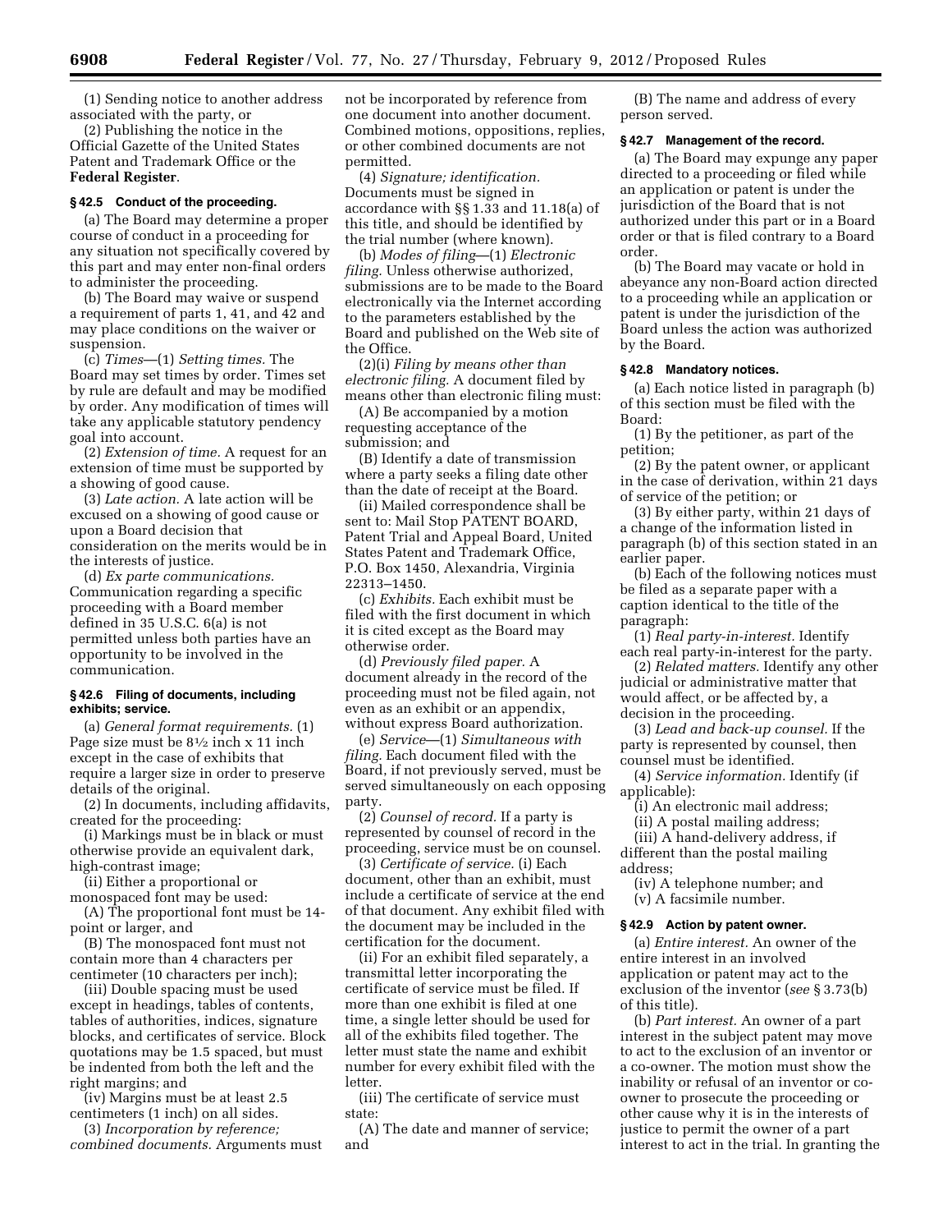(1) Sending notice to another address associated with the party, or

(2) Publishing the notice in the Official Gazette of the United States Patent and Trademark Office or the **Federal Register**.

### § 42.5 Conduct of the proceeding.

(a) The Board may determine a proper course of conduct in a proceeding for any situation not specifically covered by this part and may enter non-final orders to administer the proceeding.

(b) The Board may waive or suspend a requirement of parts 1, 41, and 42 and may place conditions on the waiver or suspension.

(c) *Times*—(1) *Setting times.* The Board may set times by order. Times set by rule are default and may be modified by order. Any modification of times will take any applicable statutory pendency goal into account.

(2) *Extension of time.* A request for an extension of time must be supported by a showing of good cause.

(3) *Late action.* A late action will be excused on a showing of good cause or upon a Board decision that consideration on the merits would be in the interests of justice.

(d) *Ex parte communications.* Communication regarding a specific proceeding with a Board member defined in 35 U.S.C. 6(a) is not permitted unless both parties have an opportunity to be involved in the communication.

### § 42.6 Filing of documents, including exhibits; service.

(a) *General format requirements.* (1) Page size must be 8½ inch x 11 inch except in the case of exhibits that require a larger size in order to preserve details of the original.

(2) In documents, including affidavits, created for the proceeding:

(i) Markings must be in black or must otherwise provide an equivalent dark, high-contrast image;

(ii) Either a proportional or monospaced font may be used:

(A) The proportional font must be 14-point or larger, and

(B) The monospaced font must not contain more than 4 characters per centimeter (10 characters per inch);

(iii) Double spacing must be used except in headings, tables of contents, tables of authorities, indices, signature blocks, and certificates of service. Block quotations may be 1.5 spaced, but must be indented from both the left and the right margins; and

(iv) Margins must be at least 2.5 centimeters (1 inch) on all sides.

(3) *Incorporation by reference; combined documents.* Arguments must not be incorporated by reference from one document into another document. Combined motions, oppositions, replies, or other combined documents are not permitted.

(4) *Signature; identification.* Documents must be signed in accordance with §§ 1.33 and 11.18(a) of this title, and should be identified by the trial number (where known).

(b) *Modes of filing*—(1) *Electronic filing.* Unless otherwise authorized, submissions are to be made to the Board electronically via the Internet according to the parameters established by the Board and published on the Web site of the Office.

(2)(i) *Filing by means other than electronic filing.* A document filed by means other than electronic filing must:

(A) Be accompanied by a motion requesting acceptance of the submission; and

(B) Identify a date of transmission where a party seeks a filing date other than the date of receipt at the Board.

(ii) Mailed correspondence shall be sent to: Mail Stop PATENT BOARD, Patent Trial and Appeal Board, United States Patent and Trademark Office, P.O. Box 1450, Alexandria, Virginia 22313–1450.

(c) *Exhibits.* Each exhibit must be filed with the first document in which it is cited except as the Board may otherwise order.

(d) *Previously filed paper.* A document already in the record of the proceeding must not be filed again, not even as an exhibit or an appendix, without express Board authorization.

(e) *Service*—(1) *Simultaneous with filing.* Each document filed with the Board, if not previously served, must be served simultaneously on each opposing party.

(2) *Counsel of record.* If a party is represented by counsel of record in the proceeding, service must be on counsel.

(3) *Certificate of service.* (i) Each document, other than an exhibit, must include a certificate of service at the end of that document. Any exhibit filed with the document may be included in the certification for the document.

(ii) For an exhibit filed separately, a transmittal letter incorporating the certificate of service must be filed. If more than one exhibit is filed at one time, a single letter should be used for all of the exhibits filed together. The letter must state the name and exhibit number for every exhibit filed with the letter.

(iii) The certificate of service must state:

(A) The date and manner of service; and

(B) The name and address of every person served.

### § 42.7 Management of the record.

(a) The Board may expunge any paper directed to a proceeding or filed while an application or patent is under the jurisdiction of the Board that is not authorized under this part or in a Board order or that is filed contrary to a Board order.

(b) The Board may vacate or hold in abeyance any non-Board action directed to a proceeding while an application or patent is under the jurisdiction of the Board unless the action was authorized by the Board.

### § 42.8 Mandatory notices.

(a) Each notice listed in paragraph (b) of this section must be filed with the Board:

(1) By the petitioner, as part of the petition;

(2) By the patent owner, or applicant in the case of derivation, within 21 days of service of the petition; or

(3) By either party, within 21 days of a change of the information listed in paragraph (b) of this section stated in an earlier paper.

(b) Each of the following notices must be filed as a separate paper with a caption identical to the title of the paragraph:

(1) *Real party-in-interest.* Identify each real party-in-interest for the party.

(2) *Related matters.* Identify any other judicial or administrative matter that would affect, or be affected by, a decision in the proceeding.

(3) *Lead and back-up counsel.* If the party is represented by counsel, then counsel must be identified.

(4) *Service information.* Identify (if applicable):

(i) An electronic mail address;

(ii) A postal mailing address;

(iii) A hand-delivery address, if different than the postal mailing address;

(iv) A telephone number; and

(v) A facsimile number.

### § 42.9 Action by patent owner.

(a) *Entire interest.* An owner of the entire interest in an involved application or patent may act to the exclusion of the inventor (*see* § 3.73(b) of this title).

(b) *Part interest.* An owner of a part interest in the subject patent may move to act to the exclusion of an inventor or a co-owner. The motion must show the inability or refusal of an inventor or co-owner to prosecute the proceeding or other cause why it is in the interests of justice to permit the owner of a part interest to act in the trial. In granting the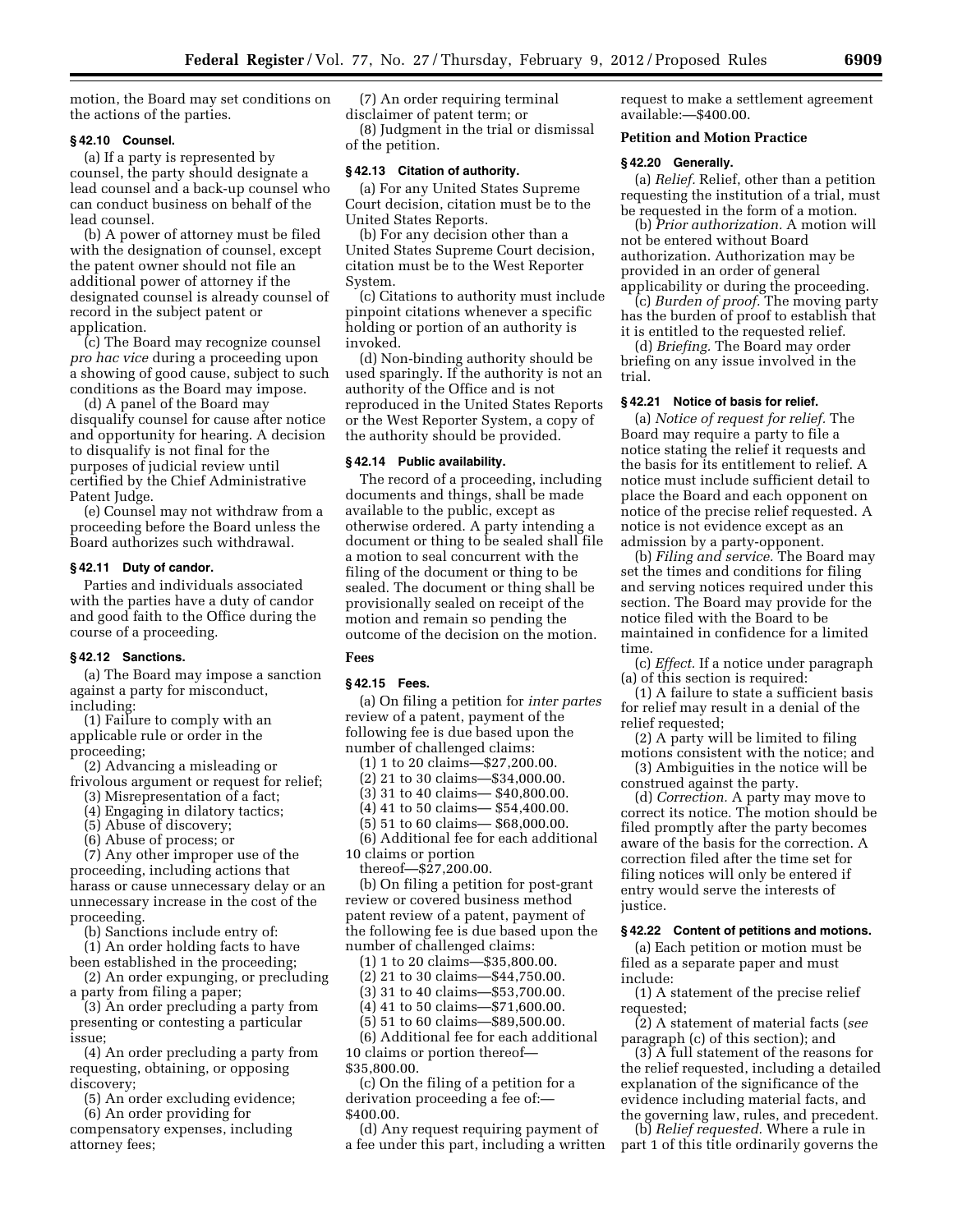motion, the Board may set conditions on the actions of the parties.

### § 42.10 Counsel.

(a) If a party is represented by counsel, the party should designate a lead counsel and a back-up counsel who can conduct business on behalf of the lead counsel.

(b) A power of attorney must be filed with the designation of counsel, except the patent owner should not file an additional power of attorney if the designated counsel is already counsel of record in the subject patent or application.

(c) The Board may recognize counsel *pro hac vice* during a proceeding upon a showing of good cause, subject to such conditions as the Board may impose.

(d) A panel of the Board may disqualify counsel for cause after notice and opportunity for hearing. A decision to disqualify is not final for the purposes of judicial review until certified by the Chief Administrative Patent Judge.

(e) Counsel may not withdraw from a proceeding before the Board unless the Board authorizes such withdrawal.

### § 42.11 Duty of candor.

Parties and individuals associated with the parties have a duty of candor and good faith to the Office during the course of a proceeding.

### § 42.12 Sanctions.

(a) The Board may impose a sanction against a party for misconduct, including:

(1) Failure to comply with an applicable rule or order in the proceeding;

(2) Advancing a misleading or frivolous argument or request for relief;

(3) Misrepresentation of a fact;

(4) Engaging in dilatory tactics;

(5) Abuse of discovery;

(6) Abuse of process; or

(7) Any other improper use of the proceeding, including actions that harass or cause unnecessary delay or an unnecessary increase in the cost of the proceeding.

(b) Sanctions include entry of:

(1) An order holding facts to have been established in the proceeding;

(2) An order expunging, or precluding a party from filing a paper;

(3) An order precluding a party from presenting or contesting a particular issue;

(4) An order precluding a party from requesting, obtaining, or opposing discovery;

(5) An order excluding evidence;

(6) An order providing for compensatory expenses, including attorney fees;

(7) An order requiring terminal disclaimer of patent term; or

(8) Judgment in the trial or dismissal of the petition.

### § 42.13 Citation of authority.

(a) For any United States Supreme Court decision, citation must be to the United States Reports.

(b) For any decision other than a United States Supreme Court decision, citation must be to the West Reporter System.

(c) Citations to authority must include pinpoint citations whenever a specific holding or portion of an authority is invoked.

(d) Non-binding authority should be used sparingly. If the authority is not an authority of the Office and is not reproduced in the United States Reports or the West Reporter System, a copy of the authority should be provided.

### § 42.14 Public availability.

The record of a proceeding, including documents and things, shall be made available to the public, except as otherwise ordered. A party intending a document or thing to be sealed shall file a motion to seal concurrent with the filing of the document or thing to be sealed. The document or thing shall be provisionally sealed on receipt of the motion and remain so pending the outcome of the decision on the motion.

## Fees

### § 42.15 Fees.

(a) On filing a petition for *inter partes* review of a patent, payment of the following fee is due based upon the number of challenged claims:

(1) 1 to 20 claims—$27,200.00.

(2) 21 to 30 claims—$34,000.00.

(3) 31 to 40 claims— $40,800.00.

(4) 41 to 50 claims— $54,400.00.

(5) 51 to 60 claims— $68,000.00.

(6) Additional fee for each additional 10 claims or portion thereof—$27,200.00.

(b) On filing a petition for post-grant review or covered business method patent review of a patent, payment of the following fee is due based upon the number of challenged claims:

(1) 1 to 20 claims—$35,800.00.

(2) 21 to 30 claims—$44,750.00.

(3) 31 to 40 claims—$53,700.00.

(4) 41 to 50 claims—$71,600.00.

(5) 51 to 60 claims—$89,500.00.

(6) Additional fee for each additional 10 claims or portion thereof—$35,800.00.

(c) On the filing of a petition for a derivation proceeding a fee of:—$400.00.

(d) Any request requiring payment of a fee under this part, including a written request to make a settlement agreement available:—$400.00.

## Petition and Motion Practice

### § 42.20 Generally.

(a) *Relief.* Relief, other than a petition requesting the institution of a trial, must be requested in the form of a motion.

(b) *Prior authorization.* A motion will not be entered without Board authorization. Authorization may be provided in an order of general applicability or during the proceeding.

(c) *Burden of proof.* The moving party has the burden of proof to establish that it is entitled to the requested relief.

(d) *Briefing.* The Board may order briefing on any issue involved in the trial.

### § 42.21 Notice of basis for relief.

(a) *Notice of request for relief.* The Board may require a party to file a notice stating the relief it requests and the basis for its entitlement to relief. A notice must include sufficient detail to place the Board and each opponent on notice of the precise relief requested. A notice is not evidence except as an admission by a party-opponent.

(b) *Filing and service.* The Board may set the times and conditions for filing and serving notices required under this section. The Board may provide for the notice filed with the Board to be maintained in confidence for a limited time.

(c) *Effect.* If a notice under paragraph (a) of this section is required:

(1) A failure to state a sufficient basis for relief may result in a denial of the relief requested;

(2) A party will be limited to filing motions consistent with the notice; and

(3) Ambiguities in the notice will be construed against the party.

(d) *Correction.* A party may move to correct its notice. The motion should be filed promptly after the party becomes aware of the basis for the correction. A correction filed after the time set for filing notices will only be entered if entry would serve the interests of justice.

### § 42.22 Content of petitions and motions.

(a) Each petition or motion must be filed as a separate paper and must include:

(1) A statement of the precise relief requested;

(2) A statement of material facts (*see* paragraph (c) of this section); and

(3) A full statement of the reasons for the relief requested, including a detailed explanation of the significance of the evidence including material facts, and the governing law, rules, and precedent.

(b) *Relief requested.* Where a rule in part 1 of this title ordinarily governs the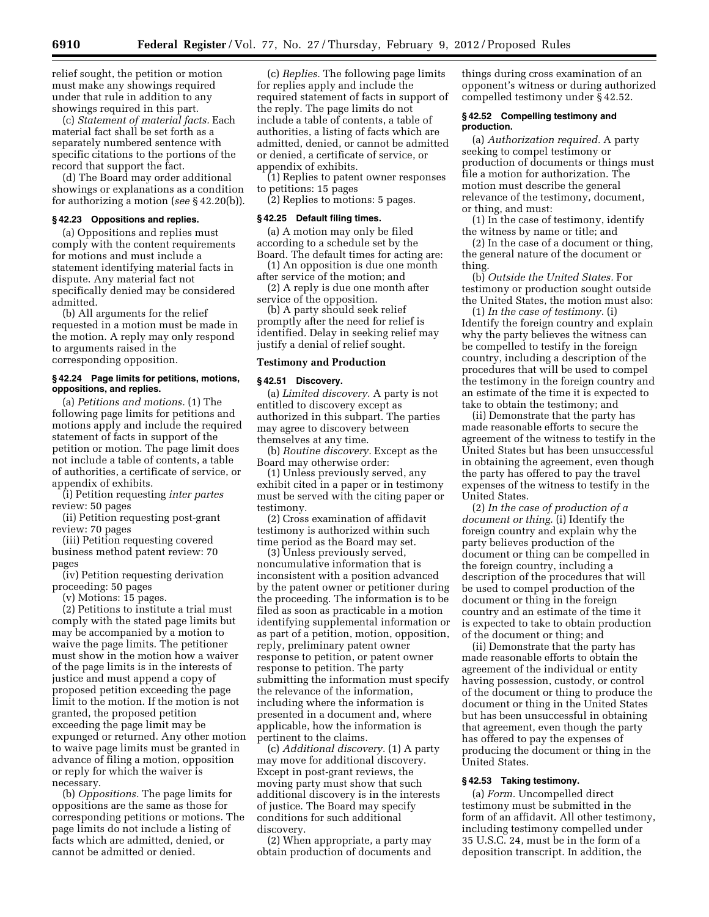relief sought, the petition or motion must make any showings required under that rule in addition to any showings required in this part.

(c) *Statement of material facts.* Each material fact shall be set forth as a separately numbered sentence with specific citations to the portions of the record that support the fact.

(d) The Board may order additional showings or explanations as a condition for authorizing a motion (*see* § 42.20(b)).

#### § 42.23 Oppositions and replies.

(a) Oppositions and replies must comply with the content requirements for motions and must include a statement identifying material facts in dispute. Any material fact not specifically denied may be considered admitted.

(b) All arguments for the relief requested in a motion must be made in the motion. A reply may only respond to arguments raised in the corresponding opposition.

#### § 42.24 Page limits for petitions, motions, oppositions, and replies.

(a) *Petitions and motions.* (1) The following page limits for petitions and motions apply and include the required statement of facts in support of the petition or motion. The page limit does not include a table of contents, a table of authorities, a certificate of service, or appendix of exhibits.

(i) Petition requesting *inter partes* review: 50 pages

(ii) Petition requesting post-grant review: 70 pages

(iii) Petition requesting covered business method patent review: 70 pages

(iv) Petition requesting derivation proceeding: 50 pages

(v) Motions: 15 pages.

(2) Petitions to institute a trial must comply with the stated page limits but may be accompanied by a motion to waive the page limits. The petitioner must show in the motion how a waiver of the page limits is in the interests of justice and must append a copy of proposed petition exceeding the page limit to the motion. If the motion is not granted, the proposed petition exceeding the page limit may be expunged or returned. Any other motion to waive page limits must be granted in advance of filing a motion, opposition or reply for which the waiver is necessary.

(b) *Oppositions.* The page limits for oppositions are the same as those for corresponding petitions or motions. The page limits do not include a listing of facts which are admitted, denied, or cannot be admitted or denied.

(c) *Replies.* The following page limits for replies apply and include the required statement of facts in support of the reply. The page limits do not include a table of contents, a table of authorities, a listing of facts which are admitted, denied, or cannot be admitted or denied, a certificate of service, or appendix of exhibits.

(1) Replies to patent owner responses to petitions: 15 pages

(2) Replies to motions: 5 pages.

#### § 42.25 Default filing times.

(a) A motion may only be filed according to a schedule set by the Board. The default times for acting are:

(1) An opposition is due one month after service of the motion; and

(2) A reply is due one month after service of the opposition.

(b) A party should seek relief promptly after the need for relief is identified. Delay in seeking relief may justify a denial of relief sought.

### Testimony and Production

#### § 42.51 Discovery.

(a) *Limited discovery.* A party is not entitled to discovery except as authorized in this subpart. The parties may agree to discovery between themselves at any time.

(b) *Routine discovery.* Except as the Board may otherwise order:

(1) Unless previously served, any exhibit cited in a paper or in testimony must be served with the citing paper or testimony.

(2) Cross examination of affidavit testimony is authorized within such time period as the Board may set.

(3) Unless previously served, noncumulative information that is inconsistent with a position advanced by the patent owner or petitioner during the proceeding. The information is to be filed as soon as practicable in a motion identifying supplemental information or as part of a petition, motion, opposition, reply, preliminary patent owner response to petition, or patent owner response to petition. The party submitting the information must specify the relevance of the information, including where the information is presented in a document and, where applicable, how the information is pertinent to the claims.

(c) *Additional discovery.* (1) A party may move for additional discovery. Except in post-grant reviews, the moving party must show that such additional discovery is in the interests of justice. The Board may specify conditions for such additional discovery.

(2) When appropriate, a party may obtain production of documents and things during cross examination of an opponent's witness or during authorized compelled testimony under § 42.52.

#### § 42.52 Compelling testimony and production.

(a) *Authorization required.* A party seeking to compel testimony or production of documents or things must file a motion for authorization. The motion must describe the general relevance of the testimony, document, or thing, and must:

(1) In the case of testimony, identify the witness by name or title; and

(2) In the case of a document or thing, the general nature of the document or thing.

(b) *Outside the United States.* For testimony or production sought outside the United States, the motion must also:

(1) *In the case of testimony.* (i) Identify the foreign country and explain why the party believes the witness can be compelled to testify in the foreign country, including a description of the procedures that will be used to compel the testimony in the foreign country and an estimate of the time it is expected to take to obtain the testimony; and

(ii) Demonstrate that the party has made reasonable efforts to secure the agreement of the witness to testify in the United States but has been unsuccessful in obtaining the agreement, even though the party has offered to pay the travel expenses of the witness to testify in the United States.

(2) *In the case of production of a document or thing.* (i) Identify the foreign country and explain why the party believes production of the document or thing can be compelled in the foreign country, including a description of the procedures that will be used to compel production of the document or thing in the foreign country and an estimate of the time it is expected to take to obtain production of the document or thing; and

(ii) Demonstrate that the party has made reasonable efforts to obtain the agreement of the individual or entity having possession, custody, or control of the document or thing to produce the document or thing in the United States but has been unsuccessful in obtaining that agreement, even though the party has offered to pay the expenses of producing the document or thing in the United States.

#### § 42.53 Taking testimony.

(a) *Form.* Uncompelled direct testimony must be submitted in the form of an affidavit. All other testimony, including testimony compelled under 35 U.S.C. 24, must be in the form of a deposition transcript. In addition, the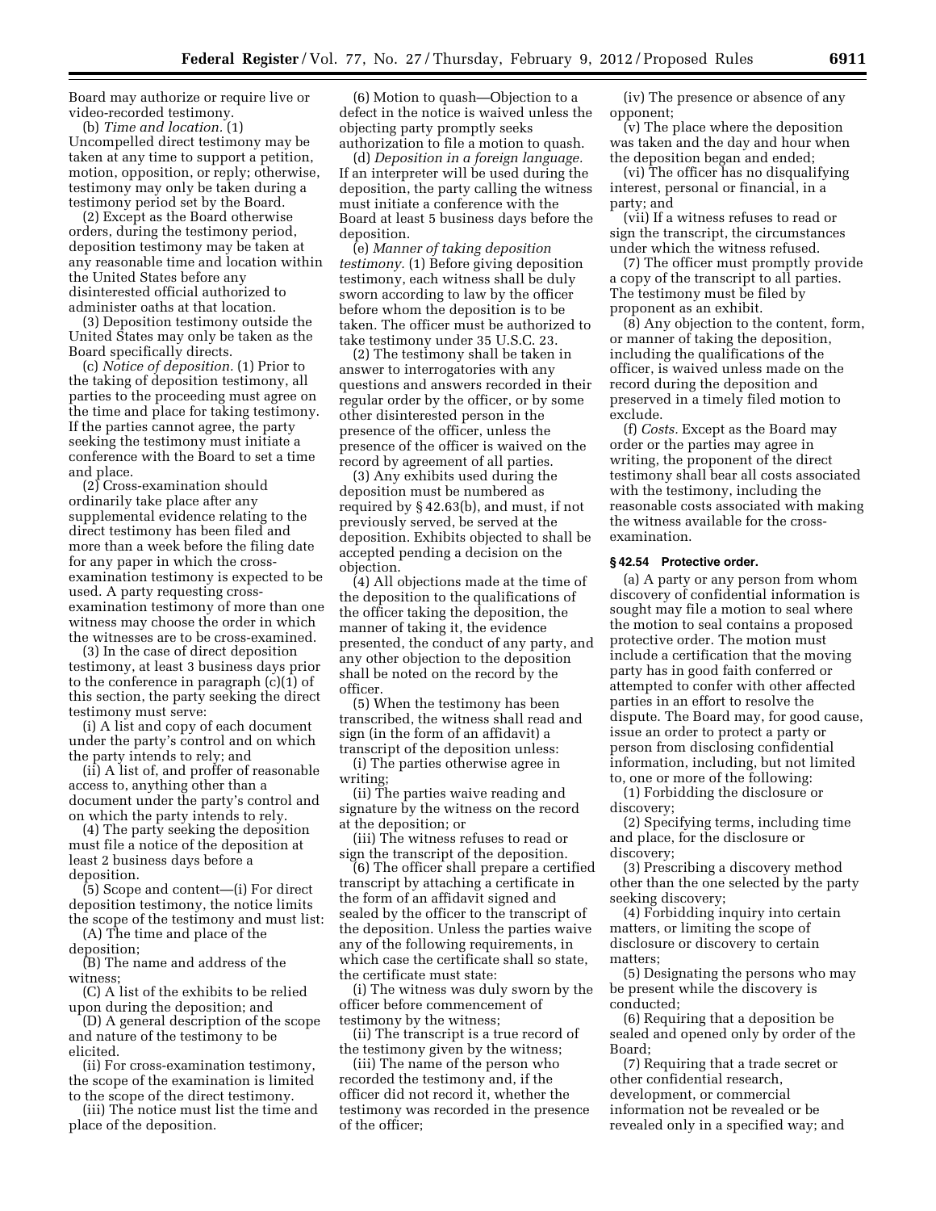Board may authorize or require live or video-recorded testimony.

(b) *Time and location.* (1) Uncompelled direct testimony may be taken at any time to support a petition, motion, opposition, or reply; otherwise, testimony may only be taken during a testimony period set by the Board.

(2) Except as the Board otherwise orders, during the testimony period, deposition testimony may be taken at any reasonable time and location within the United States before any disinterested official authorized to administer oaths at that location.

(3) Deposition testimony outside the United States may only be taken as the Board specifically directs.

(c) *Notice of deposition.* (1) Prior to the taking of deposition testimony, all parties to the proceeding must agree on the time and place for taking testimony. If the parties cannot agree, the party seeking the testimony must initiate a conference with the Board to set a time and place.

(2) Cross-examination should ordinarily take place after any supplemental evidence relating to the direct testimony has been filed and more than a week before the filing date for any paper in which the cross-examination testimony is expected to be used. A party requesting cross-examination testimony of more than one witness may choose the order in which the witnesses are to be cross-examined.

(3) In the case of direct deposition testimony, at least 3 business days prior to the conference in paragraph (c)(1) of this section, the party seeking the direct testimony must serve:

(i) A list and copy of each document under the party's control and on which the party intends to rely; and

(ii) A list of, and proffer of reasonable access to, anything other than a document under the party's control and on which the party intends to rely.

(4) The party seeking the deposition must file a notice of the deposition at least 2 business days before a deposition.

(5) Scope and content—(i) For direct deposition testimony, the notice limits the scope of the testimony and must list:

(A) The time and place of the deposition;

(B) The name and address of the witness;

(C) A list of the exhibits to be relied upon during the deposition; and

(D) A general description of the scope and nature of the testimony to be elicited.

(ii) For cross-examination testimony, the scope of the examination is limited to the scope of the direct testimony.

(iii) The notice must list the time and place of the deposition.

(6) Motion to quash—Objection to a defect in the notice is waived unless the objecting party promptly seeks authorization to file a motion to quash.

(d) *Deposition in a foreign language.* If an interpreter will be used during the deposition, the party calling the witness must initiate a conference with the Board at least 5 business days before the deposition.

(e) *Manner of taking deposition testimony.* (1) Before giving deposition testimony, each witness shall be duly sworn according to law by the officer before whom the deposition is to be taken. The officer must be authorized to take testimony under 35 U.S.C. 23.

(2) The testimony shall be taken in answer to interrogatories with any questions and answers recorded in their regular order by the officer, or by some other disinterested person in the presence of the officer, unless the presence of the officer is waived on the record by agreement of all parties.

(3) Any exhibits used during the deposition must be numbered as required by § 42.63(b), and must, if not previously served, be served at the deposition. Exhibits objected to shall be accepted pending a decision on the objection.

(4) All objections made at the time of the deposition to the qualifications of the officer taking the deposition, the manner of taking it, the evidence presented, the conduct of any party, and any other objection to the deposition shall be noted on the record by the officer.

(5) When the testimony has been transcribed, the witness shall read and sign (in the form of an affidavit) a transcript of the deposition unless:

(i) The parties otherwise agree in writing;

(ii) The parties waive reading and signature by the witness on the record at the deposition; or

(iii) The witness refuses to read or sign the transcript of the deposition.

(6) The officer shall prepare a certified transcript by attaching a certificate in the form of an affidavit signed and sealed by the officer to the transcript of the deposition. Unless the parties waive any of the following requirements, in which case the certificate shall so state, the certificate must state:

(i) The witness was duly sworn by the officer before commencement of testimony by the witness;

(ii) The transcript is a true record of the testimony given by the witness;

(iii) The name of the person who recorded the testimony and, if the officer did not record it, whether the testimony was recorded in the presence of the officer;

(iv) The presence or absence of any opponent;

(v) The place where the deposition was taken and the day and hour when the deposition began and ended;

(vi) The officer has no disqualifying interest, personal or financial, in a party; and

(vii) If a witness refuses to read or sign the transcript, the circumstances under which the witness refused.

(7) The officer must promptly provide a copy of the transcript to all parties. The testimony must be filed by proponent as an exhibit.

(8) Any objection to the content, form, or manner of taking the deposition, including the qualifications of the officer, is waived unless made on the record during the deposition and preserved in a timely filed motion to exclude.

(f) *Costs.* Except as the Board may order or the parties may agree in writing, the proponent of the direct testimony shall bear all costs associated with the testimony, including the reasonable costs associated with making the witness available for the cross-examination.

#### § 42.54 Protective order.

(a) A party or any person from whom discovery of confidential information is sought may file a motion to seal where the motion to seal contains a proposed protective order. The motion must include a certification that the moving party has in good faith conferred or attempted to confer with other affected parties in an effort to resolve the dispute. The Board may, for good cause, issue an order to protect a party or person from disclosing confidential information, including, but not limited to, one or more of the following:

(1) Forbidding the disclosure or discovery;

(2) Specifying terms, including time and place, for the disclosure or discovery;

(3) Prescribing a discovery method other than the one selected by the party seeking discovery;

(4) Forbidding inquiry into certain matters, or limiting the scope of disclosure or discovery to certain matters;

(5) Designating the persons who may be present while the discovery is conducted;

(6) Requiring that a deposition be sealed and opened only by order of the Board;

(7) Requiring that a trade secret or other confidential research, development, or commercial information not be revealed or be revealed only in a specified way; and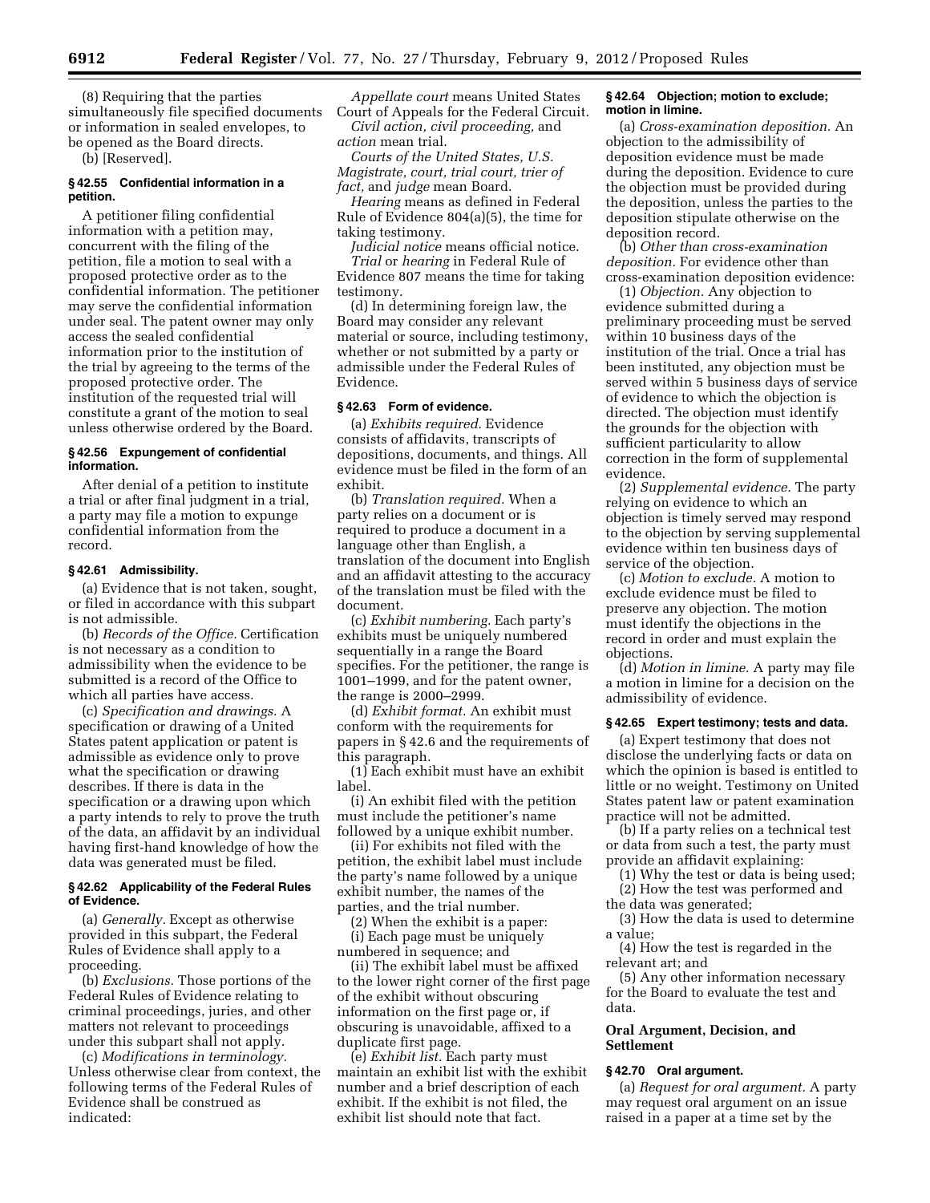(8) Requiring that the parties simultaneously file specified documents or information in sealed envelopes, to be opened as the Board directs.

(b) [Reserved].

### § 42.55 Confidential information in a petition.

A petitioner filing confidential information with a petition may, concurrent with the filing of the petition, file a motion to seal with a proposed protective order as to the confidential information. The petitioner may serve the confidential information under seal. The patent owner may only access the sealed confidential information prior to the institution of the trial by agreeing to the terms of the proposed protective order. The institution of the requested trial will constitute a grant of the motion to seal unless otherwise ordered by the Board.

### § 42.56 Expungement of confidential information.

After denial of a petition to institute a trial or after final judgment in a trial, a party may file a motion to expunge confidential information from the record.

### § 42.61 Admissibility.

(a) Evidence that is not taken, sought, or filed in accordance with this subpart is not admissible.

(b) *Records of the Office.* Certification is not necessary as a condition to admissibility when the evidence to be submitted is a record of the Office to which all parties have access.

(c) *Specification and drawings.* A specification or drawing of a United States patent application or patent is admissible as evidence only to prove what the specification or drawing describes. If there is data in the specification or a drawing upon which a party intends to rely to prove the truth of the data, an affidavit by an individual having first-hand knowledge of how the data was generated must be filed.

### § 42.62 Applicability of the Federal Rules of Evidence.

(a) *Generally.* Except as otherwise provided in this subpart, the Federal Rules of Evidence shall apply to a proceeding.

(b) *Exclusions.* Those portions of the Federal Rules of Evidence relating to criminal proceedings, juries, and other matters not relevant to proceedings under this subpart shall not apply.

(c) *Modifications in terminology.* Unless otherwise clear from context, the following terms of the Federal Rules of Evidence shall be construed as indicated:

*Appellate court* means United States Court of Appeals for the Federal Circuit.

*Civil action, civil proceeding,* and *action* mean trial.

*Courts of the United States, U.S. Magistrate, court, trial court, trier of fact,* and *judge* mean Board.

*Hearing* means as defined in Federal Rule of Evidence 804(a)(5), the time for taking testimony.

*Judicial notice* means official notice.

*Trial* or *hearing* in Federal Rule of Evidence 807 means the time for taking testimony.

(d) In determining foreign law, the Board may consider any relevant material or source, including testimony, whether or not submitted by a party or admissible under the Federal Rules of Evidence.

### § 42.63 Form of evidence.

(a) *Exhibits required.* Evidence consists of affidavits, transcripts of depositions, documents, and things. All evidence must be filed in the form of an exhibit.

(b) *Translation required.* When a party relies on a document or is required to produce a document in a language other than English, a translation of the document into English and an affidavit attesting to the accuracy of the translation must be filed with the document.

(c) *Exhibit numbering.* Each party's exhibits must be uniquely numbered sequentially in a range the Board specifies. For the petitioner, the range is 1001–1999, and for the patent owner, the range is 2000–2999.

(d) *Exhibit format.* An exhibit must conform with the requirements for papers in § 42.6 and the requirements of this paragraph.

(1) Each exhibit must have an exhibit label.

(i) An exhibit filed with the petition must include the petitioner's name followed by a unique exhibit number.

(ii) For exhibits not filed with the petition, the exhibit label must include the party's name followed by a unique exhibit number, the names of the parties, and the trial number.

(2) When the exhibit is a paper:

(i) Each page must be uniquely numbered in sequence; and

(ii) The exhibit label must be affixed to the lower right corner of the first page of the exhibit without obscuring information on the first page or, if obscuring is unavoidable, affixed to a duplicate first page.

(e) *Exhibit list.* Each party must maintain an exhibit list with the exhibit number and a brief description of each exhibit. If the exhibit is not filed, the exhibit list should note that fact.

### § 42.64 Objection; motion to exclude; motion in limine.

(a) *Cross-examination deposition.* An objection to the admissibility of deposition evidence must be made during the deposition. Evidence to cure the objection must be provided during the deposition, unless the parties to the deposition stipulate otherwise on the deposition record.

(b) *Other than cross-examination deposition.* For evidence other than cross-examination deposition evidence:

(1) *Objection.* Any objection to evidence submitted during a preliminary proceeding must be served within 10 business days of the institution of the trial. Once a trial has been instituted, any objection must be served within 5 business days of service of evidence to which the objection is directed. The objection must identify the grounds for the objection with sufficient particularity to allow correction in the form of supplemental evidence.

(2) *Supplemental evidence.* The party relying on evidence to which an objection is timely served may respond to the objection by serving supplemental evidence within ten business days of service of the objection.

(c) *Motion to exclude.* A motion to exclude evidence must be filed to preserve any objection. The motion must identify the objections in the record in order and must explain the objections.

(d) *Motion in limine.* A party may file a motion in limine for a decision on the admissibility of evidence.

### § 42.65 Expert testimony; tests and data.

(a) Expert testimony that does not disclose the underlying facts or data on which the opinion is based is entitled to little or no weight. Testimony on United States patent law or patent examination practice will not be admitted.

(b) If a party relies on a technical test or data from such a test, the party must provide an affidavit explaining:

(1) Why the test or data is being used;

(2) How the test was performed and the data was generated;

(3) How the data is used to determine a value;

(4) How the test is regarded in the relevant art; and

(5) Any other information necessary for the Board to evaluate the test and data.

## Oral Argument, Decision, and Settlement

### § 42.70 Oral argument.

(a) *Request for oral argument.* A party may request oral argument on an issue raised in a paper at a time set by the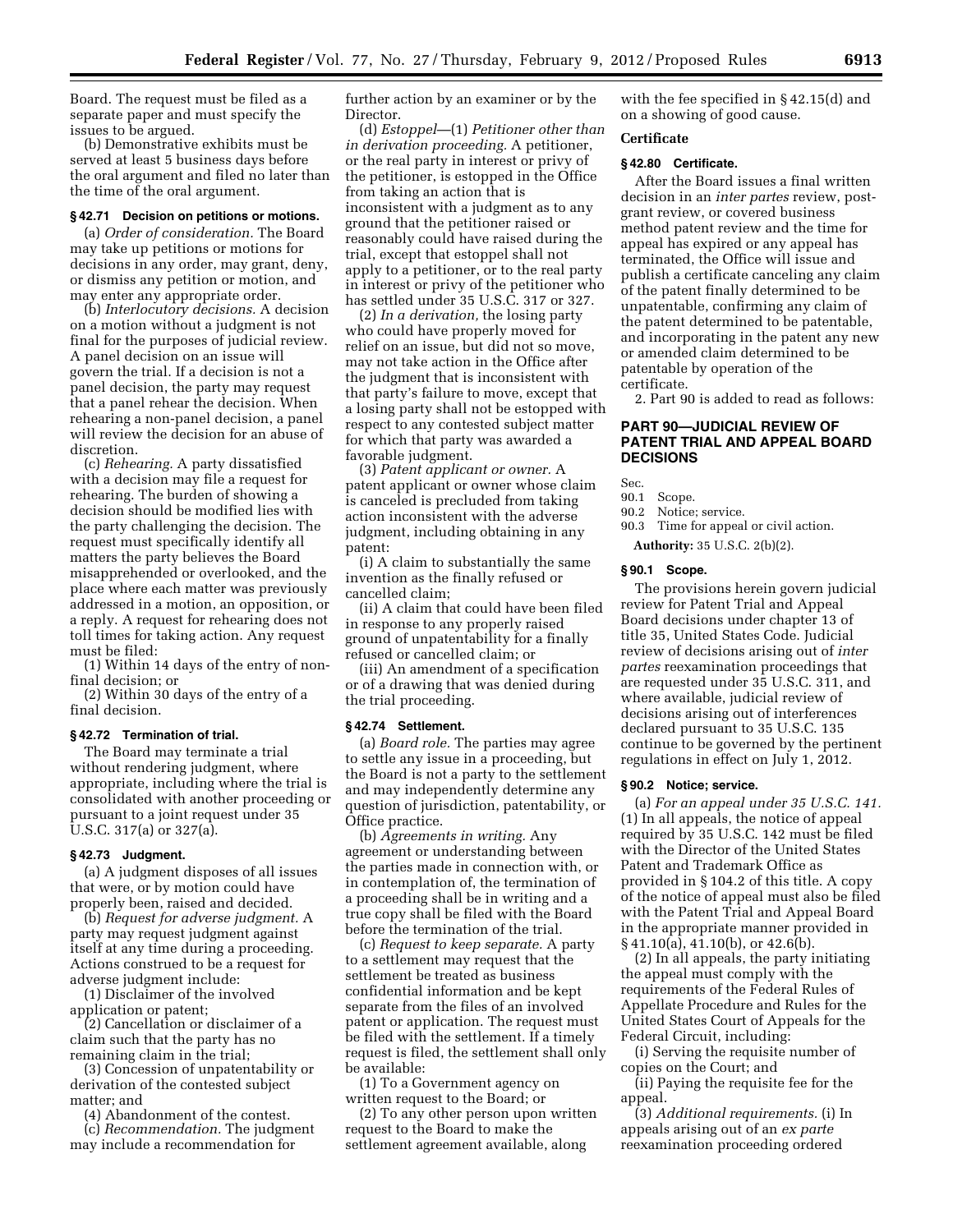Board. The request must be filed as a separate paper and must specify the issues to be argued.

(b) Demonstrative exhibits must be served at least 5 business days before the oral argument and filed no later than the time of the oral argument.

### § 42.71 Decision on petitions or motions.

(a) *Order of consideration.* The Board may take up petitions or motions for decisions in any order, may grant, deny, or dismiss any petition or motion, and may enter any appropriate order.

(b) *Interlocutory decisions.* A decision on a motion without a judgment is not final for the purposes of judicial review. A panel decision on an issue will govern the trial. If a decision is not a panel decision, the party may request that a panel rehear the decision. When rehearing a non-panel decision, a panel will review the decision for an abuse of discretion.

(c) *Rehearing.* A party dissatisfied with a decision may file a request for rehearing. The burden of showing a decision should be modified lies with the party challenging the decision. The request must specifically identify all matters the party believes the Board misapprehended or overlooked, and the place where each matter was previously addressed in a motion, an opposition, or a reply. A request for rehearing does not toll times for taking action. Any request must be filed:

(1) Within 14 days of the entry of non-final decision; or

(2) Within 30 days of the entry of a final decision.

### § 42.72 Termination of trial.

The Board may terminate a trial without rendering judgment, where appropriate, including where the trial is consolidated with another proceeding or pursuant to a joint request under 35 U.S.C. 317(a) or 327(a).

### § 42.73 Judgment.

(a) A judgment disposes of all issues that were, or by motion could have properly been, raised and decided.

(b) *Request for adverse judgment.* A party may request judgment against itself at any time during a proceeding. Actions construed to be a request for adverse judgment include:

(1) Disclaimer of the involved application or patent;

(2) Cancellation or disclaimer of a claim such that the party has no remaining claim in the trial;

(3) Concession of unpatentability or derivation of the contested subject matter; and

(4) Abandonment of the contest.

(c) *Recommendation.* The judgment may include a recommendation for further action by an examiner or by the Director.

(d) *Estoppel*—(1) *Petitioner other than in derivation proceeding.* A petitioner, or the real party in interest or privy of the petitioner, is estopped in the Office from taking an action that is inconsistent with a judgment as to any ground that the petitioner raised or reasonably could have raised during the trial, except that estoppel shall not apply to a petitioner, or to the real party in interest or privy of the petitioner who has settled under 35 U.S.C. 317 or 327.

(2) *In a derivation,* the losing party who could have properly moved for relief on an issue, but did not so move, may not take action in the Office after the judgment that is inconsistent with that party's failure to move, except that a losing party shall not be estopped with respect to any contested subject matter for which that party was awarded a favorable judgment.

(3) *Patent applicant or owner.* A patent applicant or owner whose claim is canceled is precluded from taking action inconsistent with the adverse judgment, including obtaining in any patent:

(i) A claim to substantially the same invention as the finally refused or cancelled claim;

(ii) A claim that could have been filed in response to any properly raised ground of unpatentability for a finally refused or cancelled claim; or

(iii) An amendment of a specification or of a drawing that was denied during the trial proceeding.

### § 42.74 Settlement.

(a) *Board role.* The parties may agree to settle any issue in a proceeding, but the Board is not a party to the settlement and may independently determine any question of jurisdiction, patentability, or Office practice.

(b) *Agreements in writing.* Any agreement or understanding between the parties made in connection with, or in contemplation of, the termination of a proceeding shall be in writing and a true copy shall be filed with the Board before the termination of the trial.

(c) *Request to keep separate.* A party to a settlement may request that the settlement be treated as business confidential information and be kept separate from the files of an involved patent or application. The request must be filed with the settlement. If a timely request is filed, the settlement shall only be available:

(1) To a Government agency on written request to the Board; or

(2) To any other person upon written request to the Board to make the settlement agreement available, along with the fee specified in § 42.15(d) and on a showing of good cause.

#### Certificate

### § 42.80 Certificate.

After the Board issues a final written decision in an *inter partes* review, post-grant review, or covered business method patent review and the time for appeal has expired or any appeal has terminated, the Office will issue and publish a certificate canceling any claim of the patent finally determined to be unpatentable, confirming any claim of the patent determined to be patentable, and incorporating in the patent any new or amended claim determined to be patentable by operation of the certificate.

2. Part 90 is added to read as follows:

## PART 90—JUDICIAL REVIEW OF PATENT TRIAL AND APPEAL BOARD DECISIONS

Sec.
90.1 Scope.
90.2 Notice; service.
90.3 Time for appeal or civil action.

**Authority:** 35 U.S.C. 2(b)(2).

### § 90.1 Scope.

The provisions herein govern judicial review for Patent Trial and Appeal Board decisions under chapter 13 of title 35, United States Code. Judicial review of decisions arising out of *inter partes* reexamination proceedings that are requested under 35 U.S.C. 311, and where available, judicial review of decisions arising out of interferences declared pursuant to 35 U.S.C. 135 continue to be governed by the pertinent regulations in effect on July 1, 2012.

### § 90.2 Notice; service.

(a) *For an appeal under 35 U.S.C. 141.* (1) In all appeals, the notice of appeal required by 35 U.S.C. 142 must be filed with the Director of the United States Patent and Trademark Office as provided in § 104.2 of this title. A copy of the notice of appeal must also be filed with the Patent Trial and Appeal Board in the appropriate manner provided in § 41.10(a), 41.10(b), or 42.6(b).

(2) In all appeals, the party initiating the appeal must comply with the requirements of the Federal Rules of Appellate Procedure and Rules for the United States Court of Appeals for the Federal Circuit, including:

(i) Serving the requisite number of copies on the Court; and

(ii) Paying the requisite fee for the appeal.

(3) *Additional requirements.* (i) In appeals arising out of an *ex parte* reexamination proceeding ordered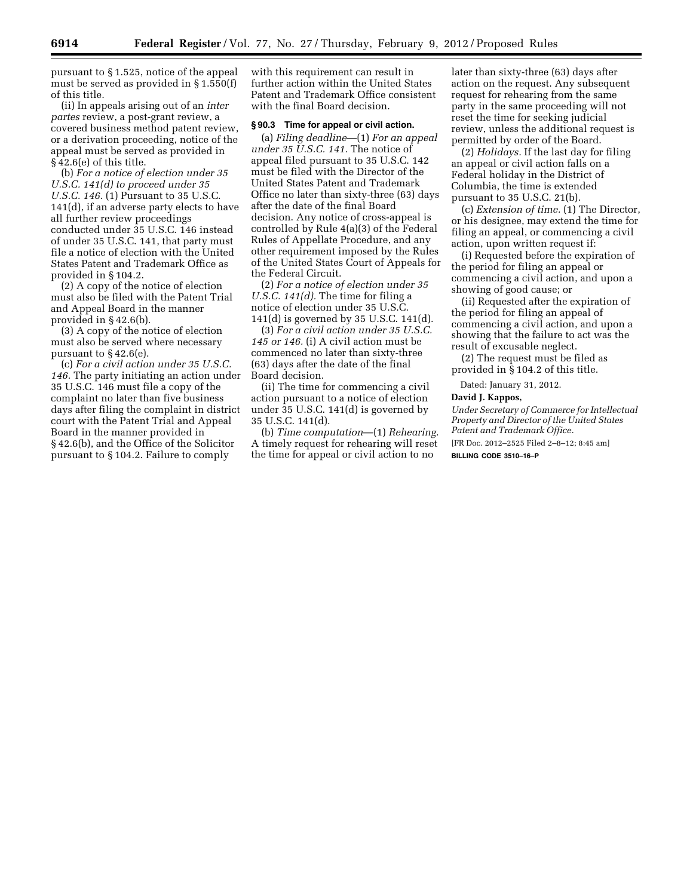pursuant to § 1.525, notice of the appeal must be served as provided in § 1.550(f) of this title.

(ii) In appeals arising out of an *inter partes* review, a post-grant review, a covered business method patent review, or a derivation proceeding, notice of the appeal must be served as provided in § 42.6(e) of this title.

(b) *For a notice of election under 35 U.S.C. 141(d) to proceed under 35 U.S.C. 146.* (1) Pursuant to 35 U.S.C. 141(d), if an adverse party elects to have all further review proceedings conducted under 35 U.S.C. 146 instead of under 35 U.S.C. 141, that party must file a notice of election with the United States Patent and Trademark Office as provided in § 104.2.

(2) A copy of the notice of election must also be filed with the Patent Trial and Appeal Board in the manner provided in § 42.6(b).

(3) A copy of the notice of election must also be served where necessary pursuant to § 42.6(e).

(c) *For a civil action under 35 U.S.C. 146.* The party initiating an action under 35 U.S.C. 146 must file a copy of the complaint no later than five business days after filing the complaint in district court with the Patent Trial and Appeal Board in the manner provided in § 42.6(b), and the Office of the Solicitor pursuant to § 104.2. Failure to comply with this requirement can result in further action within the United States Patent and Trademark Office consistent with the final Board decision.

**§ 90.3 Time for appeal or civil action.**

(a) *Filing deadline*—(1) *For an appeal under 35 U.S.C. 141.* The notice of appeal filed pursuant to 35 U.S.C. 142 must be filed with the Director of the United States Patent and Trademark Office no later than sixty-three (63) days after the date of the final Board decision. Any notice of cross-appeal is controlled by Rule 4(a)(3) of the Federal Rules of Appellate Procedure, and any other requirement imposed by the Rules of the United States Court of Appeals for the Federal Circuit.

(2) *For a notice of election under 35 U.S.C. 141(d).* The time for filing a notice of election under 35 U.S.C. 141(d) is governed by 35 U.S.C. 141(d).

(3) *For a civil action under 35 U.S.C. 145 or 146.* (i) A civil action must be commenced no later than sixty-three (63) days after the date of the final Board decision.

(ii) The time for commencing a civil action pursuant to a notice of election under 35 U.S.C. 141(d) is governed by 35 U.S.C. 141(d).

(b) *Time computation*—(1) *Rehearing.* A timely request for rehearing will reset the time for appeal or civil action to no later than sixty-three (63) days after action on the request. Any subsequent request for rehearing from the same party in the same proceeding will not reset the time for seeking judicial review, unless the additional request is permitted by order of the Board.

(2) *Holidays.* If the last day for filing an appeal or civil action falls on a Federal holiday in the District of Columbia, the time is extended pursuant to 35 U.S.C. 21(b).

(c) *Extension of time.* (1) The Director, or his designee, may extend the time for filing an appeal, or commencing a civil action, upon written request if:

(i) Requested before the expiration of the period for filing an appeal or commencing a civil action, and upon a showing of good cause; or

(ii) Requested after the expiration of the period for filing an appeal of commencing a civil action, and upon a showing that the failure to act was the result of excusable neglect.

(2) The request must be filed as provided in § 104.2 of this title.

Dated: January 31, 2012.

**David J. Kappos,**

*Under Secretary of Commerce for Intellectual Property and Director of the United States Patent and Trademark Office.*

[FR Doc. 2012–2525 Filed 2–8–12; 8:45 am]

**BILLING CODE 3510–16–P**